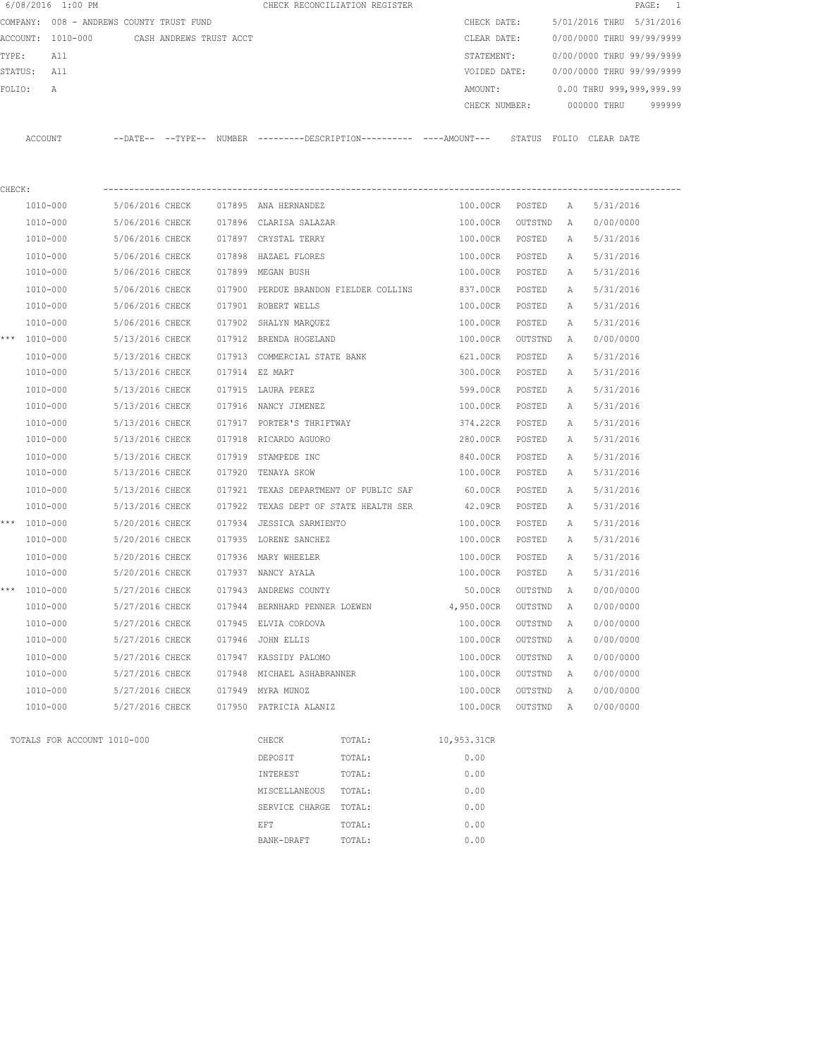6/08/2016 1:00 PM CHECK RECONCILIATION REGISTER

COMPANY: 008 - ANDREWS COUNTY TRUST FUND
ACCOUNT: 1010-000 CASH ANDREWS TRUST ACCT
TYPE: All
STATUS: All
FOLIO: A

CHECK DATE: 5/01/2016 THRU 5/31/2016
CLEAR DATE: 0/00/0000 THRU 99/99/9999
STATEMENT: 0/00/0000 THRU 99/99/9999
VOIDED DATE: 0/00/0000 THRU 99/99/9999
AMOUNT: 0.00 THRU 999,999,999.99
CHECK NUMBER: 000000 THRU 999999

CHECK:

| | ACCOUNT | DATE | TYPE | NUMBER | DESCRIPTION | AMOUNT | STATUS | FOLIO | CLEAR DATE |
|---|---|---|---|---|---|---|---|---|---|
| | 1010-000 | 5/06/2016 | CHECK | 017895 | ANA HERNANDEZ | 100.00CR | POSTED | A | 5/31/2016 |
| | 1010-000 | 5/06/2016 | CHECK | 017896 | CLARISA SALAZAR | 100.00CR | OUTSTND | A | 0/00/0000 |
| | 1010-000 | 5/06/2016 | CHECK | 017897 | CRYSTAL TERRY | 100.00CR | POSTED | A | 5/31/2016 |
| | 1010-000 | 5/06/2016 | CHECK | 017898 | HAZAEL FLORES | 100.00CR | POSTED | A | 5/31/2016 |
| | 1010-000 | 5/06/2016 | CHECK | 017899 | MEGAN BUSH | 100.00CR | POSTED | A | 5/31/2016 |
| | 1010-000 | 5/06/2016 | CHECK | 017900 | PERDUE BRANDON FIELDER COLLINS | 837.00CR | POSTED | A | 5/31/2016 |
| | 1010-000 | 5/06/2016 | CHECK | 017901 | ROBERT WELLS | 100.00CR | POSTED | A | 5/31/2016 |
| | 1010-000 | 5/06/2016 | CHECK | 017902 | SHALYN MARQUEZ | 100.00CR | POSTED | A | 5/31/2016 |
| *** | 1010-000 | 5/13/2016 | CHECK | 017912 | BRENDA HOGELAND | 100.00CR | OUTSTND | A | 0/00/0000 |
| | 1010-000 | 5/13/2016 | CHECK | 017913 | COMMERCIAL STATE BANK | 621.00CR | POSTED | A | 5/31/2016 |
| | 1010-000 | 5/13/2016 | CHECK | 017914 | EZ MART | 300.00CR | POSTED | A | 5/31/2016 |
| | 1010-000 | 5/13/2016 | CHECK | 017915 | LAURA PEREZ | 599.00CR | POSTED | A | 5/31/2016 |
| | 1010-000 | 5/13/2016 | CHECK | 017916 | NANCY JIMENEZ | 100.00CR | POSTED | A | 5/31/2016 |
| | 1010-000 | 5/13/2016 | CHECK | 017917 | PORTER'S THRIFTWAY | 374.22CR | POSTED | A | 5/31/2016 |
| | 1010-000 | 5/13/2016 | CHECK | 017918 | RICARDO AGUORO | 280.00CR | POSTED | A | 5/31/2016 |
| | 1010-000 | 5/13/2016 | CHECK | 017919 | STAMPEDE INC | 840.00CR | POSTED | A | 5/31/2016 |
| | 1010-000 | 5/13/2016 | CHECK | 017920 | TENAYA SKOW | 100.00CR | POSTED | A | 5/31/2016 |
| | 1010-000 | 5/13/2016 | CHECK | 017921 | TEXAS DEPARTMENT OF PUBLIC SAF | 60.00CR | POSTED | A | 5/31/2016 |
| | 1010-000 | 5/13/2016 | CHECK | 017922 | TEXAS DEPT OF STATE HEALTH SER | 42.09CR | POSTED | A | 5/31/2016 |
| *** | 1010-000 | 5/20/2016 | CHECK | 017934 | JESSICA SARMIENTO | 100.00CR | POSTED | A | 5/31/2016 |
| | 1010-000 | 5/20/2016 | CHECK | 017935 | LORENE SANCHEZ | 100.00CR | POSTED | A | 5/31/2016 |
| | 1010-000 | 5/20/2016 | CHECK | 017936 | MARY WHEELER | 100.00CR | POSTED | A | 5/31/2016 |
| | 1010-000 | 5/20/2016 | CHECK | 017937 | NANCY AYALA | 100.00CR | POSTED | A | 5/31/2016 |
| *** | 1010-000 | 5/27/2016 | CHECK | 017943 | ANDREWS COUNTY | 50.00CR | OUTSTND | A | 0/00/0000 |
| | 1010-000 | 5/27/2016 | CHECK | 017944 | BERNHARD PENNER LOEWEN | 4,950.00CR | OUTSTND | A | 0/00/0000 |
| | 1010-000 | 5/27/2016 | CHECK | 017945 | ELVIA CORDOVA | 100.00CR | OUTSTND | A | 0/00/0000 |
| | 1010-000 | 5/27/2016 | CHECK | 017946 | JOHN ELLIS | 100.00CR | OUTSTND | A | 0/00/0000 |
| | 1010-000 | 5/27/2016 | CHECK | 017947 | KASSIDY PALOMO | 100.00CR | OUTSTND | A | 0/00/0000 |
| | 1010-000 | 5/27/2016 | CHECK | 017948 | MICHAEL ASHABRANNER | 100.00CR | OUTSTND | A | 0/00/0000 |
| | 1010-000 | 5/27/2016 | CHECK | 017949 | MYRA MUNOZ | 100.00CR | OUTSTND | A | 0/00/0000 |
| | 1010-000 | 5/27/2016 | CHECK | 017950 | PATRICIA ALANIZ | 100.00CR | OUTSTND | A | 0/00/0000 |

TOTALS FOR ACCOUNT 1010-000

| TYPE | | AMOUNT |
|---|---|---|
| CHECK | TOTAL: | 10,953.31CR |
| DEPOSIT | TOTAL: | 0.00 |
| INTEREST | TOTAL: | 0.00 |
| MISCELLANEOUS | TOTAL: | 0.00 |
| SERVICE CHARGE | TOTAL: | 0.00 |
| EFT | TOTAL: | 0.00 |
| BANK-DRAFT | TOTAL: | 0.00 |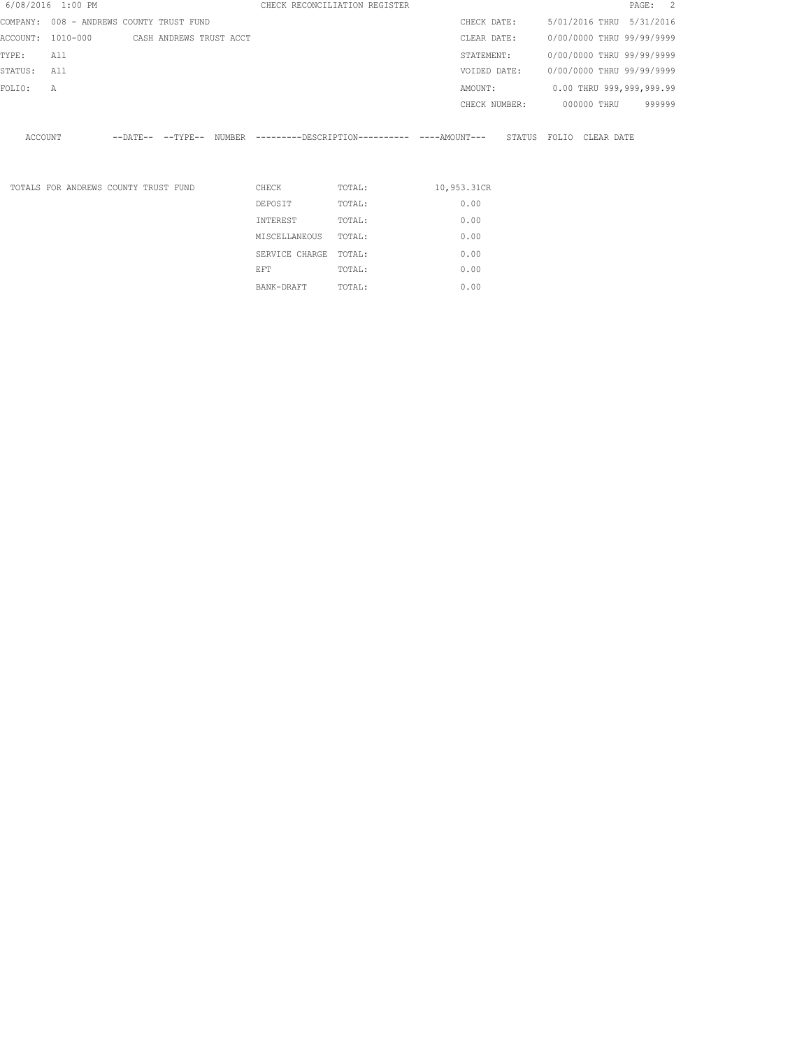CHECK RECONCILIATION REGISTER

| | | | |
|---|---|---|---|
| COMPANY: | 008 - ANDREWS COUNTY TRUST FUND | CHECK DATE: | 5/01/2016 THRU 5/31/2016 |
| ACCOUNT: | 1010-000 CASH ANDREWS TRUST ACCT | CLEAR DATE: | 0/00/0000 THRU 99/99/9999 |
| TYPE: | All | STATEMENT: | 0/00/0000 THRU 99/99/9999 |
| STATUS: | All | VOIDED DATE: | 0/00/0000 THRU 99/99/9999 |
| FOLIO: | A | AMOUNT: | 0.00 THRU 999,999,999.99 |
| | | CHECK NUMBER: | 000000 THRU 999999 |

ACCOUNT --DATE-- --TYPE-- NUMBER ---------DESCRIPTION---------- ----AMOUNT--- STATUS FOLIO CLEAR DATE

| TOTALS FOR ANDREWS COUNTY TRUST FUND | | | |
|---|---|---|---|
| | CHECK | TOTAL: | 10,953.31CR |
| | DEPOSIT | TOTAL: | 0.00 |
| | INTEREST | TOTAL: | 0.00 |
| | MISCELLANEOUS | TOTAL: | 0.00 |
| | SERVICE CHARGE | TOTAL: | 0.00 |
| | EFT | TOTAL: | 0.00 |
| | BANK-DRAFT | TOTAL: | 0.00 |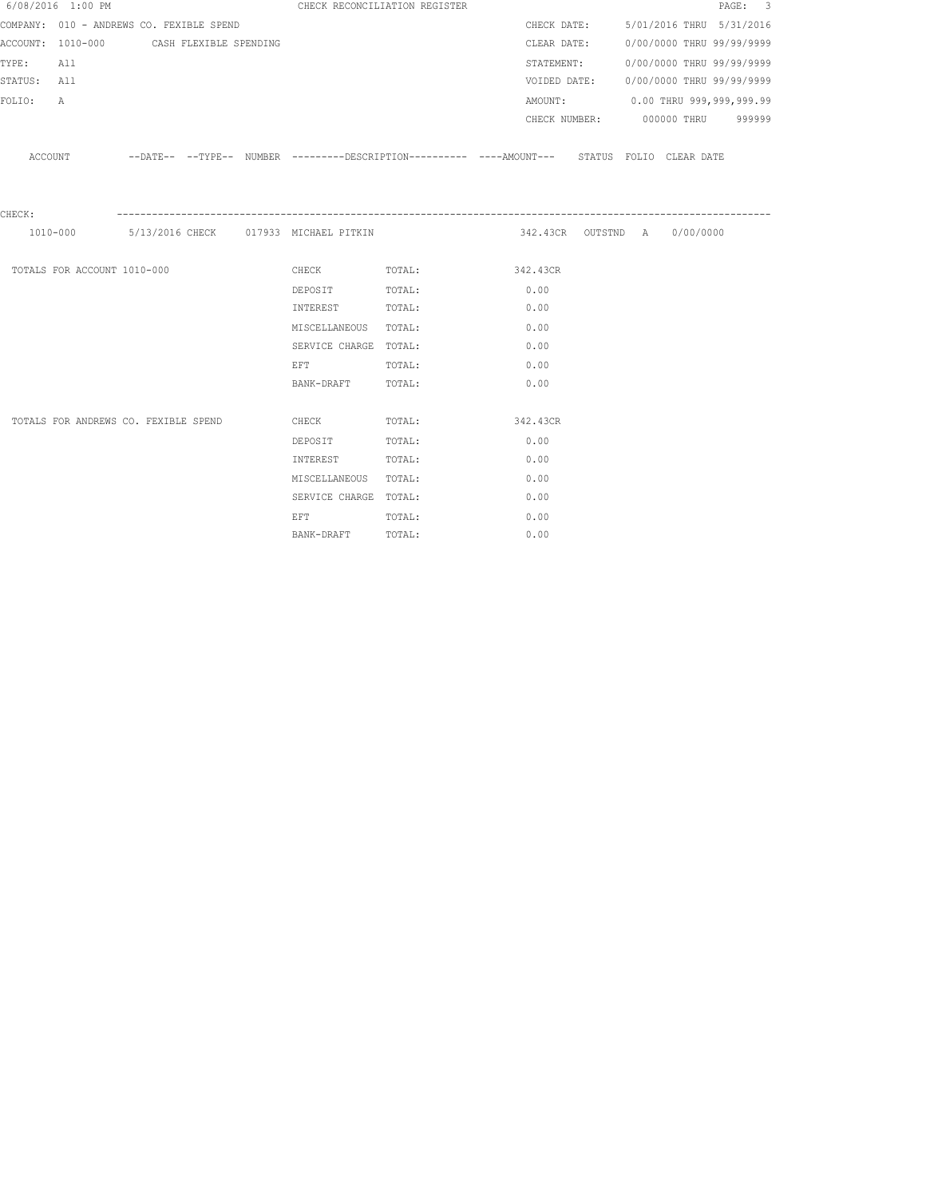6/08/2016 1:00 PM CHECK RECONCILIATION REGISTER

COMPANY: 010 - ANDREWS CO. FEXIBLE SPEND

ACCOUNT: 1010-000 CASH FLEXIBLE SPENDING

TYPE: All

STATUS: All

FOLIO: A

CHECK DATE: 5/01/2016 THRU 5/31/2016

CLEAR DATE: 0/00/0000 THRU 99/99/9999

STATEMENT: 0/00/0000 THRU 99/99/9999

VOIDED DATE: 0/00/0000 THRU 99/99/9999

AMOUNT: 0.00 THRU 999,999,999.99

CHECK NUMBER: 000000 THRU 999999

| ACCOUNT | --DATE-- | --TYPE-- | NUMBER | ---------DESCRIPTION---------- | ----AMOUNT--- | STATUS | FOLIO | CLEAR DATE |
|---|---|---|---|---|---|---|---|---|
| CHECK: | | | | | | | | |
| 1010-000 | 5/13/2016 | CHECK | 017933 | MICHAEL PITKIN | 342.43CR | OUTSTND | A | 0/00/0000 |

| | | | |
|---|---|---|---|
| TOTALS FOR ACCOUNT 1010-000 | CHECK | TOTAL: | 342.43CR |
| | DEPOSIT | TOTAL: | 0.00 |
| | INTEREST | TOTAL: | 0.00 |
| | MISCELLANEOUS | TOTAL: | 0.00 |
| | SERVICE CHARGE | TOTAL: | 0.00 |
| | EFT | TOTAL: | 0.00 |
| | BANK-DRAFT | TOTAL: | 0.00 |
| TOTALS FOR ANDREWS CO. FEXIBLE SPEND | CHECK | TOTAL: | 342.43CR |
| | DEPOSIT | TOTAL: | 0.00 |
| | INTEREST | TOTAL: | 0.00 |
| | MISCELLANEOUS | TOTAL: | 0.00 |
| | SERVICE CHARGE | TOTAL: | 0.00 |
| | EFT | TOTAL: | 0.00 |
| | BANK-DRAFT | TOTAL: | 0.00 |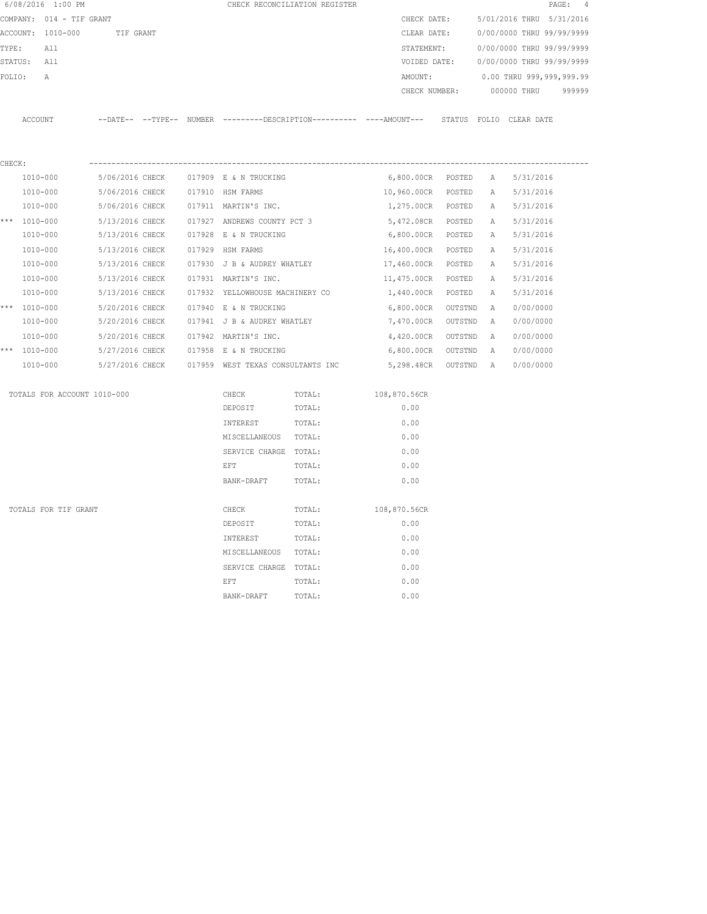6/08/2016 1:00 PM CHECK RECONCILIATION REGISTER

COMPANY: 014 - TIF GRANT
ACCOUNT: 1010-000 TIF GRANT
TYPE: All
STATUS: All
FOLIO: A

CHECK DATE: 5/01/2016 THRU 5/31/2016
CLEAR DATE: 0/00/0000 THRU 99/99/9999
STATEMENT: 0/00/0000 THRU 99/99/9999
VOIDED DATE: 0/00/0000 THRU 99/99/9999
AMOUNT: 0.00 THRU 999,999,999.99
CHECK NUMBER: 000000 THRU 999999

CHECK:

| | ACCOUNT | DATE | TYPE | NUMBER | DESCRIPTION | AMOUNT | STATUS | FOLIO | CLEAR DATE |
|---|---|---|---|---|---|---|---|---|---|
| | 1010-000 | 5/06/2016 | CHECK | 017909 | E & N TRUCKING | 6,800.00CR | POSTED | A | 5/31/2016 |
| | 1010-000 | 5/06/2016 | CHECK | 017910 | HSM FARMS | 10,960.00CR | POSTED | A | 5/31/2016 |
| | 1010-000 | 5/06/2016 | CHECK | 017911 | MARTIN'S INC. | 1,275.00CR | POSTED | A | 5/31/2016 |
| *** | 1010-000 | 5/13/2016 | CHECK | 017927 | ANDREWS COUNTY PCT 3 | 5,472.08CR | POSTED | A | 5/31/2016 |
| | 1010-000 | 5/13/2016 | CHECK | 017928 | E & N TRUCKING | 6,800.00CR | POSTED | A | 5/31/2016 |
| | 1010-000 | 5/13/2016 | CHECK | 017929 | HSM FARMS | 16,400.00CR | POSTED | A | 5/31/2016 |
| | 1010-000 | 5/13/2016 | CHECK | 017930 | J B & AUDREY WHATLEY | 17,460.00CR | POSTED | A | 5/31/2016 |
| | 1010-000 | 5/13/2016 | CHECK | 017931 | MARTIN'S INC. | 11,475.00CR | POSTED | A | 5/31/2016 |
| | 1010-000 | 5/13/2016 | CHECK | 017932 | YELLOWHOUSE MACHINERY CO | 1,440.00CR | POSTED | A | 5/31/2016 |
| *** | 1010-000 | 5/20/2016 | CHECK | 017940 | E & N TRUCKING | 6,800.00CR | OUTSTND | A | 0/00/0000 |
| | 1010-000 | 5/20/2016 | CHECK | 017941 | J B & AUDREY WHATLEY | 7,470.00CR | OUTSTND | A | 0/00/0000 |
| | 1010-000 | 5/20/2016 | CHECK | 017942 | MARTIN'S INC. | 4,420.00CR | OUTSTND | A | 0/00/0000 |
| *** | 1010-000 | 5/27/2016 | CHECK | 017958 | E & N TRUCKING | 6,800.00CR | OUTSTND | A | 0/00/0000 |
| | 1010-000 | 5/27/2016 | CHECK | 017959 | WEST TEXAS CONSULTANTS INC | 5,298.48CR | OUTSTND | A | 0/00/0000 |

| TOTALS FOR ACCOUNT 1010-000 | | | |
|---|---|---|---|
| | CHECK | TOTAL: | 108,870.56CR |
| | DEPOSIT | TOTAL: | 0.00 |
| | INTEREST | TOTAL: | 0.00 |
| | MISCELLANEOUS | TOTAL: | 0.00 |
| | SERVICE CHARGE | TOTAL: | 0.00 |
| | EFT | TOTAL: | 0.00 |
| | BANK-DRAFT | TOTAL: | 0.00 |

| TOTALS FOR TIF GRANT | | | |
|---|---|---|---|
| | CHECK | TOTAL: | 108,870.56CR |
| | DEPOSIT | TOTAL: | 0.00 |
| | INTEREST | TOTAL: | 0.00 |
| | MISCELLANEOUS | TOTAL: | 0.00 |
| | SERVICE CHARGE | TOTAL: | 0.00 |
| | EFT | TOTAL: | 0.00 |
| | BANK-DRAFT | TOTAL: | 0.00 |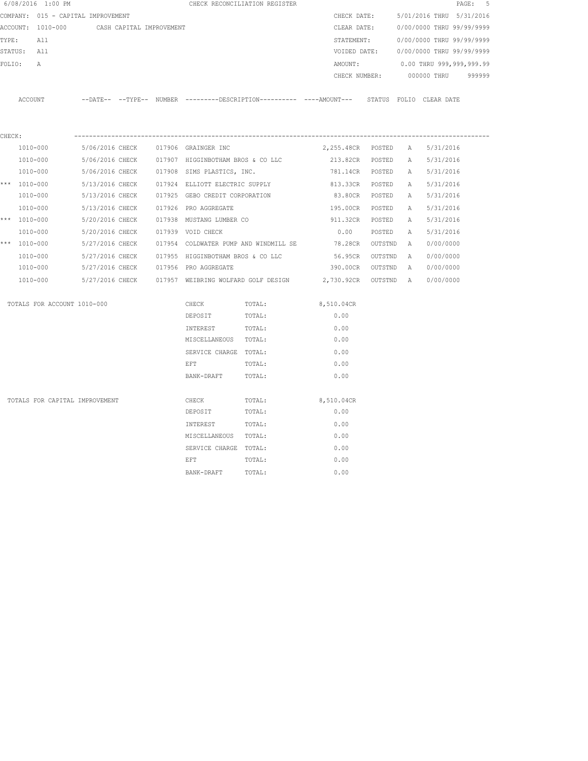6/08/2016 1:00 PM CHECK RECONCILIATION REGISTER

COMPANY: 015 - CAPITAL IMPROVEMENT

ACCOUNT: 1010-000 CASH CAPITAL IMPROVEMENT

TYPE: All

STATUS: All

FOLIO: A

CHECK DATE: 5/01/2016 THRU 5/31/2016

CLEAR DATE: 0/00/0000 THRU 99/99/9999

STATEMENT: 0/00/0000 THRU 99/99/9999

VOIDED DATE: 0/00/0000 THRU 99/99/9999

AMOUNT: 0.00 THRU 999,999,999.99

CHECK NUMBER: 000000 THRU 999999

CHECK:

| | ACCOUNT | --DATE-- | --TYPE-- | NUMBER | ---------DESCRIPTION---------- | ----AMOUNT--- | STATUS | FOLIO | CLEAR DATE |
|---|---|---|---|---|---|---|---|---|---|
| | 1010-000 | 5/06/2016 | CHECK | 017906 | GRAINGER INC | 2,255.48CR | POSTED | A | 5/31/2016 |
| | 1010-000 | 5/06/2016 | CHECK | 017907 | HIGGINBOTHAM BROS & CO LLC | 213.82CR | POSTED | A | 5/31/2016 |
| | 1010-000 | 5/06/2016 | CHECK | 017908 | SIMS PLASTICS, INC. | 781.14CR | POSTED | A | 5/31/2016 |
| *** | 1010-000 | 5/13/2016 | CHECK | 017924 | ELLIOTT ELECTRIC SUPPLY | 813.33CR | POSTED | A | 5/31/2016 |
| | 1010-000 | 5/13/2016 | CHECK | 017925 | GEBO CREDIT CORPORATION | 83.80CR | POSTED | A | 5/31/2016 |
| | 1010-000 | 5/13/2016 | CHECK | 017926 | PRO AGGREGATE | 195.00CR | POSTED | A | 5/31/2016 |
| *** | 1010-000 | 5/20/2016 | CHECK | 017938 | MUSTANG LUMBER CO | 911.32CR | POSTED | A | 5/31/2016 |
| | 1010-000 | 5/20/2016 | CHECK | 017939 | VOID CHECK | 0.00 | POSTED | A | 5/31/2016 |
| *** | 1010-000 | 5/27/2016 | CHECK | 017954 | COLDWATER PUMP AND WINDMILL SE | 78.28CR | OUTSTND | A | 0/00/0000 |
| | 1010-000 | 5/27/2016 | CHECK | 017955 | HIGGINBOTHAM BROS & CO LLC | 56.95CR | OUTSTND | A | 0/00/0000 |
| | 1010-000 | 5/27/2016 | CHECK | 017956 | PRO AGGREGATE | 390.00CR | OUTSTND | A | 0/00/0000 |
| | 1010-000 | 5/27/2016 | CHECK | 017957 | WEIBRING WOLFARD GOLF DESIGN | 2,730.92CR | OUTSTND | A | 0/00/0000 |

| TOTALS FOR ACCOUNT 1010-000 | | | |
|---|---|---|---|
| | CHECK | TOTAL: | 8,510.04CR |
| | DEPOSIT | TOTAL: | 0.00 |
| | INTEREST | TOTAL: | 0.00 |
| | MISCELLANEOUS | TOTAL: | 0.00 |
| | SERVICE CHARGE | TOTAL: | 0.00 |
| | EFT | TOTAL: | 0.00 |
| | BANK-DRAFT | TOTAL: | 0.00 |

| TOTALS FOR CAPITAL IMPROVEMENT | | | |
|---|---|---|---|
| | CHECK | TOTAL: | 8,510.04CR |
| | DEPOSIT | TOTAL: | 0.00 |
| | INTEREST | TOTAL: | 0.00 |
| | MISCELLANEOUS | TOTAL: | 0.00 |
| | SERVICE CHARGE | TOTAL: | 0.00 |
| | EFT | TOTAL: | 0.00 |
| | BANK-DRAFT | TOTAL: | 0.00 |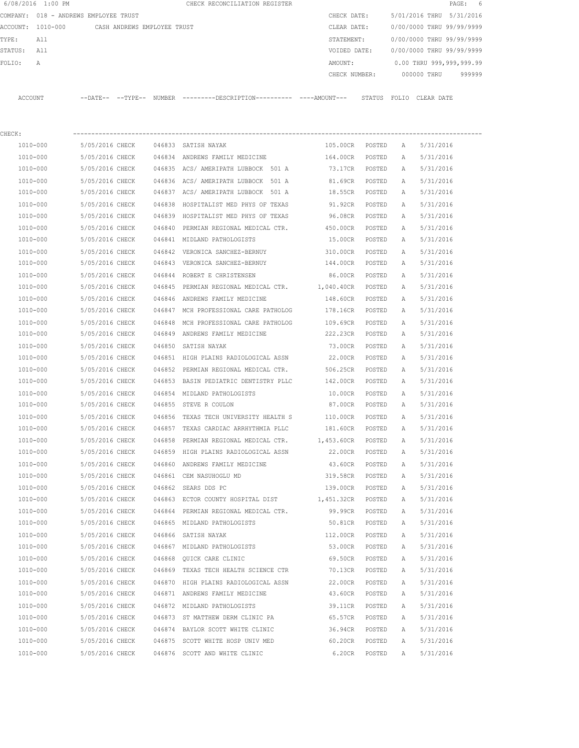6/08/2016 1:00 PM CHECK RECONCILIATION REGISTER

COMPANY: 018 - ANDREWS EMPLOYEE TRUST

ACCOUNT: 1010-000 CASH ANDREWS EMPLOYEE TRUST

TYPE: All

STATUS: All

FOLIO: A

CHECK DATE: 5/01/2016 THRU 5/31/2016

CLEAR DATE: 0/00/0000 THRU 99/99/9999

STATEMENT: 0/00/0000 THRU 99/99/9999

VOIDED DATE: 0/00/0000 THRU 99/99/9999

AMOUNT: 0.00 THRU 999,999,999.99

CHECK NUMBER: 000000 THRU 999999

CHECK:

| ACCOUNT | --DATE-- | --TYPE-- | NUMBER | ---------DESCRIPTION---------- | ----AMOUNT--- | STATUS | FOLIO | CLEAR DATE |
|---|---|---|---|---|---|---|---|---|
| 1010-000 | 5/05/2016 | CHECK | 046833 | SATISH NAYAK | 105.00CR | POSTED | A | 5/31/2016 |
| 1010-000 | 5/05/2016 | CHECK | 046834 | ANDREWS FAMILY MEDICINE | 164.00CR | POSTED | A | 5/31/2016 |
| 1010-000 | 5/05/2016 | CHECK | 046835 | ACS/ AMERIPATH LUBBOCK 501 A | 73.17CR | POSTED | A | 5/31/2016 |
| 1010-000 | 5/05/2016 | CHECK | 046836 | ACS/ AMERIPATH LUBBOCK 501 A | 81.69CR | POSTED | A | 5/31/2016 |
| 1010-000 | 5/05/2016 | CHECK | 046837 | ACS/ AMERIPATH LUBBOCK 501 A | 18.55CR | POSTED | A | 5/31/2016 |
| 1010-000 | 5/05/2016 | CHECK | 046838 | HOSPITALIST MED PHYS OF TEXAS | 91.92CR | POSTED | A | 5/31/2016 |
| 1010-000 | 5/05/2016 | CHECK | 046839 | HOSPITALIST MED PHYS OF TEXAS | 96.08CR | POSTED | A | 5/31/2016 |
| 1010-000 | 5/05/2016 | CHECK | 046840 | PERMIAN REGIONAL MEDICAL CTR. | 450.00CR | POSTED | A | 5/31/2016 |
| 1010-000 | 5/05/2016 | CHECK | 046841 | MIDLAND PATHOLOGISTS | 15.00CR | POSTED | A | 5/31/2016 |
| 1010-000 | 5/05/2016 | CHECK | 046842 | VERONICA SANCHEZ-BERNUY | 310.00CR | POSTED | A | 5/31/2016 |
| 1010-000 | 5/05/2016 | CHECK | 046843 | VERONICA SANCHEZ-BERNUY | 144.00CR | POSTED | A | 5/31/2016 |
| 1010-000 | 5/05/2016 | CHECK | 046844 | ROBERT E CHRISTENSEN | 86.00CR | POSTED | A | 5/31/2016 |
| 1010-000 | 5/05/2016 | CHECK | 046845 | PERMIAN REGIONAL MEDICAL CTR. | 1,040.40CR | POSTED | A | 5/31/2016 |
| 1010-000 | 5/05/2016 | CHECK | 046846 | ANDREWS FAMILY MEDICINE | 148.60CR | POSTED | A | 5/31/2016 |
| 1010-000 | 5/05/2016 | CHECK | 046847 | MCH PROFESSIONAL CARE PATHOLOG | 178.16CR | POSTED | A | 5/31/2016 |
| 1010-000 | 5/05/2016 | CHECK | 046848 | MCH PROFESSIONAL CARE PATHOLOG | 109.69CR | POSTED | A | 5/31/2016 |
| 1010-000 | 5/05/2016 | CHECK | 046849 | ANDREWS FAMILY MEDICINE | 222.23CR | POSTED | A | 5/31/2016 |
| 1010-000 | 5/05/2016 | CHECK | 046850 | SATISH NAYAK | 73.00CR | POSTED | A | 5/31/2016 |
| 1010-000 | 5/05/2016 | CHECK | 046851 | HIGH PLAINS RADIOLOGICAL ASSN | 22.00CR | POSTED | A | 5/31/2016 |
| 1010-000 | 5/05/2016 | CHECK | 046852 | PERMIAN REGIONAL MEDICAL CTR. | 506.25CR | POSTED | A | 5/31/2016 |
| 1010-000 | 5/05/2016 | CHECK | 046853 | BASIN PEDIATRIC DENTISTRY PLLC | 142.00CR | POSTED | A | 5/31/2016 |
| 1010-000 | 5/05/2016 | CHECK | 046854 | MIDLAND PATHOLOGISTS | 10.00CR | POSTED | A | 5/31/2016 |
| 1010-000 | 5/05/2016 | CHECK | 046855 | STEVE R COULON | 87.00CR | POSTED | A | 5/31/2016 |
| 1010-000 | 5/05/2016 | CHECK | 046856 | TEXAS TECH UNIVERSITY HEALTH S | 110.00CR | POSTED | A | 5/31/2016 |
| 1010-000 | 5/05/2016 | CHECK | 046857 | TEXAS CARDIAC ARRHYTHMIA PLLC | 181.60CR | POSTED | A | 5/31/2016 |
| 1010-000 | 5/05/2016 | CHECK | 046858 | PERMIAN REGIONAL MEDICAL CTR. | 1,453.60CR | POSTED | A | 5/31/2016 |
| 1010-000 | 5/05/2016 | CHECK | 046859 | HIGH PLAINS RADIOLOGICAL ASSN | 22.00CR | POSTED | A | 5/31/2016 |
| 1010-000 | 5/05/2016 | CHECK | 046860 | ANDREWS FAMILY MEDICINE | 43.60CR | POSTED | A | 5/31/2016 |
| 1010-000 | 5/05/2016 | CHECK | 046861 | CEM NASUHOGLU MD | 319.58CR | POSTED | A | 5/31/2016 |
| 1010-000 | 5/05/2016 | CHECK | 046862 | SEARS DDS PC | 139.00CR | POSTED | A | 5/31/2016 |
| 1010-000 | 5/05/2016 | CHECK | 046863 | ECTOR COUNTY HOSPITAL DIST | 1,451.32CR | POSTED | A | 5/31/2016 |
| 1010-000 | 5/05/2016 | CHECK | 046864 | PERMIAN REGIONAL MEDICAL CTR. | 99.99CR | POSTED | A | 5/31/2016 |
| 1010-000 | 5/05/2016 | CHECK | 046865 | MIDLAND PATHOLOGISTS | 50.81CR | POSTED | A | 5/31/2016 |
| 1010-000 | 5/05/2016 | CHECK | 046866 | SATISH NAYAK | 112.00CR | POSTED | A | 5/31/2016 |
| 1010-000 | 5/05/2016 | CHECK | 046867 | MIDLAND PATHOLOGISTS | 53.00CR | POSTED | A | 5/31/2016 |
| 1010-000 | 5/05/2016 | CHECK | 046868 | QUICK CARE CLINIC | 69.50CR | POSTED | A | 5/31/2016 |
| 1010-000 | 5/05/2016 | CHECK | 046869 | TEXAS TECH HEALTH SCIENCE CTR | 70.13CR | POSTED | A | 5/31/2016 |
| 1010-000 | 5/05/2016 | CHECK | 046870 | HIGH PLAINS RADIOLOGICAL ASSN | 22.00CR | POSTED | A | 5/31/2016 |
| 1010-000 | 5/05/2016 | CHECK | 046871 | ANDREWS FAMILY MEDICINE | 43.60CR | POSTED | A | 5/31/2016 |
| 1010-000 | 5/05/2016 | CHECK | 046872 | MIDLAND PATHOLOGISTS | 39.11CR | POSTED | A | 5/31/2016 |
| 1010-000 | 5/05/2016 | CHECK | 046873 | ST MATTHEW DERM CLINIC PA | 65.57CR | POSTED | A | 5/31/2016 |
| 1010-000 | 5/05/2016 | CHECK | 046874 | BAYLOR SCOTT WHITE CLINIC | 36.94CR | POSTED | A | 5/31/2016 |
| 1010-000 | 5/05/2016 | CHECK | 046875 | SCOTT WHITE HOSP UNIV MED | 60.20CR | POSTED | A | 5/31/2016 |
| 1010-000 | 5/05/2016 | CHECK | 046876 | SCOTT AND WHITE CLINIC | 6.20CR | POSTED | A | 5/31/2016 |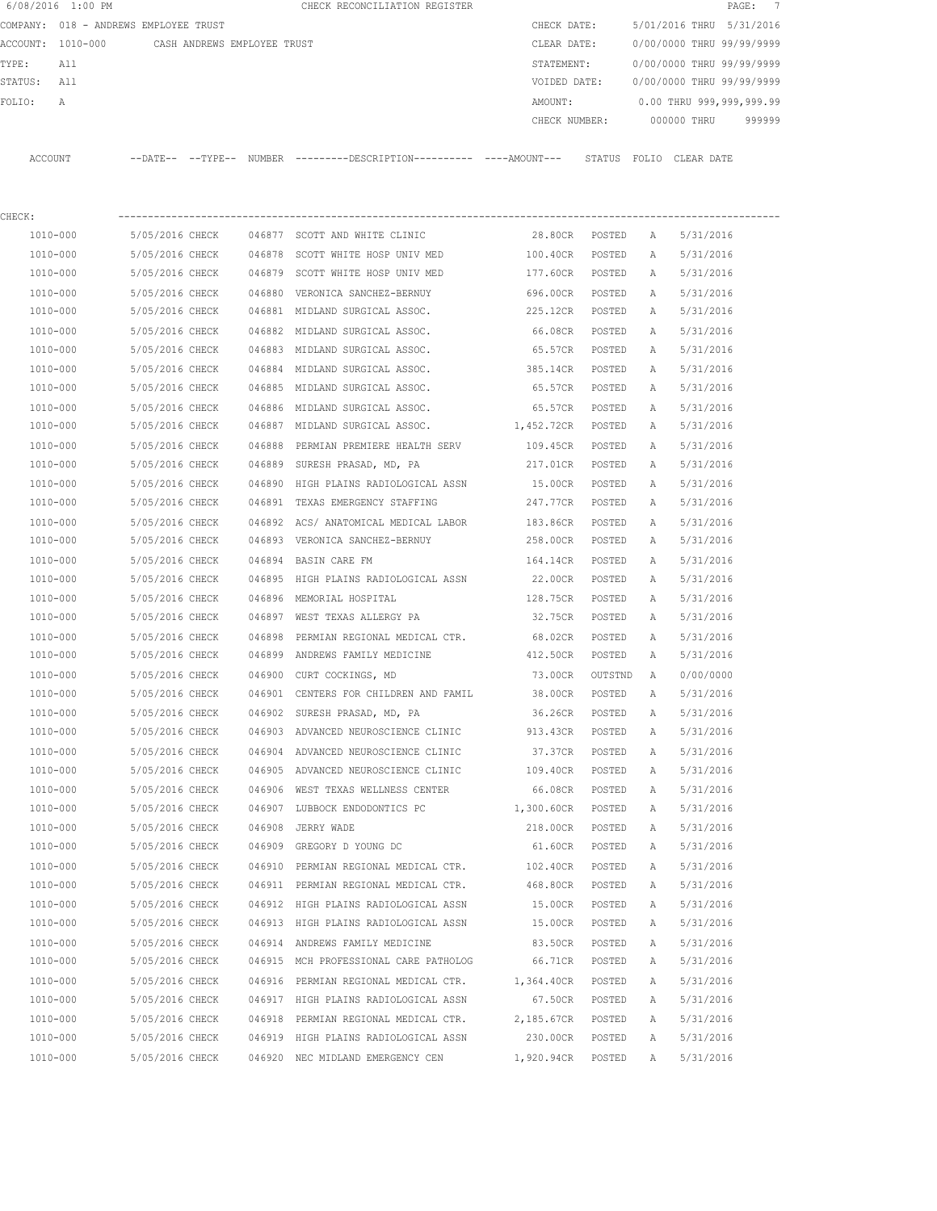6/08/2016 1:00 PM CHECK RECONCILIATION REGISTER

COMPANY: 018 - ANDREWS EMPLOYEE TRUST

ACCOUNT: 1010-000 CASH ANDREWS EMPLOYEE TRUST

TYPE: All

STATUS: All

FOLIO: A

CHECK DATE: 5/01/2016 THRU 5/31/2016

CLEAR DATE: 0/00/0000 THRU 99/99/9999

STATEMENT: 0/00/0000 THRU 99/99/9999

VOIDED DATE: 0/00/0000 THRU 99/99/9999

AMOUNT: 0.00 THRU 999,999,999.99

CHECK NUMBER: 000000 THRU 999999

CHECK:

| ACCOUNT | --DATE-- | --TYPE-- | NUMBER | ---------DESCRIPTION---------- | ----AMOUNT--- | STATUS | FOLIO | CLEAR DATE |
|---|---|---|---|---|---|---|---|---|
| 1010-000 | 5/05/2016 | CHECK | 046877 | SCOTT AND WHITE CLINIC | 28.80CR | POSTED | A | 5/31/2016 |
| 1010-000 | 5/05/2016 | CHECK | 046878 | SCOTT WHITE HOSP UNIV MED | 100.40CR | POSTED | A | 5/31/2016 |
| 1010-000 | 5/05/2016 | CHECK | 046879 | SCOTT WHITE HOSP UNIV MED | 177.60CR | POSTED | A | 5/31/2016 |
| 1010-000 | 5/05/2016 | CHECK | 046880 | VERONICA SANCHEZ-BERNUY | 696.00CR | POSTED | A | 5/31/2016 |
| 1010-000 | 5/05/2016 | CHECK | 046881 | MIDLAND SURGICAL ASSOC. | 225.12CR | POSTED | A | 5/31/2016 |
| 1010-000 | 5/05/2016 | CHECK | 046882 | MIDLAND SURGICAL ASSOC. | 66.08CR | POSTED | A | 5/31/2016 |
| 1010-000 | 5/05/2016 | CHECK | 046883 | MIDLAND SURGICAL ASSOC. | 65.57CR | POSTED | A | 5/31/2016 |
| 1010-000 | 5/05/2016 | CHECK | 046884 | MIDLAND SURGICAL ASSOC. | 385.14CR | POSTED | A | 5/31/2016 |
| 1010-000 | 5/05/2016 | CHECK | 046885 | MIDLAND SURGICAL ASSOC. | 65.57CR | POSTED | A | 5/31/2016 |
| 1010-000 | 5/05/2016 | CHECK | 046886 | MIDLAND SURGICAL ASSOC. | 65.57CR | POSTED | A | 5/31/2016 |
| 1010-000 | 5/05/2016 | CHECK | 046887 | MIDLAND SURGICAL ASSOC. | 1,452.72CR | POSTED | A | 5/31/2016 |
| 1010-000 | 5/05/2016 | CHECK | 046888 | PERMIAN PREMIERE HEALTH SERV | 109.45CR | POSTED | A | 5/31/2016 |
| 1010-000 | 5/05/2016 | CHECK | 046889 | SURESH PRASAD, MD, PA | 217.01CR | POSTED | A | 5/31/2016 |
| 1010-000 | 5/05/2016 | CHECK | 046890 | HIGH PLAINS RADIOLOGICAL ASSN | 15.00CR | POSTED | A | 5/31/2016 |
| 1010-000 | 5/05/2016 | CHECK | 046891 | TEXAS EMERGENCY STAFFING | 247.77CR | POSTED | A | 5/31/2016 |
| 1010-000 | 5/05/2016 | CHECK | 046892 | ACS/ ANATOMICAL MEDICAL LABOR | 183.86CR | POSTED | A | 5/31/2016 |
| 1010-000 | 5/05/2016 | CHECK | 046893 | VERONICA SANCHEZ-BERNUY | 258.00CR | POSTED | A | 5/31/2016 |
| 1010-000 | 5/05/2016 | CHECK | 046894 | BASIN CARE FM | 164.14CR | POSTED | A | 5/31/2016 |
| 1010-000 | 5/05/2016 | CHECK | 046895 | HIGH PLAINS RADIOLOGICAL ASSN | 22.00CR | POSTED | A | 5/31/2016 |
| 1010-000 | 5/05/2016 | CHECK | 046896 | MEMORIAL HOSPITAL | 128.75CR | POSTED | A | 5/31/2016 |
| 1010-000 | 5/05/2016 | CHECK | 046897 | WEST TEXAS ALLERGY PA | 32.75CR | POSTED | A | 5/31/2016 |
| 1010-000 | 5/05/2016 | CHECK | 046898 | PERMIAN REGIONAL MEDICAL CTR. | 68.02CR | POSTED | A | 5/31/2016 |
| 1010-000 | 5/05/2016 | CHECK | 046899 | ANDREWS FAMILY MEDICINE | 412.50CR | POSTED | A | 5/31/2016 |
| 1010-000 | 5/05/2016 | CHECK | 046900 | CURT COCKINGS, MD | 73.00CR | OUTSTND | A | 0/00/0000 |
| 1010-000 | 5/05/2016 | CHECK | 046901 | CENTERS FOR CHILDREN AND FAMIL | 38.00CR | POSTED | A | 5/31/2016 |
| 1010-000 | 5/05/2016 | CHECK | 046902 | SURESH PRASAD, MD, PA | 36.26CR | POSTED | A | 5/31/2016 |
| 1010-000 | 5/05/2016 | CHECK | 046903 | ADVANCED NEUROSCIENCE CLINIC | 913.43CR | POSTED | A | 5/31/2016 |
| 1010-000 | 5/05/2016 | CHECK | 046904 | ADVANCED NEUROSCIENCE CLINIC | 37.37CR | POSTED | A | 5/31/2016 |
| 1010-000 | 5/05/2016 | CHECK | 046905 | ADVANCED NEUROSCIENCE CLINIC | 109.40CR | POSTED | A | 5/31/2016 |
| 1010-000 | 5/05/2016 | CHECK | 046906 | WEST TEXAS WELLNESS CENTER | 66.08CR | POSTED | A | 5/31/2016 |
| 1010-000 | 5/05/2016 | CHECK | 046907 | LUBBOCK ENDODONTICS PC | 1,300.60CR | POSTED | A | 5/31/2016 |
| 1010-000 | 5/05/2016 | CHECK | 046908 | JERRY WADE | 218.00CR | POSTED | A | 5/31/2016 |
| 1010-000 | 5/05/2016 | CHECK | 046909 | GREGORY D YOUNG DC | 61.60CR | POSTED | A | 5/31/2016 |
| 1010-000 | 5/05/2016 | CHECK | 046910 | PERMIAN REGIONAL MEDICAL CTR. | 102.40CR | POSTED | A | 5/31/2016 |
| 1010-000 | 5/05/2016 | CHECK | 046911 | PERMIAN REGIONAL MEDICAL CTR. | 468.80CR | POSTED | A | 5/31/2016 |
| 1010-000 | 5/05/2016 | CHECK | 046912 | HIGH PLAINS RADIOLOGICAL ASSN | 15.00CR | POSTED | A | 5/31/2016 |
| 1010-000 | 5/05/2016 | CHECK | 046913 | HIGH PLAINS RADIOLOGICAL ASSN | 15.00CR | POSTED | A | 5/31/2016 |
| 1010-000 | 5/05/2016 | CHECK | 046914 | ANDREWS FAMILY MEDICINE | 83.50CR | POSTED | A | 5/31/2016 |
| 1010-000 | 5/05/2016 | CHECK | 046915 | MCH PROFESSIONAL CARE PATHOLOG | 66.71CR | POSTED | A | 5/31/2016 |
| 1010-000 | 5/05/2016 | CHECK | 046916 | PERMIAN REGIONAL MEDICAL CTR. | 1,364.40CR | POSTED | A | 5/31/2016 |
| 1010-000 | 5/05/2016 | CHECK | 046917 | HIGH PLAINS RADIOLOGICAL ASSN | 67.50CR | POSTED | A | 5/31/2016 |
| 1010-000 | 5/05/2016 | CHECK | 046918 | PERMIAN REGIONAL MEDICAL CTR. | 2,185.67CR | POSTED | A | 5/31/2016 |
| 1010-000 | 5/05/2016 | CHECK | 046919 | HIGH PLAINS RADIOLOGICAL ASSN | 230.00CR | POSTED | A | 5/31/2016 |
| 1010-000 | 5/05/2016 | CHECK | 046920 | NEC MIDLAND EMERGENCY CEN | 1,920.94CR | POSTED | A | 5/31/2016 |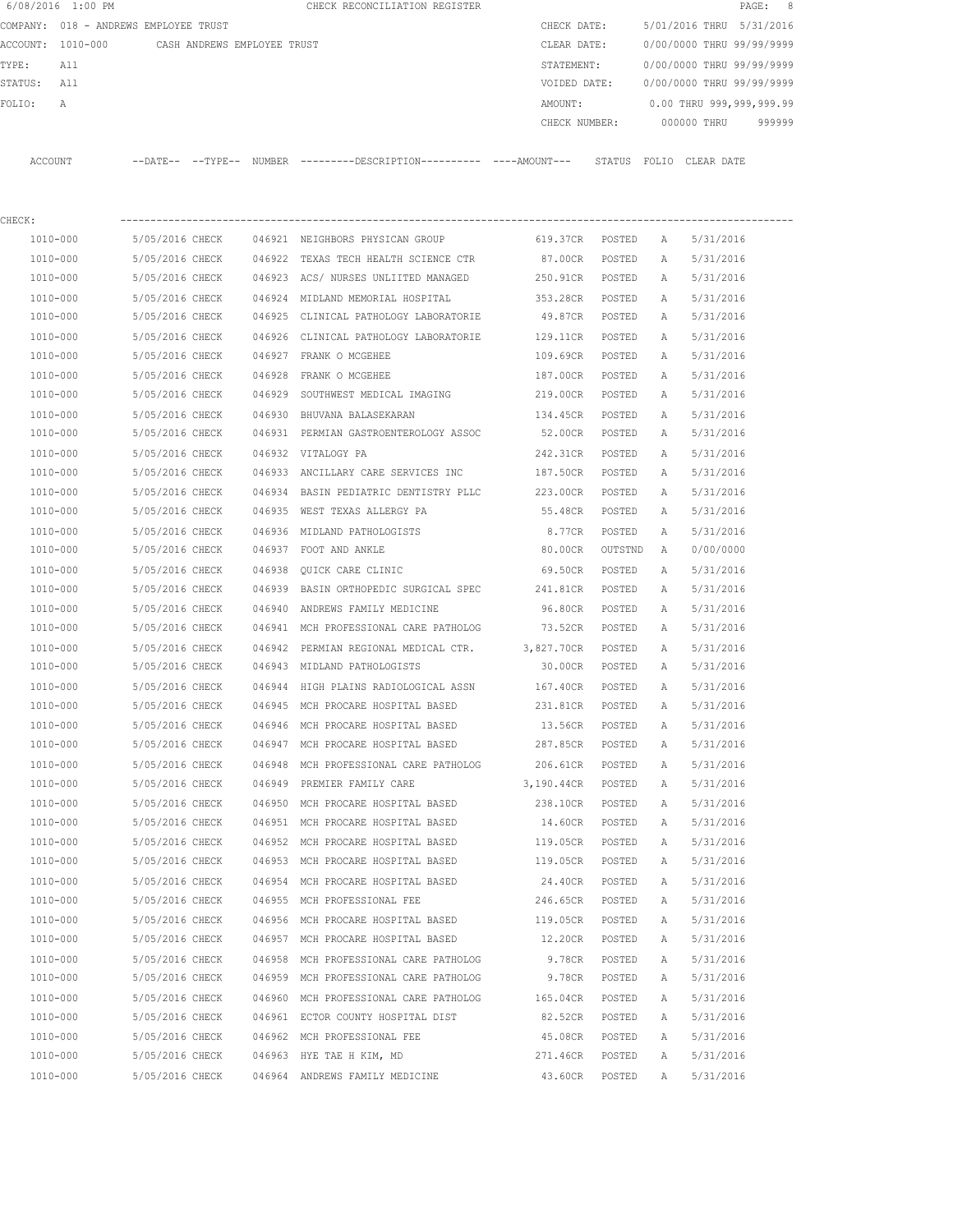6/08/2016 1:00 PM CHECK RECONCILIATION REGISTER

COMPANY: 018 - ANDREWS EMPLOYEE TRUST

ACCOUNT: 1010-000 CASH ANDREWS EMPLOYEE TRUST

TYPE: All

STATUS: All

FOLIO: A

CHECK DATE: 5/01/2016 THRU 5/31/2016

CLEAR DATE: 0/00/0000 THRU 99/99/9999

STATEMENT: 0/00/0000 THRU 99/99/9999

VOIDED DATE: 0/00/0000 THRU 99/99/9999

AMOUNT: 0.00 THRU 999,999,999.99

CHECK NUMBER: 000000 THRU 999999

CHECK:

| ACCOUNT | --DATE-- | --TYPE-- | NUMBER | ---------DESCRIPTION---------- | ----AMOUNT--- | STATUS | FOLIO | CLEAR DATE |
|---|---|---|---|---|---|---|---|---|
| 1010-000 | 5/05/2016 | CHECK | 046921 | NEIGHBORS PHYSICAN GROUP | 619.37CR | POSTED | A | 5/31/2016 |
| 1010-000 | 5/05/2016 | CHECK | 046922 | TEXAS TECH HEALTH SCIENCE CTR | 87.00CR | POSTED | A | 5/31/2016 |
| 1010-000 | 5/05/2016 | CHECK | 046923 | ACS/ NURSES UNLIITED MANAGED | 250.91CR | POSTED | A | 5/31/2016 |
| 1010-000 | 5/05/2016 | CHECK | 046924 | MIDLAND MEMORIAL HOSPITAL | 353.28CR | POSTED | A | 5/31/2016 |
| 1010-000 | 5/05/2016 | CHECK | 046925 | CLINICAL PATHOLOGY LABORATORIE | 49.87CR | POSTED | A | 5/31/2016 |
| 1010-000 | 5/05/2016 | CHECK | 046926 | CLINICAL PATHOLOGY LABORATORIE | 129.11CR | POSTED | A | 5/31/2016 |
| 1010-000 | 5/05/2016 | CHECK | 046927 | FRANK O MCGEHEE | 109.69CR | POSTED | A | 5/31/2016 |
| 1010-000 | 5/05/2016 | CHECK | 046928 | FRANK O MCGEHEE | 187.00CR | POSTED | A | 5/31/2016 |
| 1010-000 | 5/05/2016 | CHECK | 046929 | SOUTHWEST MEDICAL IMAGING | 219.00CR | POSTED | A | 5/31/2016 |
| 1010-000 | 5/05/2016 | CHECK | 046930 | BHUVANA BALASEKARAN | 134.45CR | POSTED | A | 5/31/2016 |
| 1010-000 | 5/05/2016 | CHECK | 046931 | PERMIAN GASTROENTEROLOGY ASSOC | 52.00CR | POSTED | A | 5/31/2016 |
| 1010-000 | 5/05/2016 | CHECK | 046932 | VITALOGY PA | 242.31CR | POSTED | A | 5/31/2016 |
| 1010-000 | 5/05/2016 | CHECK | 046933 | ANCILLARY CARE SERVICES INC | 187.50CR | POSTED | A | 5/31/2016 |
| 1010-000 | 5/05/2016 | CHECK | 046934 | BASIN PEDIATRIC DENTISTRY PLLC | 223.00CR | POSTED | A | 5/31/2016 |
| 1010-000 | 5/05/2016 | CHECK | 046935 | WEST TEXAS ALLERGY PA | 55.48CR | POSTED | A | 5/31/2016 |
| 1010-000 | 5/05/2016 | CHECK | 046936 | MIDLAND PATHOLOGISTS | 8.77CR | POSTED | A | 5/31/2016 |
| 1010-000 | 5/05/2016 | CHECK | 046937 | FOOT AND ANKLE | 80.00CR | OUTSTND | A | 0/00/0000 |
| 1010-000 | 5/05/2016 | CHECK | 046938 | QUICK CARE CLINIC | 69.50CR | POSTED | A | 5/31/2016 |
| 1010-000 | 5/05/2016 | CHECK | 046939 | BASIN ORTHOPEDIC SURGICAL SPEC | 241.81CR | POSTED | A | 5/31/2016 |
| 1010-000 | 5/05/2016 | CHECK | 046940 | ANDREWS FAMILY MEDICINE | 96.80CR | POSTED | A | 5/31/2016 |
| 1010-000 | 5/05/2016 | CHECK | 046941 | MCH PROFESSIONAL CARE PATHOLOG | 73.52CR | POSTED | A | 5/31/2016 |
| 1010-000 | 5/05/2016 | CHECK | 046942 | PERMIAN REGIONAL MEDICAL CTR. | 3,827.70CR | POSTED | A | 5/31/2016 |
| 1010-000 | 5/05/2016 | CHECK | 046943 | MIDLAND PATHOLOGISTS | 30.00CR | POSTED | A | 5/31/2016 |
| 1010-000 | 5/05/2016 | CHECK | 046944 | HIGH PLAINS RADIOLOGICAL ASSN | 167.40CR | POSTED | A | 5/31/2016 |
| 1010-000 | 5/05/2016 | CHECK | 046945 | MCH PROCARE HOSPITAL BASED | 231.81CR | POSTED | A | 5/31/2016 |
| 1010-000 | 5/05/2016 | CHECK | 046946 | MCH PROCARE HOSPITAL BASED | 13.56CR | POSTED | A | 5/31/2016 |
| 1010-000 | 5/05/2016 | CHECK | 046947 | MCH PROCARE HOSPITAL BASED | 287.85CR | POSTED | A | 5/31/2016 |
| 1010-000 | 5/05/2016 | CHECK | 046948 | MCH PROFESSIONAL CARE PATHOLOG | 206.61CR | POSTED | A | 5/31/2016 |
| 1010-000 | 5/05/2016 | CHECK | 046949 | PREMIER FAMILY CARE | 3,190.44CR | POSTED | A | 5/31/2016 |
| 1010-000 | 5/05/2016 | CHECK | 046950 | MCH PROCARE HOSPITAL BASED | 238.10CR | POSTED | A | 5/31/2016 |
| 1010-000 | 5/05/2016 | CHECK | 046951 | MCH PROCARE HOSPITAL BASED | 14.60CR | POSTED | A | 5/31/2016 |
| 1010-000 | 5/05/2016 | CHECK | 046952 | MCH PROCARE HOSPITAL BASED | 119.05CR | POSTED | A | 5/31/2016 |
| 1010-000 | 5/05/2016 | CHECK | 046953 | MCH PROCARE HOSPITAL BASED | 119.05CR | POSTED | A | 5/31/2016 |
| 1010-000 | 5/05/2016 | CHECK | 046954 | MCH PROCARE HOSPITAL BASED | 24.40CR | POSTED | A | 5/31/2016 |
| 1010-000 | 5/05/2016 | CHECK | 046955 | MCH PROFESSIONAL FEE | 246.65CR | POSTED | A | 5/31/2016 |
| 1010-000 | 5/05/2016 | CHECK | 046956 | MCH PROCARE HOSPITAL BASED | 119.05CR | POSTED | A | 5/31/2016 |
| 1010-000 | 5/05/2016 | CHECK | 046957 | MCH PROCARE HOSPITAL BASED | 12.20CR | POSTED | A | 5/31/2016 |
| 1010-000 | 5/05/2016 | CHECK | 046958 | MCH PROFESSIONAL CARE PATHOLOG | 9.78CR | POSTED | A | 5/31/2016 |
| 1010-000 | 5/05/2016 | CHECK | 046959 | MCH PROFESSIONAL CARE PATHOLOG | 9.78CR | POSTED | A | 5/31/2016 |
| 1010-000 | 5/05/2016 | CHECK | 046960 | MCH PROFESSIONAL CARE PATHOLOG | 165.04CR | POSTED | A | 5/31/2016 |
| 1010-000 | 5/05/2016 | CHECK | 046961 | ECTOR COUNTY HOSPITAL DIST | 82.52CR | POSTED | A | 5/31/2016 |
| 1010-000 | 5/05/2016 | CHECK | 046962 | MCH PROFESSIONAL FEE | 45.08CR | POSTED | A | 5/31/2016 |
| 1010-000 | 5/05/2016 | CHECK | 046963 | HYE TAE H KIM, MD | 271.46CR | POSTED | A | 5/31/2016 |
| 1010-000 | 5/05/2016 | CHECK | 046964 | ANDREWS FAMILY MEDICINE | 43.60CR | POSTED | A | 5/31/2016 |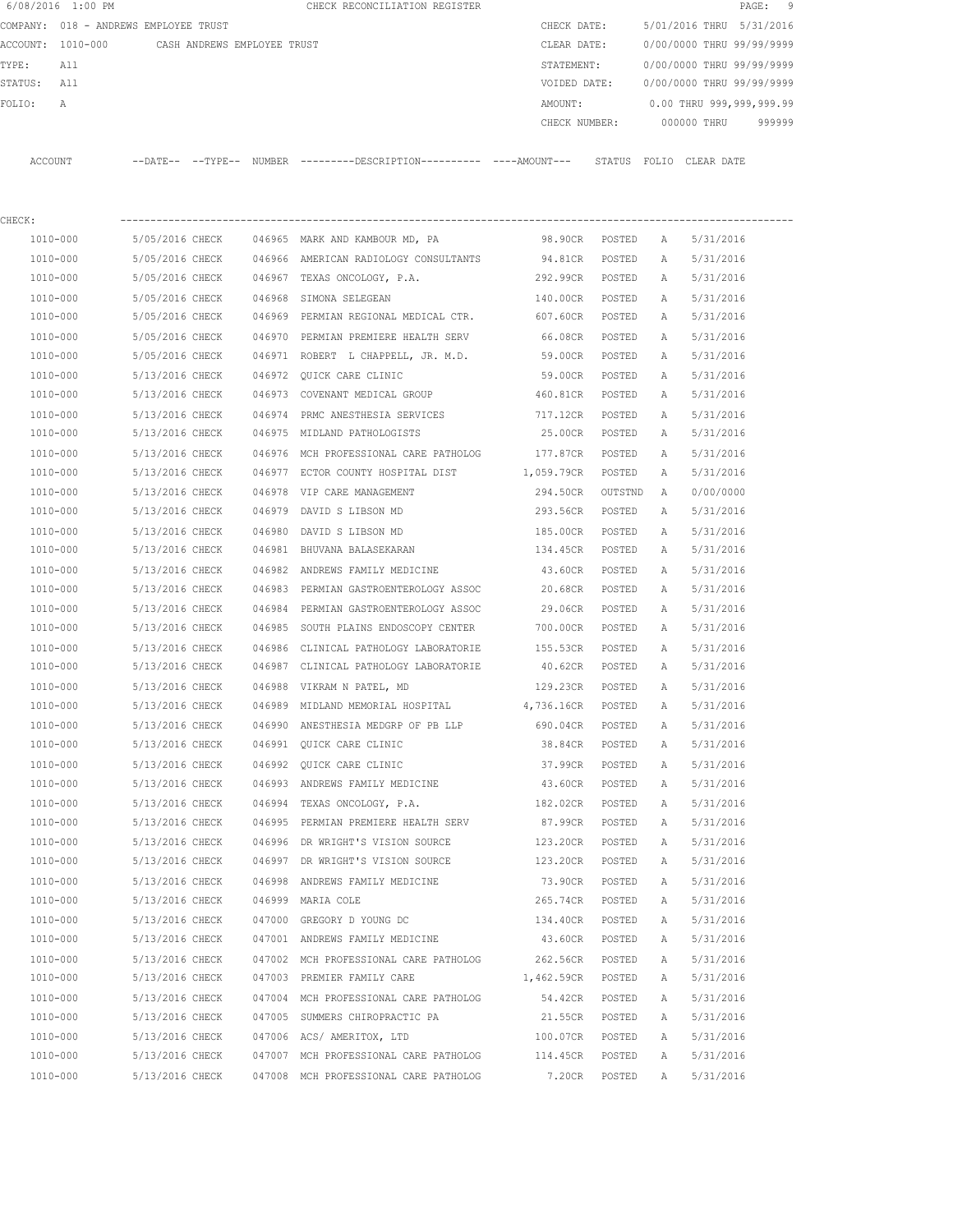6/08/2016 1:00 PM CHECK RECONCILIATION REGISTER

COMPANY: 018 - ANDREWS EMPLOYEE TRUST
ACCOUNT: 1010-000 CASH ANDREWS EMPLOYEE TRUST
TYPE: All
STATUS: All
FOLIO: A

CHECK DATE: 5/01/2016 THRU 5/31/2016
CLEAR DATE: 0/00/0000 THRU 99/99/9999
STATEMENT: 0/00/0000 THRU 99/99/9999
VOIDED DATE: 0/00/0000 THRU 99/99/9999
AMOUNT: 0.00 THRU 999,999,999.99
CHECK NUMBER: 000000 THRU 999999

CHECK:

| ACCOUNT | --DATE-- | --TYPE-- | NUMBER | ---------DESCRIPTION---------- | ----AMOUNT--- | STATUS | FOLIO | CLEAR DATE |
|---|---|---|---|---|---|---|---|---|
| 1010-000 | 5/05/2016 | CHECK | 046965 | MARK AND KAMBOUR MD, PA | 98.90CR | POSTED | A | 5/31/2016 |
| 1010-000 | 5/05/2016 | CHECK | 046966 | AMERICAN RADIOLOGY CONSULTANTS | 94.81CR | POSTED | A | 5/31/2016 |
| 1010-000 | 5/05/2016 | CHECK | 046967 | TEXAS ONCOLOGY, P.A. | 292.99CR | POSTED | A | 5/31/2016 |
| 1010-000 | 5/05/2016 | CHECK | 046968 | SIMONA SELEGEAN | 140.00CR | POSTED | A | 5/31/2016 |
| 1010-000 | 5/05/2016 | CHECK | 046969 | PERMIAN REGIONAL MEDICAL CTR. | 607.60CR | POSTED | A | 5/31/2016 |
| 1010-000 | 5/05/2016 | CHECK | 046970 | PERMIAN PREMIERE HEALTH SERV | 66.08CR | POSTED | A | 5/31/2016 |
| 1010-000 | 5/05/2016 | CHECK | 046971 | ROBERT L CHAPPELL, JR. M.D. | 59.00CR | POSTED | A | 5/31/2016 |
| 1010-000 | 5/13/2016 | CHECK | 046972 | QUICK CARE CLINIC | 59.00CR | POSTED | A | 5/31/2016 |
| 1010-000 | 5/13/2016 | CHECK | 046973 | COVENANT MEDICAL GROUP | 460.81CR | POSTED | A | 5/31/2016 |
| 1010-000 | 5/13/2016 | CHECK | 046974 | PRMC ANESTHESIA SERVICES | 717.12CR | POSTED | A | 5/31/2016 |
| 1010-000 | 5/13/2016 | CHECK | 046975 | MIDLAND PATHOLOGISTS | 25.00CR | POSTED | A | 5/31/2016 |
| 1010-000 | 5/13/2016 | CHECK | 046976 | MCH PROFESSIONAL CARE PATHOLOG | 177.87CR | POSTED | A | 5/31/2016 |
| 1010-000 | 5/13/2016 | CHECK | 046977 | ECTOR COUNTY HOSPITAL DIST | 1,059.79CR | POSTED | A | 5/31/2016 |
| 1010-000 | 5/13/2016 | CHECK | 046978 | VIP CARE MANAGEMENT | 294.50CR | OUTSTND | A | 0/00/0000 |
| 1010-000 | 5/13/2016 | CHECK | 046979 | DAVID S LIBSON MD | 293.56CR | POSTED | A | 5/31/2016 |
| 1010-000 | 5/13/2016 | CHECK | 046980 | DAVID S LIBSON MD | 185.00CR | POSTED | A | 5/31/2016 |
| 1010-000 | 5/13/2016 | CHECK | 046981 | BHUVANA BALASEKARAN | 134.45CR | POSTED | A | 5/31/2016 |
| 1010-000 | 5/13/2016 | CHECK | 046982 | ANDREWS FAMILY MEDICINE | 43.60CR | POSTED | A | 5/31/2016 |
| 1010-000 | 5/13/2016 | CHECK | 046983 | PERMIAN GASTROENTEROLOGY ASSOC | 20.68CR | POSTED | A | 5/31/2016 |
| 1010-000 | 5/13/2016 | CHECK | 046984 | PERMIAN GASTROENTEROLOGY ASSOC | 29.06CR | POSTED | A | 5/31/2016 |
| 1010-000 | 5/13/2016 | CHECK | 046985 | SOUTH PLAINS ENDOSCOPY CENTER | 700.00CR | POSTED | A | 5/31/2016 |
| 1010-000 | 5/13/2016 | CHECK | 046986 | CLINICAL PATHOLOGY LABORATORIE | 155.53CR | POSTED | A | 5/31/2016 |
| 1010-000 | 5/13/2016 | CHECK | 046987 | CLINICAL PATHOLOGY LABORATORIE | 40.62CR | POSTED | A | 5/31/2016 |
| 1010-000 | 5/13/2016 | CHECK | 046988 | VIKRAM N PATEL, MD | 129.23CR | POSTED | A | 5/31/2016 |
| 1010-000 | 5/13/2016 | CHECK | 046989 | MIDLAND MEMORIAL HOSPITAL | 4,736.16CR | POSTED | A | 5/31/2016 |
| 1010-000 | 5/13/2016 | CHECK | 046990 | ANESTHESIA MEDGRP OF PB LLP | 690.04CR | POSTED | A | 5/31/2016 |
| 1010-000 | 5/13/2016 | CHECK | 046991 | QUICK CARE CLINIC | 38.84CR | POSTED | A | 5/31/2016 |
| 1010-000 | 5/13/2016 | CHECK | 046992 | QUICK CARE CLINIC | 37.99CR | POSTED | A | 5/31/2016 |
| 1010-000 | 5/13/2016 | CHECK | 046993 | ANDREWS FAMILY MEDICINE | 43.60CR | POSTED | A | 5/31/2016 |
| 1010-000 | 5/13/2016 | CHECK | 046994 | TEXAS ONCOLOGY, P.A. | 182.02CR | POSTED | A | 5/31/2016 |
| 1010-000 | 5/13/2016 | CHECK | 046995 | PERMIAN PREMIERE HEALTH SERV | 87.99CR | POSTED | A | 5/31/2016 |
| 1010-000 | 5/13/2016 | CHECK | 046996 | DR WRIGHT'S VISION SOURCE | 123.20CR | POSTED | A | 5/31/2016 |
| 1010-000 | 5/13/2016 | CHECK | 046997 | DR WRIGHT'S VISION SOURCE | 123.20CR | POSTED | A | 5/31/2016 |
| 1010-000 | 5/13/2016 | CHECK | 046998 | ANDREWS FAMILY MEDICINE | 73.90CR | POSTED | A | 5/31/2016 |
| 1010-000 | 5/13/2016 | CHECK | 046999 | MARIA COLE | 265.74CR | POSTED | A | 5/31/2016 |
| 1010-000 | 5/13/2016 | CHECK | 047000 | GREGORY D YOUNG DC | 134.40CR | POSTED | A | 5/31/2016 |
| 1010-000 | 5/13/2016 | CHECK | 047001 | ANDREWS FAMILY MEDICINE | 43.60CR | POSTED | A | 5/31/2016 |
| 1010-000 | 5/13/2016 | CHECK | 047002 | MCH PROFESSIONAL CARE PATHOLOG | 262.56CR | POSTED | A | 5/31/2016 |
| 1010-000 | 5/13/2016 | CHECK | 047003 | PREMIER FAMILY CARE | 1,462.59CR | POSTED | A | 5/31/2016 |
| 1010-000 | 5/13/2016 | CHECK | 047004 | MCH PROFESSIONAL CARE PATHOLOG | 54.42CR | POSTED | A | 5/31/2016 |
| 1010-000 | 5/13/2016 | CHECK | 047005 | SUMMERS CHIROPRACTIC PA | 21.55CR | POSTED | A | 5/31/2016 |
| 1010-000 | 5/13/2016 | CHECK | 047006 | ACS/ AMERITOX, LTD | 100.07CR | POSTED | A | 5/31/2016 |
| 1010-000 | 5/13/2016 | CHECK | 047007 | MCH PROFESSIONAL CARE PATHOLOG | 114.45CR | POSTED | A | 5/31/2016 |
| 1010-000 | 5/13/2016 | CHECK | 047008 | MCH PROFESSIONAL CARE PATHOLOG | 7.20CR | POSTED | A | 5/31/2016 |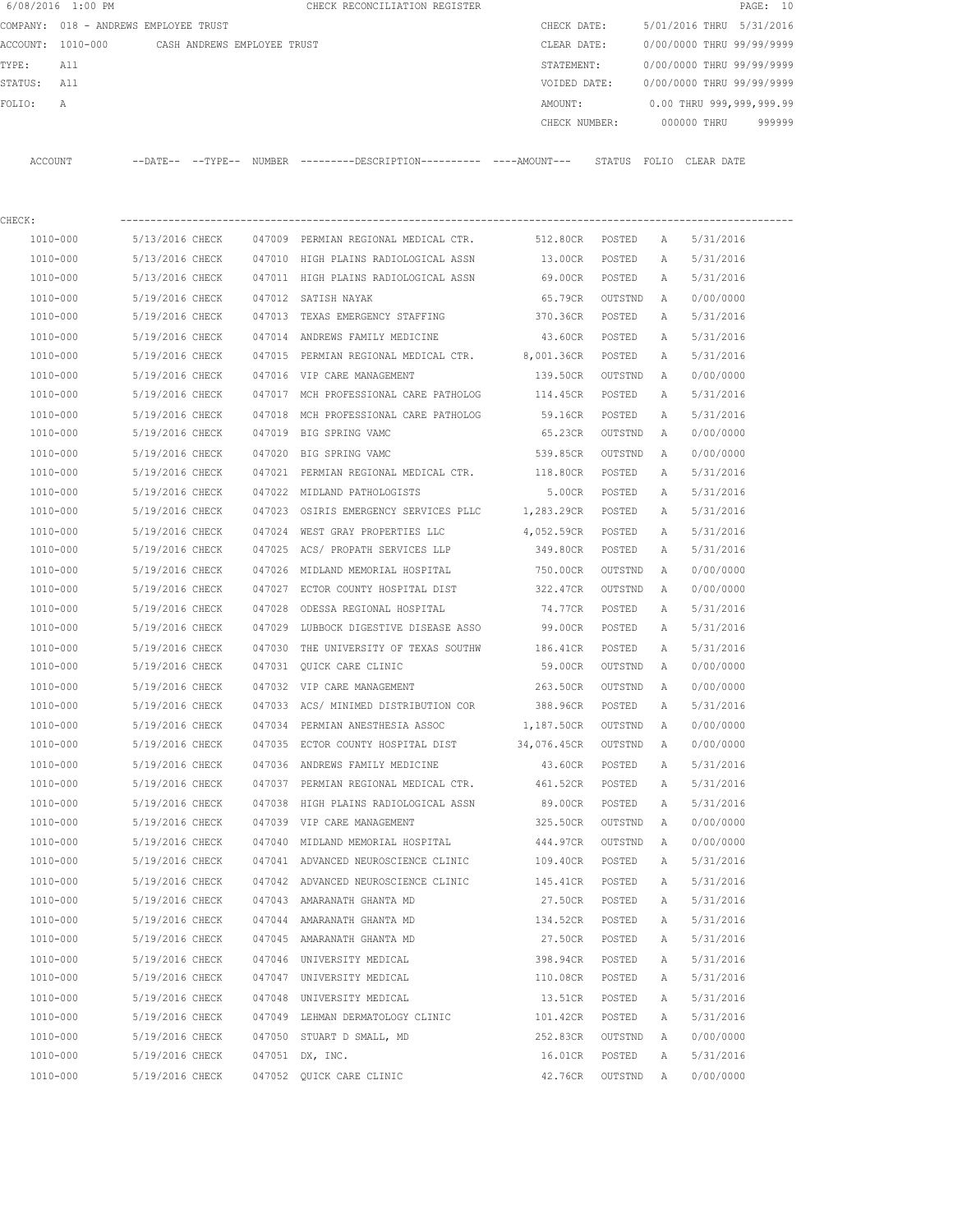6/08/2016 1:00 PM CHECK RECONCILIATION REGISTER

COMPANY: 018 - ANDREWS EMPLOYEE TRUST
ACCOUNT: 1010-000 CASH ANDREWS EMPLOYEE TRUST
TYPE: All
STATUS: All
FOLIO: A

CHECK DATE: 5/01/2016 THRU 5/31/2016
CLEAR DATE: 0/00/0000 THRU 99/99/9999
STATEMENT: 0/00/0000 THRU 99/99/9999
VOIDED DATE: 0/00/0000 THRU 99/99/9999
AMOUNT: 0.00 THRU 999,999,999.99
CHECK NUMBER: 000000 THRU 999999

CHECK:

| ACCOUNT | --DATE-- | --TYPE-- | NUMBER | ---------DESCRIPTION---------- | ----AMOUNT--- | STATUS | FOLIO | CLEAR DATE |
|---|---|---|---|---|---|---|---|---|
| 1010-000 | 5/13/2016 | CHECK | 047009 | PERMIAN REGIONAL MEDICAL CTR. | 512.80CR | POSTED | A | 5/31/2016 |
| 1010-000 | 5/13/2016 | CHECK | 047010 | HIGH PLAINS RADIOLOGICAL ASSN | 13.00CR | POSTED | A | 5/31/2016 |
| 1010-000 | 5/13/2016 | CHECK | 047011 | HIGH PLAINS RADIOLOGICAL ASSN | 69.00CR | POSTED | A | 5/31/2016 |
| 1010-000 | 5/19/2016 | CHECK | 047012 | SATISH NAYAK | 65.79CR | OUTSTND | A | 0/00/0000 |
| 1010-000 | 5/19/2016 | CHECK | 047013 | TEXAS EMERGENCY STAFFING | 370.36CR | POSTED | A | 5/31/2016 |
| 1010-000 | 5/19/2016 | CHECK | 047014 | ANDREWS FAMILY MEDICINE | 43.60CR | POSTED | A | 5/31/2016 |
| 1010-000 | 5/19/2016 | CHECK | 047015 | PERMIAN REGIONAL MEDICAL CTR. | 8,001.36CR | POSTED | A | 5/31/2016 |
| 1010-000 | 5/19/2016 | CHECK | 047016 | VIP CARE MANAGEMENT | 139.50CR | OUTSTND | A | 0/00/0000 |
| 1010-000 | 5/19/2016 | CHECK | 047017 | MCH PROFESSIONAL CARE PATHOLOG | 114.45CR | POSTED | A | 5/31/2016 |
| 1010-000 | 5/19/2016 | CHECK | 047018 | MCH PROFESSIONAL CARE PATHOLOG | 59.16CR | POSTED | A | 5/31/2016 |
| 1010-000 | 5/19/2016 | CHECK | 047019 | BIG SPRING VAMC | 65.23CR | OUTSTND | A | 0/00/0000 |
| 1010-000 | 5/19/2016 | CHECK | 047020 | BIG SPRING VAMC | 539.85CR | OUTSTND | A | 0/00/0000 |
| 1010-000 | 5/19/2016 | CHECK | 047021 | PERMIAN REGIONAL MEDICAL CTR. | 118.80CR | POSTED | A | 5/31/2016 |
| 1010-000 | 5/19/2016 | CHECK | 047022 | MIDLAND PATHOLOGISTS | 5.00CR | POSTED | A | 5/31/2016 |
| 1010-000 | 5/19/2016 | CHECK | 047023 | OSIRIS EMERGENCY SERVICES PLLC | 1,283.29CR | POSTED | A | 5/31/2016 |
| 1010-000 | 5/19/2016 | CHECK | 047024 | WEST GRAY PROPERTIES LLC | 4,052.59CR | POSTED | A | 5/31/2016 |
| 1010-000 | 5/19/2016 | CHECK | 047025 | ACS/ PROPATH SERVICES LLP | 349.80CR | POSTED | A | 5/31/2016 |
| 1010-000 | 5/19/2016 | CHECK | 047026 | MIDLAND MEMORIAL HOSPITAL | 750.00CR | OUTSTND | A | 0/00/0000 |
| 1010-000 | 5/19/2016 | CHECK | 047027 | ECTOR COUNTY HOSPITAL DIST | 322.47CR | OUTSTND | A | 0/00/0000 |
| 1010-000 | 5/19/2016 | CHECK | 047028 | ODESSA REGIONAL HOSPITAL | 74.77CR | POSTED | A | 5/31/2016 |
| 1010-000 | 5/19/2016 | CHECK | 047029 | LUBBOCK DIGESTIVE DISEASE ASSO | 99.00CR | POSTED | A | 5/31/2016 |
| 1010-000 | 5/19/2016 | CHECK | 047030 | THE UNIVERSITY OF TEXAS SOUTHW | 186.41CR | POSTED | A | 5/31/2016 |
| 1010-000 | 5/19/2016 | CHECK | 047031 | QUICK CARE CLINIC | 59.00CR | OUTSTND | A | 0/00/0000 |
| 1010-000 | 5/19/2016 | CHECK | 047032 | VIP CARE MANAGEMENT | 263.50CR | OUTSTND | A | 0/00/0000 |
| 1010-000 | 5/19/2016 | CHECK | 047033 | ACS/ MINIMED DISTRIBUTION COR | 388.96CR | POSTED | A | 5/31/2016 |
| 1010-000 | 5/19/2016 | CHECK | 047034 | PERMIAN ANESTHESIA ASSOC | 1,187.50CR | OUTSTND | A | 0/00/0000 |
| 1010-000 | 5/19/2016 | CHECK | 047035 | ECTOR COUNTY HOSPITAL DIST | 34,076.45CR | OUTSTND | A | 0/00/0000 |
| 1010-000 | 5/19/2016 | CHECK | 047036 | ANDREWS FAMILY MEDICINE | 43.60CR | POSTED | A | 5/31/2016 |
| 1010-000 | 5/19/2016 | CHECK | 047037 | PERMIAN REGIONAL MEDICAL CTR. | 461.52CR | POSTED | A | 5/31/2016 |
| 1010-000 | 5/19/2016 | CHECK | 047038 | HIGH PLAINS RADIOLOGICAL ASSN | 89.00CR | POSTED | A | 5/31/2016 |
| 1010-000 | 5/19/2016 | CHECK | 047039 | VIP CARE MANAGEMENT | 325.50CR | OUTSTND | A | 0/00/0000 |
| 1010-000 | 5/19/2016 | CHECK | 047040 | MIDLAND MEMORIAL HOSPITAL | 444.97CR | OUTSTND | A | 0/00/0000 |
| 1010-000 | 5/19/2016 | CHECK | 047041 | ADVANCED NEUROSCIENCE CLINIC | 109.40CR | POSTED | A | 5/31/2016 |
| 1010-000 | 5/19/2016 | CHECK | 047042 | ADVANCED NEUROSCIENCE CLINIC | 145.41CR | POSTED | A | 5/31/2016 |
| 1010-000 | 5/19/2016 | CHECK | 047043 | AMARANATH GHANTA MD | 27.50CR | POSTED | A | 5/31/2016 |
| 1010-000 | 5/19/2016 | CHECK | 047044 | AMARANATH GHANTA MD | 134.52CR | POSTED | A | 5/31/2016 |
| 1010-000 | 5/19/2016 | CHECK | 047045 | AMARANATH GHANTA MD | 27.50CR | POSTED | A | 5/31/2016 |
| 1010-000 | 5/19/2016 | CHECK | 047046 | UNIVERSITY MEDICAL | 398.94CR | POSTED | A | 5/31/2016 |
| 1010-000 | 5/19/2016 | CHECK | 047047 | UNIVERSITY MEDICAL | 110.08CR | POSTED | A | 5/31/2016 |
| 1010-000 | 5/19/2016 | CHECK | 047048 | UNIVERSITY MEDICAL | 13.51CR | POSTED | A | 5/31/2016 |
| 1010-000 | 5/19/2016 | CHECK | 047049 | LEHMAN DERMATOLOGY CLINIC | 101.42CR | POSTED | A | 5/31/2016 |
| 1010-000 | 5/19/2016 | CHECK | 047050 | STUART D SMALL, MD | 252.83CR | OUTSTND | A | 0/00/0000 |
| 1010-000 | 5/19/2016 | CHECK | 047051 | DX, INC. | 16.01CR | POSTED | A | 5/31/2016 |
| 1010-000 | 5/19/2016 | CHECK | 047052 | QUICK CARE CLINIC | 42.76CR | OUTSTND | A | 0/00/0000 |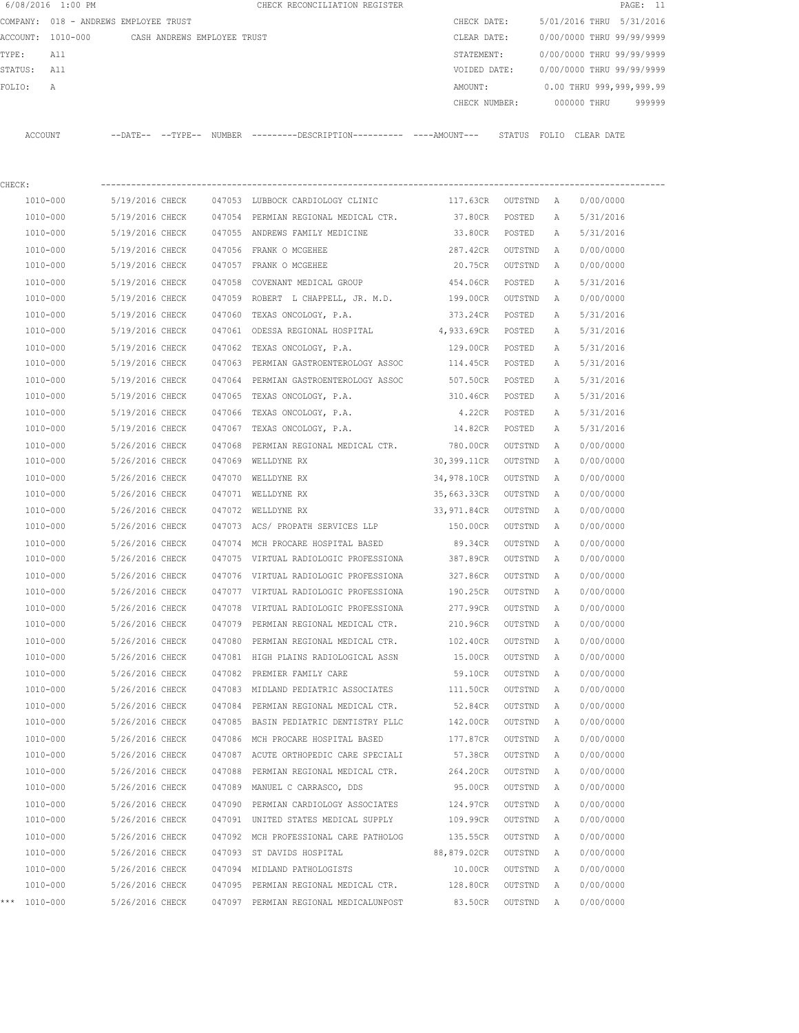6/08/2016 1:00 PM CHECK RECONCILIATION REGISTER

COMPANY: 018 - ANDREWS EMPLOYEE TRUST

ACCOUNT: 1010-000 CASH ANDREWS EMPLOYEE TRUST

TYPE: All

STATUS: All

FOLIO: A

CHECK DATE: 5/01/2016 THRU 5/31/2016

CLEAR DATE: 0/00/0000 THRU 99/99/9999

STATEMENT: 0/00/0000 THRU 99/99/9999

VOIDED DATE: 0/00/0000 THRU 99/99/9999

AMOUNT: 0.00 THRU 999,999,999.99

CHECK NUMBER: 000000 THRU 999999

CHECK:

| ACCOUNT | --DATE-- | --TYPE-- | NUMBER | ---------DESCRIPTION---------- | ----AMOUNT--- | STATUS | FOLIO | CLEAR DATE |
|---|---|---|---|---|---|---|---|---|
| 1010-000 | 5/19/2016 | CHECK | 047053 | LUBBOCK CARDIOLOGY CLINIC | 117.63CR | OUTSTND | A | 0/00/0000 |
| 1010-000 | 5/19/2016 | CHECK | 047054 | PERMIAN REGIONAL MEDICAL CTR. | 37.80CR | POSTED | A | 5/31/2016 |
| 1010-000 | 5/19/2016 | CHECK | 047055 | ANDREWS FAMILY MEDICINE | 33.80CR | POSTED | A | 5/31/2016 |
| 1010-000 | 5/19/2016 | CHECK | 047056 | FRANK O MCGEHEE | 287.42CR | OUTSTND | A | 0/00/0000 |
| 1010-000 | 5/19/2016 | CHECK | 047057 | FRANK O MCGEHEE | 20.75CR | OUTSTND | A | 0/00/0000 |
| 1010-000 | 5/19/2016 | CHECK | 047058 | COVENANT MEDICAL GROUP | 454.06CR | POSTED | A | 5/31/2016 |
| 1010-000 | 5/19/2016 | CHECK | 047059 | ROBERT L CHAPPELL, JR. M.D. | 199.00CR | OUTSTND | A | 0/00/0000 |
| 1010-000 | 5/19/2016 | CHECK | 047060 | TEXAS ONCOLOGY, P.A. | 373.24CR | POSTED | A | 5/31/2016 |
| 1010-000 | 5/19/2016 | CHECK | 047061 | ODESSA REGIONAL HOSPITAL | 4,933.69CR | POSTED | A | 5/31/2016 |
| 1010-000 | 5/19/2016 | CHECK | 047062 | TEXAS ONCOLOGY, P.A. | 129.00CR | POSTED | A | 5/31/2016 |
| 1010-000 | 5/19/2016 | CHECK | 047063 | PERMIAN GASTROENTEROLOGY ASSOC | 114.45CR | POSTED | A | 5/31/2016 |
| 1010-000 | 5/19/2016 | CHECK | 047064 | PERMIAN GASTROENTEROLOGY ASSOC | 507.50CR | POSTED | A | 5/31/2016 |
| 1010-000 | 5/19/2016 | CHECK | 047065 | TEXAS ONCOLOGY, P.A. | 310.46CR | POSTED | A | 5/31/2016 |
| 1010-000 | 5/19/2016 | CHECK | 047066 | TEXAS ONCOLOGY, P.A. | 4.22CR | POSTED | A | 5/31/2016 |
| 1010-000 | 5/19/2016 | CHECK | 047067 | TEXAS ONCOLOGY, P.A. | 14.82CR | POSTED | A | 5/31/2016 |
| 1010-000 | 5/26/2016 | CHECK | 047068 | PERMIAN REGIONAL MEDICAL CTR. | 780.00CR | OUTSTND | A | 0/00/0000 |
| 1010-000 | 5/26/2016 | CHECK | 047069 | WELLDYNE RX | 30,399.11CR | OUTSTND | A | 0/00/0000 |
| 1010-000 | 5/26/2016 | CHECK | 047070 | WELLDYNE RX | 34,978.10CR | OUTSTND | A | 0/00/0000 |
| 1010-000 | 5/26/2016 | CHECK | 047071 | WELLDYNE RX | 35,663.33CR | OUTSTND | A | 0/00/0000 |
| 1010-000 | 5/26/2016 | CHECK | 047072 | WELLDYNE RX | 33,971.84CR | OUTSTND | A | 0/00/0000 |
| 1010-000 | 5/26/2016 | CHECK | 047073 | ACS/ PROPATH SERVICES LLP | 150.00CR | OUTSTND | A | 0/00/0000 |
| 1010-000 | 5/26/2016 | CHECK | 047074 | MCH PROCARE HOSPITAL BASED | 89.34CR | OUTSTND | A | 0/00/0000 |
| 1010-000 | 5/26/2016 | CHECK | 047075 | VIRTUAL RADIOLOGIC PROFESSIONA | 387.89CR | OUTSTND | A | 0/00/0000 |
| 1010-000 | 5/26/2016 | CHECK | 047076 | VIRTUAL RADIOLOGIC PROFESSIONA | 327.86CR | OUTSTND | A | 0/00/0000 |
| 1010-000 | 5/26/2016 | CHECK | 047077 | VIRTUAL RADIOLOGIC PROFESSIONA | 190.25CR | OUTSTND | A | 0/00/0000 |
| 1010-000 | 5/26/2016 | CHECK | 047078 | VIRTUAL RADIOLOGIC PROFESSIONA | 277.99CR | OUTSTND | A | 0/00/0000 |
| 1010-000 | 5/26/2016 | CHECK | 047079 | PERMIAN REGIONAL MEDICAL CTR. | 210.96CR | OUTSTND | A | 0/00/0000 |
| 1010-000 | 5/26/2016 | CHECK | 047080 | PERMIAN REGIONAL MEDICAL CTR. | 102.40CR | OUTSTND | A | 0/00/0000 |
| 1010-000 | 5/26/2016 | CHECK | 047081 | HIGH PLAINS RADIOLOGICAL ASSN | 15.00CR | OUTSTND | A | 0/00/0000 |
| 1010-000 | 5/26/2016 | CHECK | 047082 | PREMIER FAMILY CARE | 59.10CR | OUTSTND | A | 0/00/0000 |
| 1010-000 | 5/26/2016 | CHECK | 047083 | MIDLAND PEDIATRIC ASSOCIATES | 111.50CR | OUTSTND | A | 0/00/0000 |
| 1010-000 | 5/26/2016 | CHECK | 047084 | PERMIAN REGIONAL MEDICAL CTR. | 52.84CR | OUTSTND | A | 0/00/0000 |
| 1010-000 | 5/26/2016 | CHECK | 047085 | BASIN PEDIATRIC DENTISTRY PLLC | 142.00CR | OUTSTND | A | 0/00/0000 |
| 1010-000 | 5/26/2016 | CHECK | 047086 | MCH PROCARE HOSPITAL BASED | 177.87CR | OUTSTND | A | 0/00/0000 |
| 1010-000 | 5/26/2016 | CHECK | 047087 | ACUTE ORTHOPEDIC CARE SPECIALI | 57.38CR | OUTSTND | A | 0/00/0000 |
| 1010-000 | 5/26/2016 | CHECK | 047088 | PERMIAN REGIONAL MEDICAL CTR. | 264.20CR | OUTSTND | A | 0/00/0000 |
| 1010-000 | 5/26/2016 | CHECK | 047089 | MANUEL C CARRASCO, DDS | 95.00CR | OUTSTND | A | 0/00/0000 |
| 1010-000 | 5/26/2016 | CHECK | 047090 | PERMIAN CARDIOLOGY ASSOCIATES | 124.97CR | OUTSTND | A | 0/00/0000 |
| 1010-000 | 5/26/2016 | CHECK | 047091 | UNITED STATES MEDICAL SUPPLY | 109.99CR | OUTSTND | A | 0/00/0000 |
| 1010-000 | 5/26/2016 | CHECK | 047092 | MCH PROFESSIONAL CARE PATHOLOG | 135.55CR | OUTSTND | A | 0/00/0000 |
| 1010-000 | 5/26/2016 | CHECK | 047093 | ST DAVIDS HOSPITAL | 88,879.02CR | OUTSTND | A | 0/00/0000 |
| 1010-000 | 5/26/2016 | CHECK | 047094 | MIDLAND PATHOLOGISTS | 10.00CR | OUTSTND | A | 0/00/0000 |
| 1010-000 | 5/26/2016 | CHECK | 047095 | PERMIAN REGIONAL MEDICAL CTR. | 128.80CR | OUTSTND | A | 0/00/0000 |
| *** 1010-000 | 5/26/2016 | CHECK | 047097 | PERMIAN REGIONAL MEDICALUNPOST | 83.50CR | OUTSTND | A | 0/00/0000 |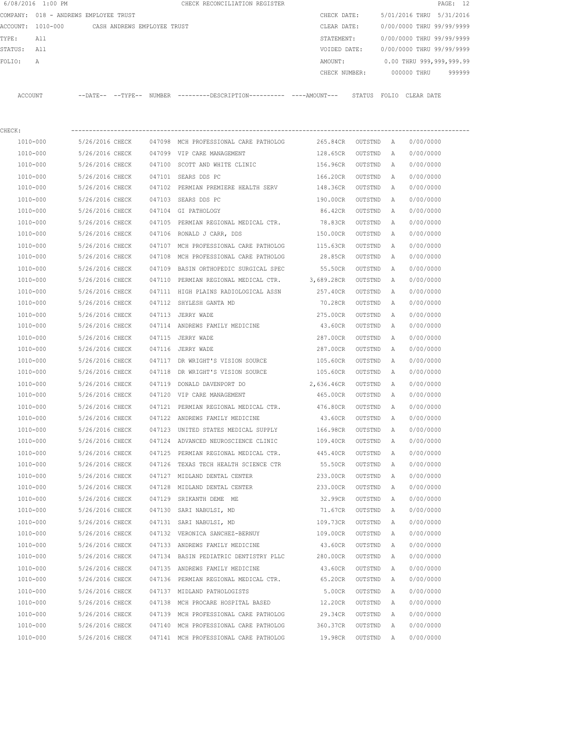6/08/2016 1:00 PM CHECK RECONCILIATION REGISTER

COMPANY: 018 - ANDREWS EMPLOYEE TRUST

ACCOUNT: 1010-000 CASH ANDREWS EMPLOYEE TRUST

TYPE: All

STATUS: All

FOLIO: A

CHECK DATE: 5/01/2016 THRU 5/31/2016

CLEAR DATE: 0/00/0000 THRU 99/99/9999

STATEMENT: 0/00/0000 THRU 99/99/9999

VOIDED DATE: 0/00/0000 THRU 99/99/9999

AMOUNT: 0.00 THRU 999,999,999.99

CHECK NUMBER: 000000 THRU 999999

CHECK:

| ACCOUNT | --DATE-- | --TYPE-- | NUMBER | ---------DESCRIPTION---------- | ----AMOUNT--- | STATUS | FOLIO | CLEAR DATE |
|---|---|---|---|---|---|---|---|---|
| 1010-000 | 5/26/2016 | CHECK | 047098 | MCH PROFESSIONAL CARE PATHOLOG | 265.84CR | OUTSTND | A | 0/00/0000 |
| 1010-000 | 5/26/2016 | CHECK | 047099 | VIP CARE MANAGEMENT | 128.65CR | OUTSTND | A | 0/00/0000 |
| 1010-000 | 5/26/2016 | CHECK | 047100 | SCOTT AND WHITE CLINIC | 156.96CR | OUTSTND | A | 0/00/0000 |
| 1010-000 | 5/26/2016 | CHECK | 047101 | SEARS DDS PC | 166.20CR | OUTSTND | A | 0/00/0000 |
| 1010-000 | 5/26/2016 | CHECK | 047102 | PERMIAN PREMIERE HEALTH SERV | 148.36CR | OUTSTND | A | 0/00/0000 |
| 1010-000 | 5/26/2016 | CHECK | 047103 | SEARS DDS PC | 190.00CR | OUTSTND | A | 0/00/0000 |
| 1010-000 | 5/26/2016 | CHECK | 047104 | GI PATHOLOGY | 86.42CR | OUTSTND | A | 0/00/0000 |
| 1010-000 | 5/26/2016 | CHECK | 047105 | PERMIAN REGIONAL MEDICAL CTR. | 78.83CR | OUTSTND | A | 0/00/0000 |
| 1010-000 | 5/26/2016 | CHECK | 047106 | RONALD J CARR, DDS | 150.00CR | OUTSTND | A | 0/00/0000 |
| 1010-000 | 5/26/2016 | CHECK | 047107 | MCH PROFESSIONAL CARE PATHOLOG | 115.63CR | OUTSTND | A | 0/00/0000 |
| 1010-000 | 5/26/2016 | CHECK | 047108 | MCH PROFESSIONAL CARE PATHOLOG | 28.85CR | OUTSTND | A | 0/00/0000 |
| 1010-000 | 5/26/2016 | CHECK | 047109 | BASIN ORTHOPEDIC SURGICAL SPEC | 55.50CR | OUTSTND | A | 0/00/0000 |
| 1010-000 | 5/26/2016 | CHECK | 047110 | PERMIAN REGIONAL MEDICAL CTR. | 3,689.28CR | OUTSTND | A | 0/00/0000 |
| 1010-000 | 5/26/2016 | CHECK | 047111 | HIGH PLAINS RADIOLOGICAL ASSN | 257.40CR | OUTSTND | A | 0/00/0000 |
| 1010-000 | 5/26/2016 | CHECK | 047112 | SHYLESH GANTA MD | 70.28CR | OUTSTND | A | 0/00/0000 |
| 1010-000 | 5/26/2016 | CHECK | 047113 | JERRY WADE | 275.00CR | OUTSTND | A | 0/00/0000 |
| 1010-000 | 5/26/2016 | CHECK | 047114 | ANDREWS FAMILY MEDICINE | 43.60CR | OUTSTND | A | 0/00/0000 |
| 1010-000 | 5/26/2016 | CHECK | 047115 | JERRY WADE | 287.00CR | OUTSTND | A | 0/00/0000 |
| 1010-000 | 5/26/2016 | CHECK | 047116 | JERRY WADE | 287.00CR | OUTSTND | A | 0/00/0000 |
| 1010-000 | 5/26/2016 | CHECK | 047117 | DR WRIGHT'S VISION SOURCE | 105.60CR | OUTSTND | A | 0/00/0000 |
| 1010-000 | 5/26/2016 | CHECK | 047118 | DR WRIGHT'S VISION SOURCE | 105.60CR | OUTSTND | A | 0/00/0000 |
| 1010-000 | 5/26/2016 | CHECK | 047119 | DONALD DAVENPORT DO | 2,636.46CR | OUTSTND | A | 0/00/0000 |
| 1010-000 | 5/26/2016 | CHECK | 047120 | VIP CARE MANAGEMENT | 465.00CR | OUTSTND | A | 0/00/0000 |
| 1010-000 | 5/26/2016 | CHECK | 047121 | PERMIAN REGIONAL MEDICAL CTR. | 476.80CR | OUTSTND | A | 0/00/0000 |
| 1010-000 | 5/26/2016 | CHECK | 047122 | ANDREWS FAMILY MEDICINE | 43.60CR | OUTSTND | A | 0/00/0000 |
| 1010-000 | 5/26/2016 | CHECK | 047123 | UNITED STATES MEDICAL SUPPLY | 166.98CR | OUTSTND | A | 0/00/0000 |
| 1010-000 | 5/26/2016 | CHECK | 047124 | ADVANCED NEUROSCIENCE CLINIC | 109.40CR | OUTSTND | A | 0/00/0000 |
| 1010-000 | 5/26/2016 | CHECK | 047125 | PERMIAN REGIONAL MEDICAL CTR. | 445.40CR | OUTSTND | A | 0/00/0000 |
| 1010-000 | 5/26/2016 | CHECK | 047126 | TEXAS TECH HEALTH SCIENCE CTR | 55.50CR | OUTSTND | A | 0/00/0000 |
| 1010-000 | 5/26/2016 | CHECK | 047127 | MIDLAND DENTAL CENTER | 233.00CR | OUTSTND | A | 0/00/0000 |
| 1010-000 | 5/26/2016 | CHECK | 047128 | MIDLAND DENTAL CENTER | 233.00CR | OUTSTND | A | 0/00/0000 |
| 1010-000 | 5/26/2016 | CHECK | 047129 | SRIKANTH DEME ME | 32.99CR | OUTSTND | A | 0/00/0000 |
| 1010-000 | 5/26/2016 | CHECK | 047130 | SARI NABULSI, MD | 71.67CR | OUTSTND | A | 0/00/0000 |
| 1010-000 | 5/26/2016 | CHECK | 047131 | SARI NABULSI, MD | 109.73CR | OUTSTND | A | 0/00/0000 |
| 1010-000 | 5/26/2016 | CHECK | 047132 | VERONICA SANCHEZ-BERNUY | 109.00CR | OUTSTND | A | 0/00/0000 |
| 1010-000 | 5/26/2016 | CHECK | 047133 | ANDREWS FAMILY MEDICINE | 43.60CR | OUTSTND | A | 0/00/0000 |
| 1010-000 | 5/26/2016 | CHECK | 047134 | BASIN PEDIATRIC DENTISTRY PLLC | 280.00CR | OUTSTND | A | 0/00/0000 |
| 1010-000 | 5/26/2016 | CHECK | 047135 | ANDREWS FAMILY MEDICINE | 43.60CR | OUTSTND | A | 0/00/0000 |
| 1010-000 | 5/26/2016 | CHECK | 047136 | PERMIAN REGIONAL MEDICAL CTR. | 65.20CR | OUTSTND | A | 0/00/0000 |
| 1010-000 | 5/26/2016 | CHECK | 047137 | MIDLAND PATHOLOGISTS | 5.00CR | OUTSTND | A | 0/00/0000 |
| 1010-000 | 5/26/2016 | CHECK | 047138 | MCH PROCARE HOSPITAL BASED | 12.20CR | OUTSTND | A | 0/00/0000 |
| 1010-000 | 5/26/2016 | CHECK | 047139 | MCH PROFESSIONAL CARE PATHOLOG | 29.34CR | OUTSTND | A | 0/00/0000 |
| 1010-000 | 5/26/2016 | CHECK | 047140 | MCH PROFESSIONAL CARE PATHOLOG | 360.37CR | OUTSTND | A | 0/00/0000 |
| 1010-000 | 5/26/2016 | CHECK | 047141 | MCH PROFESSIONAL CARE PATHOLOG | 19.98CR | OUTSTND | A | 0/00/0000 |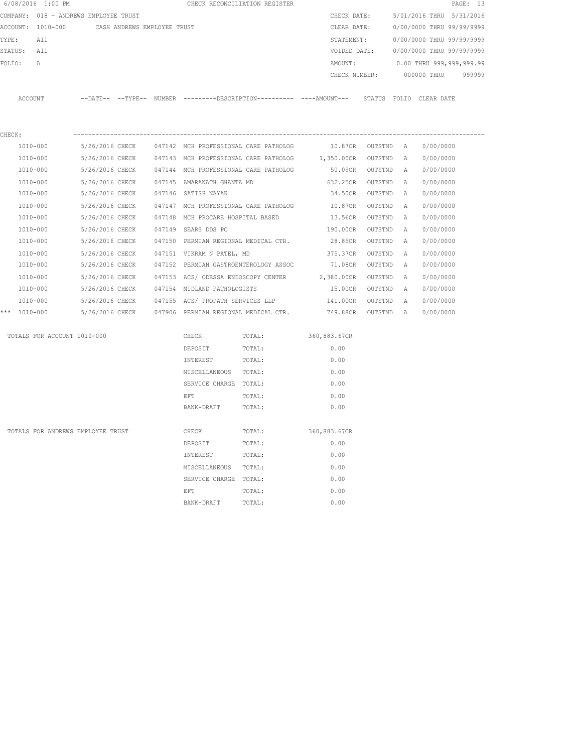6/08/2016 1:00 PM CHECK RECONCILIATION REGISTER

COMPANY: 018 - ANDREWS EMPLOYEE TRUST

ACCOUNT: 1010-000 CASH ANDREWS EMPLOYEE TRUST

TYPE: All

STATUS: All

FOLIO: A

CHECK DATE: 5/01/2016 THRU 5/31/2016

CLEAR DATE: 0/00/0000 THRU 99/99/9999

STATEMENT: 0/00/0000 THRU 99/99/9999

VOIDED DATE: 0/00/0000 THRU 99/99/9999

AMOUNT: 0.00 THRU 999,999,999.99

CHECK NUMBER: 000000 THRU 999999

CHECK:

| ACCOUNT | --DATE-- | --TYPE-- | NUMBER | ---------DESCRIPTION---------- | ----AMOUNT--- | STATUS | FOLIO | CLEAR DATE |
|---|---|---|---|---|---|---|---|---|
| 1010-000 | 5/26/2016 | CHECK | 047142 | MCH PROFESSIONAL CARE PATHOLOG | 10.87CR | OUTSTND | A | 0/00/0000 |
| 1010-000 | 5/26/2016 | CHECK | 047143 | MCH PROFESSIONAL CARE PATHOLOG | 1,350.00CR | OUTSTND | A | 0/00/0000 |
| 1010-000 | 5/26/2016 | CHECK | 047144 | MCH PROFESSIONAL CARE PATHOLOG | 50.09CR | OUTSTND | A | 0/00/0000 |
| 1010-000 | 5/26/2016 | CHECK | 047145 | AMARANATH GHANTA MD | 632.25CR | OUTSTND | A | 0/00/0000 |
| 1010-000 | 5/26/2016 | CHECK | 047146 | SATISH NAYAK | 34.50CR | OUTSTND | A | 0/00/0000 |
| 1010-000 | 5/26/2016 | CHECK | 047147 | MCH PROFESSIONAL CARE PATHOLOG | 10.87CR | OUTSTND | A | 0/00/0000 |
| 1010-000 | 5/26/2016 | CHECK | 047148 | MCH PROCARE HOSPITAL BASED | 13.56CR | OUTSTND | A | 0/00/0000 |
| 1010-000 | 5/26/2016 | CHECK | 047149 | SEARS DDS PC | 190.00CR | OUTSTND | A | 0/00/0000 |
| 1010-000 | 5/26/2016 | CHECK | 047150 | PERMIAN REGIONAL MEDICAL CTR. | 28.85CR | OUTSTND | A | 0/00/0000 |
| 1010-000 | 5/26/2016 | CHECK | 047151 | VIKRAM N PATEL, MD | 375.37CR | OUTSTND | A | 0/00/0000 |
| 1010-000 | 5/26/2016 | CHECK | 047152 | PERMIAN GASTROENTEROLOGY ASSOC | 71.08CR | OUTSTND | A | 0/00/0000 |
| 1010-000 | 5/26/2016 | CHECK | 047153 | ACS/ ODESSA ENDOSCOPY CENTER | 2,380.00CR | OUTSTND | A | 0/00/0000 |
| 1010-000 | 5/26/2016 | CHECK | 047154 | MIDLAND PATHOLOGISTS | 15.00CR | OUTSTND | A | 0/00/0000 |
| 1010-000 | 5/26/2016 | CHECK | 047155 | ACS/ PROPATH SERVICES LLP | 141.00CR | OUTSTND | A | 0/00/0000 |
| *** 1010-000 | 5/26/2016 | CHECK | 047906 | PERMIAN REGIONAL MEDICAL CTR. | 749.88CR | OUTSTND | A | 0/00/0000 |

| TOTALS FOR ACCOUNT 1010-000 | | | |
|---|---|---|---|
| | CHECK | TOTAL: | 360,883.67CR |
| | DEPOSIT | TOTAL: | 0.00 |
| | INTEREST | TOTAL: | 0.00 |
| | MISCELLANEOUS | TOTAL: | 0.00 |
| | SERVICE CHARGE | TOTAL: | 0.00 |
| | EFT | TOTAL: | 0.00 |
| | BANK-DRAFT | TOTAL: | 0.00 |

| TOTALS FOR ANDREWS EMPLOYEE TRUST | | | |
|---|---|---|---|
| | CHECK | TOTAL: | 360,883.67CR |
| | DEPOSIT | TOTAL: | 0.00 |
| | INTEREST | TOTAL: | 0.00 |
| | MISCELLANEOUS | TOTAL: | 0.00 |
| | SERVICE CHARGE | TOTAL: | 0.00 |
| | EFT | TOTAL: | 0.00 |
| | BANK-DRAFT | TOTAL: | 0.00 |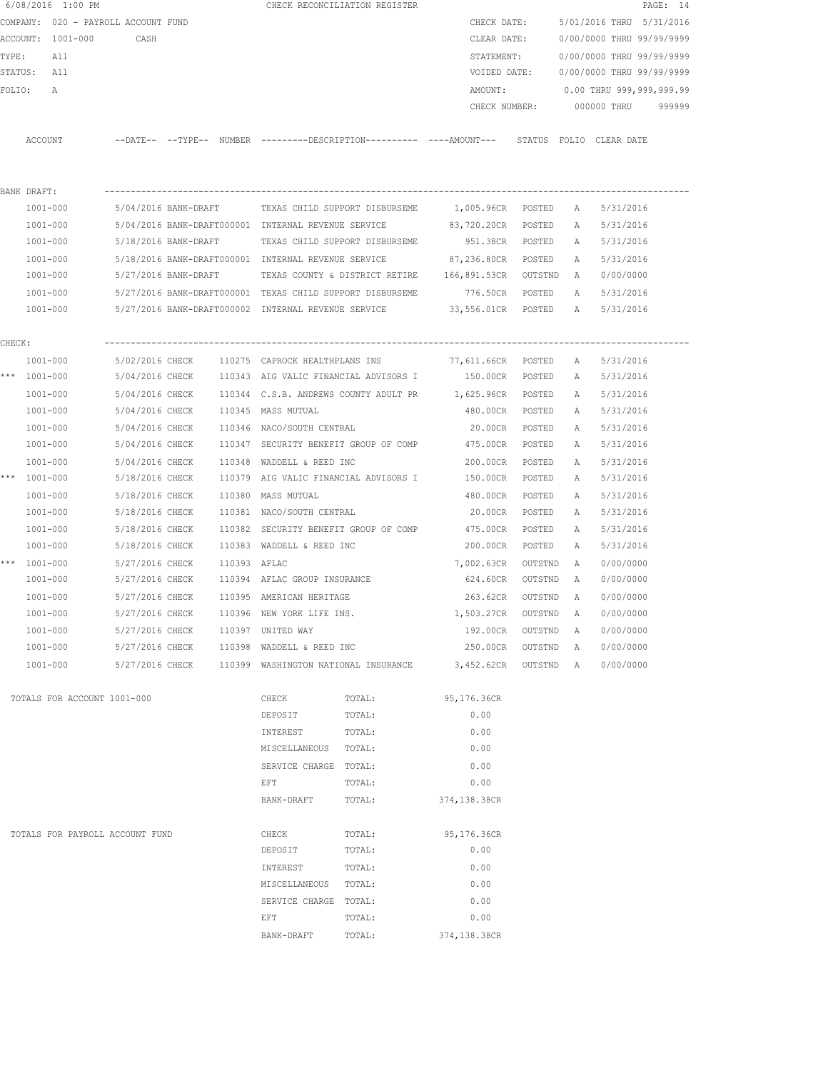6/08/2016 1:00 PM CHECK RECONCILIATION REGISTER

COMPANY: 020 - PAYROLL ACCOUNT FUND
ACCOUNT: 1001-000 CASH
TYPE: All
STATUS: All
FOLIO: A

CHECK DATE: 5/01/2016 THRU 5/31/2016
CLEAR DATE: 0/00/0000 THRU 99/99/9999
STATEMENT: 0/00/0000 THRU 99/99/9999
VOIDED DATE: 0/00/0000 THRU 99/99/9999
AMOUNT: 0.00 THRU 999,999,999.99
CHECK NUMBER: 000000 THRU 999999

| | ACCOUNT | --DATE-- | --TYPE-- | NUMBER | ---------DESCRIPTION---------- | ----AMOUNT--- | STATUS | FOLIO | CLEAR DATE |
|---|---|---|---|---|---|---|---|---|---|
| BANK DRAFT: | | | | | | | | | |
| | 1001-000 | 5/04/2016 | BANK-DRAFT | | TEXAS CHILD SUPPORT DISBURSEME | 1,005.96CR | POSTED | A | 5/31/2016 |
| | 1001-000 | 5/04/2016 | BANK-DRAFT | 000001 | INTERNAL REVENUE SERVICE | 83,720.20CR | POSTED | A | 5/31/2016 |
| | 1001-000 | 5/18/2016 | BANK-DRAFT | | TEXAS CHILD SUPPORT DISBURSEME | 951.38CR | POSTED | A | 5/31/2016 |
| | 1001-000 | 5/18/2016 | BANK-DRAFT | 000001 | INTERNAL REVENUE SERVICE | 87,236.80CR | POSTED | A | 5/31/2016 |
| | 1001-000 | 5/27/2016 | BANK-DRAFT | | TEXAS COUNTY & DISTRICT RETIRE | 166,891.53CR | OUTSTND | A | 0/00/0000 |
| | 1001-000 | 5/27/2016 | BANK-DRAFT | 000001 | TEXAS CHILD SUPPORT DISBURSEME | 776.50CR | POSTED | A | 5/31/2016 |
| | 1001-000 | 5/27/2016 | BANK-DRAFT | 000002 | INTERNAL REVENUE SERVICE | 33,556.01CR | POSTED | A | 5/31/2016 |
| CHECK: | | | | | | | | | |
| | 1001-000 | 5/02/2016 | CHECK | 110275 | CAPROCK HEALTHPLANS INS | 77,611.66CR | POSTED | A | 5/31/2016 |
| *** | 1001-000 | 5/04/2016 | CHECK | 110343 | AIG VALIC FINANCIAL ADVISORS I | 150.00CR | POSTED | A | 5/31/2016 |
| | 1001-000 | 5/04/2016 | CHECK | 110344 | C.S.B. ANDREWS COUNTY ADULT PR | 1,625.96CR | POSTED | A | 5/31/2016 |
| | 1001-000 | 5/04/2016 | CHECK | 110345 | MASS MUTUAL | 480.00CR | POSTED | A | 5/31/2016 |
| | 1001-000 | 5/04/2016 | CHECK | 110346 | NACO/SOUTH CENTRAL | 20.00CR | POSTED | A | 5/31/2016 |
| | 1001-000 | 5/04/2016 | CHECK | 110347 | SECURITY BENEFIT GROUP OF COMP | 475.00CR | POSTED | A | 5/31/2016 |
| | 1001-000 | 5/04/2016 | CHECK | 110348 | WADDELL & REED INC | 200.00CR | POSTED | A | 5/31/2016 |
| *** | 1001-000 | 5/18/2016 | CHECK | 110379 | AIG VALIC FINANCIAL ADVISORS I | 150.00CR | POSTED | A | 5/31/2016 |
| | 1001-000 | 5/18/2016 | CHECK | 110380 | MASS MUTUAL | 480.00CR | POSTED | A | 5/31/2016 |
| | 1001-000 | 5/18/2016 | CHECK | 110381 | NACO/SOUTH CENTRAL | 20.00CR | POSTED | A | 5/31/2016 |
| | 1001-000 | 5/18/2016 | CHECK | 110382 | SECURITY BENEFIT GROUP OF COMP | 475.00CR | POSTED | A | 5/31/2016 |
| | 1001-000 | 5/18/2016 | CHECK | 110383 | WADDELL & REED INC | 200.00CR | POSTED | A | 5/31/2016 |
| *** | 1001-000 | 5/27/2016 | CHECK | 110393 | AFLAC | 7,002.63CR | OUTSTND | A | 0/00/0000 |
| | 1001-000 | 5/27/2016 | CHECK | 110394 | AFLAC GROUP INSURANCE | 624.60CR | OUTSTND | A | 0/00/0000 |
| | 1001-000 | 5/27/2016 | CHECK | 110395 | AMERICAN HERITAGE | 263.62CR | OUTSTND | A | 0/00/0000 |
| | 1001-000 | 5/27/2016 | CHECK | 110396 | NEW YORK LIFE INS. | 1,503.27CR | OUTSTND | A | 0/00/0000 |
| | 1001-000 | 5/27/2016 | CHECK | 110397 | UNITED WAY | 192.00CR | OUTSTND | A | 0/00/0000 |
| | 1001-000 | 5/27/2016 | CHECK | 110398 | WADDELL & REED INC | 250.00CR | OUTSTND | A | 0/00/0000 |
| | 1001-000 | 5/27/2016 | CHECK | 110399 | WASHINGTON NATIONAL INSURANCE | 3,452.62CR | OUTSTND | A | 0/00/0000 |

| TOTALS FOR ACCOUNT 1001-000 | | | |
|---|---|---|---|
| | CHECK | TOTAL: | 95,176.36CR |
| | DEPOSIT | TOTAL: | 0.00 |
| | INTEREST | TOTAL: | 0.00 |
| | MISCELLANEOUS | TOTAL: | 0.00 |
| | SERVICE CHARGE | TOTAL: | 0.00 |
| | EFT | TOTAL: | 0.00 |
| | BANK-DRAFT | TOTAL: | 374,138.38CR |

| TOTALS FOR PAYROLL ACCOUNT FUND | | | |
|---|---|---|---|
| | CHECK | TOTAL: | 95,176.36CR |
| | DEPOSIT | TOTAL: | 0.00 |
| | INTEREST | TOTAL: | 0.00 |
| | MISCELLANEOUS | TOTAL: | 0.00 |
| | SERVICE CHARGE | TOTAL: | 0.00 |
| | EFT | TOTAL: | 0.00 |
| | BANK-DRAFT | TOTAL: | 374,138.38CR |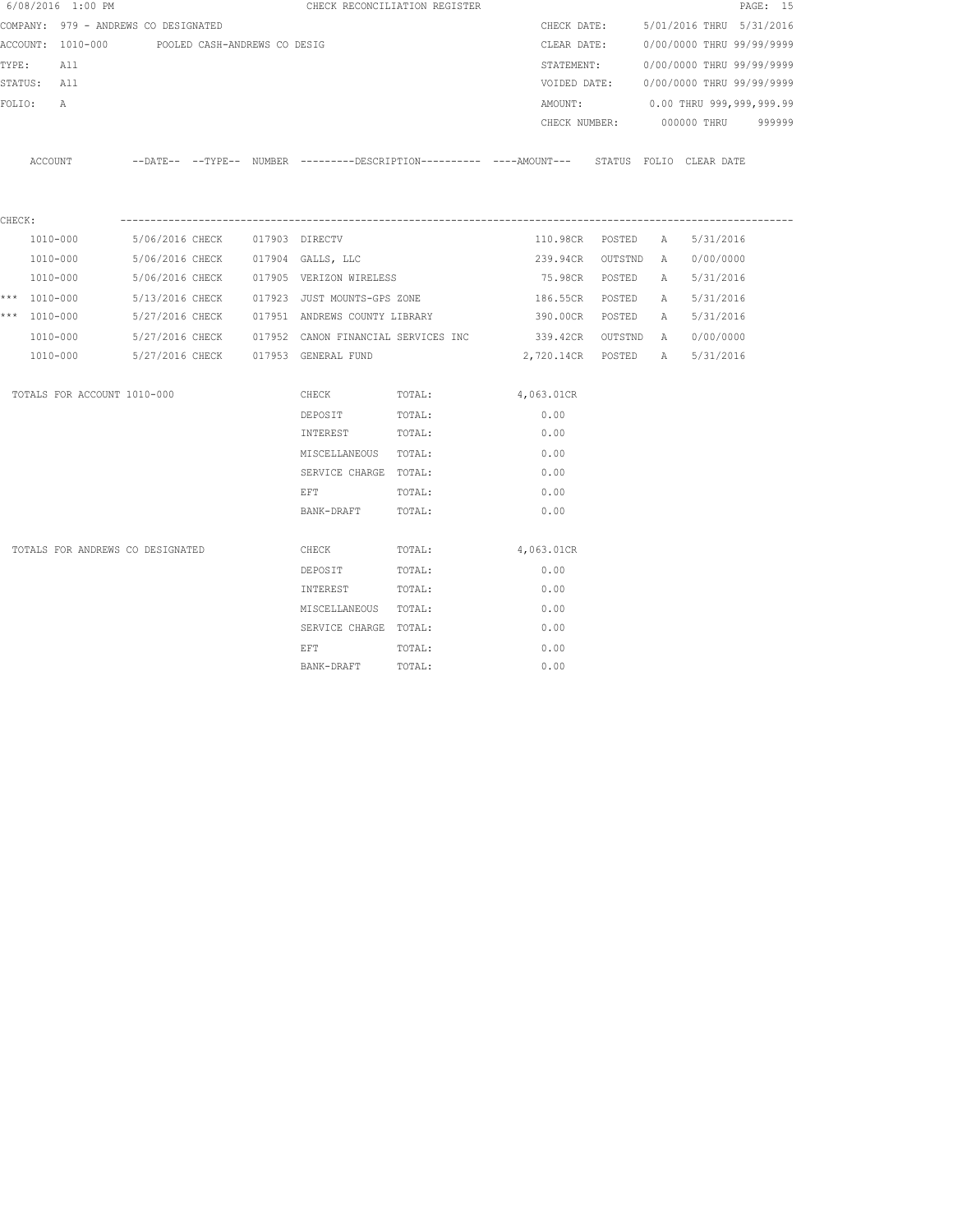6/08/2016 1:00 PM CHECK RECONCILIATION REGISTER

COMPANY: 979 - ANDREWS CO DESIGNATED
ACCOUNT: 1010-000 POOLED CASH-ANDREWS CO DESIG
TYPE: All
STATUS: All
FOLIO: A

CHECK DATE: 5/01/2016 THRU 5/31/2016
CLEAR DATE: 0/00/0000 THRU 99/99/9999
STATEMENT: 0/00/0000 THRU 99/99/9999
VOIDED DATE: 0/00/0000 THRU 99/99/9999
AMOUNT: 0.00 THRU 999,999,999.99
CHECK NUMBER: 000000 THRU 999999

CHECK:

| | ACCOUNT | DATE | TYPE | NUMBER | DESCRIPTION | AMOUNT | STATUS | FOLIO | CLEAR DATE |
|---|---|---|---|---|---|---|---|---|---|
| | 1010-000 | 5/06/2016 | CHECK | 017903 | DIRECTV | 110.98CR | POSTED | A | 5/31/2016 |
| | 1010-000 | 5/06/2016 | CHECK | 017904 | GALLS, LLC | 239.94CR | OUTSTND | A | 0/00/0000 |
| | 1010-000 | 5/06/2016 | CHECK | 017905 | VERIZON WIRELESS | 75.98CR | POSTED | A | 5/31/2016 |
| *** | 1010-000 | 5/13/2016 | CHECK | 017923 | JUST MOUNTS-GPS ZONE | 186.55CR | POSTED | A | 5/31/2016 |
| *** | 1010-000 | 5/27/2016 | CHECK | 017951 | ANDREWS COUNTY LIBRARY | 390.00CR | POSTED | A | 5/31/2016 |
| | 1010-000 | 5/27/2016 | CHECK | 017952 | CANON FINANCIAL SERVICES INC | 339.42CR | OUTSTND | A | 0/00/0000 |
| | 1010-000 | 5/27/2016 | CHECK | 017953 | GENERAL FUND | 2,720.14CR | POSTED | A | 5/31/2016 |

| TOTALS FOR ACCOUNT 1010-000 | | | |
|---|---|---|---|
| | CHECK | TOTAL: | 4,063.01CR |
| | DEPOSIT | TOTAL: | 0.00 |
| | INTEREST | TOTAL: | 0.00 |
| | MISCELLANEOUS | TOTAL: | 0.00 |
| | SERVICE CHARGE | TOTAL: | 0.00 |
| | EFT | TOTAL: | 0.00 |
| | BANK-DRAFT | TOTAL: | 0.00 |

| TOTALS FOR ANDREWS CO DESIGNATED | | | |
|---|---|---|---|
| | CHECK | TOTAL: | 4,063.01CR |
| | DEPOSIT | TOTAL: | 0.00 |
| | INTEREST | TOTAL: | 0.00 |
| | MISCELLANEOUS | TOTAL: | 0.00 |
| | SERVICE CHARGE | TOTAL: | 0.00 |
| | EFT | TOTAL: | 0.00 |
| | BANK-DRAFT | TOTAL: | 0.00 |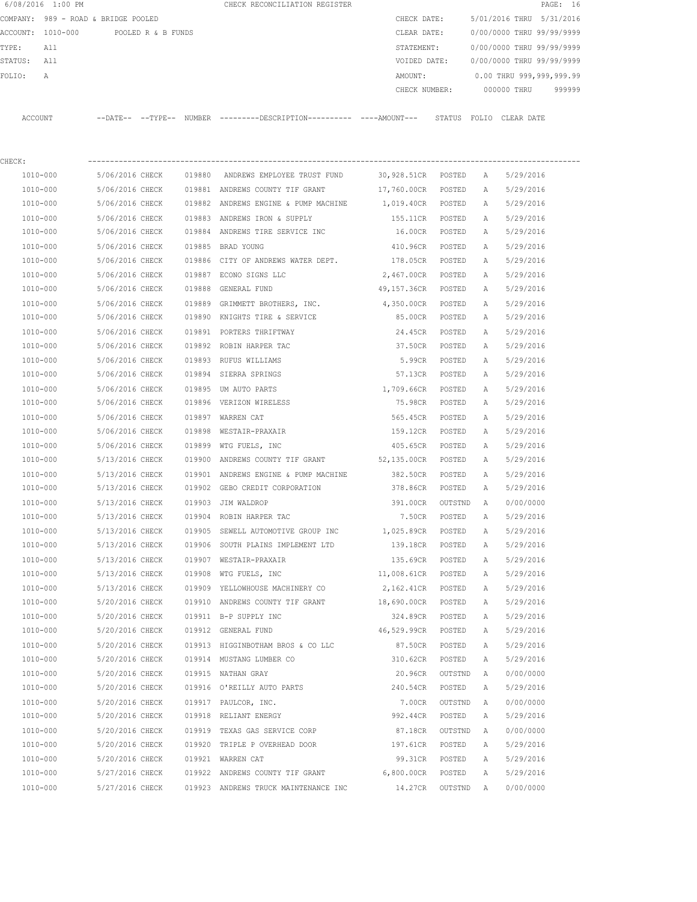6/08/2016 1:00 PM CHECK RECONCILIATION REGISTER

COMPANY: 989 - ROAD & BRIDGE POOLED CHECK DATE: 5/01/2016 THRU 5/31/2016
ACCOUNT: 1010-000 POOLED R & B FUNDS CLEAR DATE: 0/00/0000 THRU 99/99/9999
TYPE: All STATEMENT: 0/00/0000 THRU 99/99/9999
STATUS: All VOIDED DATE: 0/00/0000 THRU 99/99/9999
FOLIO: A AMOUNT: 0.00 THRU 999,999,999.99
CHECK NUMBER: 000000 THRU 999999

CHECK:

| ACCOUNT | --DATE-- | --TYPE-- | NUMBER | ---------DESCRIPTION---------- | ----AMOUNT--- | STATUS | FOLIO | CLEAR DATE |
|---|---|---|---|---|---|---|---|---|
| 1010-000 | 5/06/2016 | CHECK | 019880 | ANDREWS EMPLOYEE TRUST FUND | 30,928.51CR | POSTED | A | 5/29/2016 |
| 1010-000 | 5/06/2016 | CHECK | 019881 | ANDREWS COUNTY TIF GRANT | 17,760.00CR | POSTED | A | 5/29/2016 |
| 1010-000 | 5/06/2016 | CHECK | 019882 | ANDREWS ENGINE & PUMP MACHINE | 1,019.40CR | POSTED | A | 5/29/2016 |
| 1010-000 | 5/06/2016 | CHECK | 019883 | ANDREWS IRON & SUPPLY | 155.11CR | POSTED | A | 5/29/2016 |
| 1010-000 | 5/06/2016 | CHECK | 019884 | ANDREWS TIRE SERVICE INC | 16.00CR | POSTED | A | 5/29/2016 |
| 1010-000 | 5/06/2016 | CHECK | 019885 | BRAD YOUNG | 410.96CR | POSTED | A | 5/29/2016 |
| 1010-000 | 5/06/2016 | CHECK | 019886 | CITY OF ANDREWS WATER DEPT. | 178.05CR | POSTED | A | 5/29/2016 |
| 1010-000 | 5/06/2016 | CHECK | 019887 | ECONO SIGNS LLC | 2,467.00CR | POSTED | A | 5/29/2016 |
| 1010-000 | 5/06/2016 | CHECK | 019888 | GENERAL FUND | 49,157.36CR | POSTED | A | 5/29/2016 |
| 1010-000 | 5/06/2016 | CHECK | 019889 | GRIMMETT BROTHERS, INC. | 4,350.00CR | POSTED | A | 5/29/2016 |
| 1010-000 | 5/06/2016 | CHECK | 019890 | KNIGHTS TIRE & SERVICE | 85.00CR | POSTED | A | 5/29/2016 |
| 1010-000 | 5/06/2016 | CHECK | 019891 | PORTERS THRIFTWAY | 24.45CR | POSTED | A | 5/29/2016 |
| 1010-000 | 5/06/2016 | CHECK | 019892 | ROBIN HARPER TAC | 37.50CR | POSTED | A | 5/29/2016 |
| 1010-000 | 5/06/2016 | CHECK | 019893 | RUFUS WILLIAMS | 5.99CR | POSTED | A | 5/29/2016 |
| 1010-000 | 5/06/2016 | CHECK | 019894 | SIERRA SPRINGS | 57.13CR | POSTED | A | 5/29/2016 |
| 1010-000 | 5/06/2016 | CHECK | 019895 | UM AUTO PARTS | 1,709.66CR | POSTED | A | 5/29/2016 |
| 1010-000 | 5/06/2016 | CHECK | 019896 | VERIZON WIRELESS | 75.98CR | POSTED | A | 5/29/2016 |
| 1010-000 | 5/06/2016 | CHECK | 019897 | WARREN CAT | 565.45CR | POSTED | A | 5/29/2016 |
| 1010-000 | 5/06/2016 | CHECK | 019898 | WESTAIR-PRAXAIR | 159.12CR | POSTED | A | 5/29/2016 |
| 1010-000 | 5/06/2016 | CHECK | 019899 | WTG FUELS, INC | 405.65CR | POSTED | A | 5/29/2016 |
| 1010-000 | 5/13/2016 | CHECK | 019900 | ANDREWS COUNTY TIF GRANT | 52,135.00CR | POSTED | A | 5/29/2016 |
| 1010-000 | 5/13/2016 | CHECK | 019901 | ANDREWS ENGINE & PUMP MACHINE | 382.50CR | POSTED | A | 5/29/2016 |
| 1010-000 | 5/13/2016 | CHECK | 019902 | GEBO CREDIT CORPORATION | 378.86CR | POSTED | A | 5/29/2016 |
| 1010-000 | 5/13/2016 | CHECK | 019903 | JIM WALDROP | 391.00CR | OUTSTND | A | 0/00/0000 |
| 1010-000 | 5/13/2016 | CHECK | 019904 | ROBIN HARPER TAC | 7.50CR | POSTED | A | 5/29/2016 |
| 1010-000 | 5/13/2016 | CHECK | 019905 | SEWELL AUTOMOTIVE GROUP INC | 1,025.89CR | POSTED | A | 5/29/2016 |
| 1010-000 | 5/13/2016 | CHECK | 019906 | SOUTH PLAINS IMPLEMENT LTD | 139.18CR | POSTED | A | 5/29/2016 |
| 1010-000 | 5/13/2016 | CHECK | 019907 | WESTAIR-PRAXAIR | 135.69CR | POSTED | A | 5/29/2016 |
| 1010-000 | 5/13/2016 | CHECK | 019908 | WTG FUELS, INC | 11,008.61CR | POSTED | A | 5/29/2016 |
| 1010-000 | 5/13/2016 | CHECK | 019909 | YELLOWHOUSE MACHINERY CO | 2,162.41CR | POSTED | A | 5/29/2016 |
| 1010-000 | 5/20/2016 | CHECK | 019910 | ANDREWS COUNTY TIF GRANT | 18,690.00CR | POSTED | A | 5/29/2016 |
| 1010-000 | 5/20/2016 | CHECK | 019911 | B-P SUPPLY INC | 324.89CR | POSTED | A | 5/29/2016 |
| 1010-000 | 5/20/2016 | CHECK | 019912 | GENERAL FUND | 46,529.99CR | POSTED | A | 5/29/2016 |
| 1010-000 | 5/20/2016 | CHECK | 019913 | HIGGINBOTHAM BROS & CO LLC | 87.50CR | POSTED | A | 5/29/2016 |
| 1010-000 | 5/20/2016 | CHECK | 019914 | MUSTANG LUMBER CO | 310.62CR | POSTED | A | 5/29/2016 |
| 1010-000 | 5/20/2016 | CHECK | 019915 | NATHAN GRAY | 20.96CR | OUTSTND | A | 0/00/0000 |
| 1010-000 | 5/20/2016 | CHECK | 019916 | O'REILLY AUTO PARTS | 240.54CR | POSTED | A | 5/29/2016 |
| 1010-000 | 5/20/2016 | CHECK | 019917 | PAULCOR, INC. | 7.00CR | OUTSTND | A | 0/00/0000 |
| 1010-000 | 5/20/2016 | CHECK | 019918 | RELIANT ENERGY | 992.44CR | POSTED | A | 5/29/2016 |
| 1010-000 | 5/20/2016 | CHECK | 019919 | TEXAS GAS SERVICE CORP | 87.18CR | OUTSTND | A | 0/00/0000 |
| 1010-000 | 5/20/2016 | CHECK | 019920 | TRIPLE P OVERHEAD DOOR | 197.61CR | POSTED | A | 5/29/2016 |
| 1010-000 | 5/20/2016 | CHECK | 019921 | WARREN CAT | 99.31CR | POSTED | A | 5/29/2016 |
| 1010-000 | 5/27/2016 | CHECK | 019922 | ANDREWS COUNTY TIF GRANT | 6,800.00CR | POSTED | A | 5/29/2016 |
| 1010-000 | 5/27/2016 | CHECK | 019923 | ANDREWS TRUCK MAINTENANCE INC | 14.27CR | OUTSTND | A | 0/00/0000 |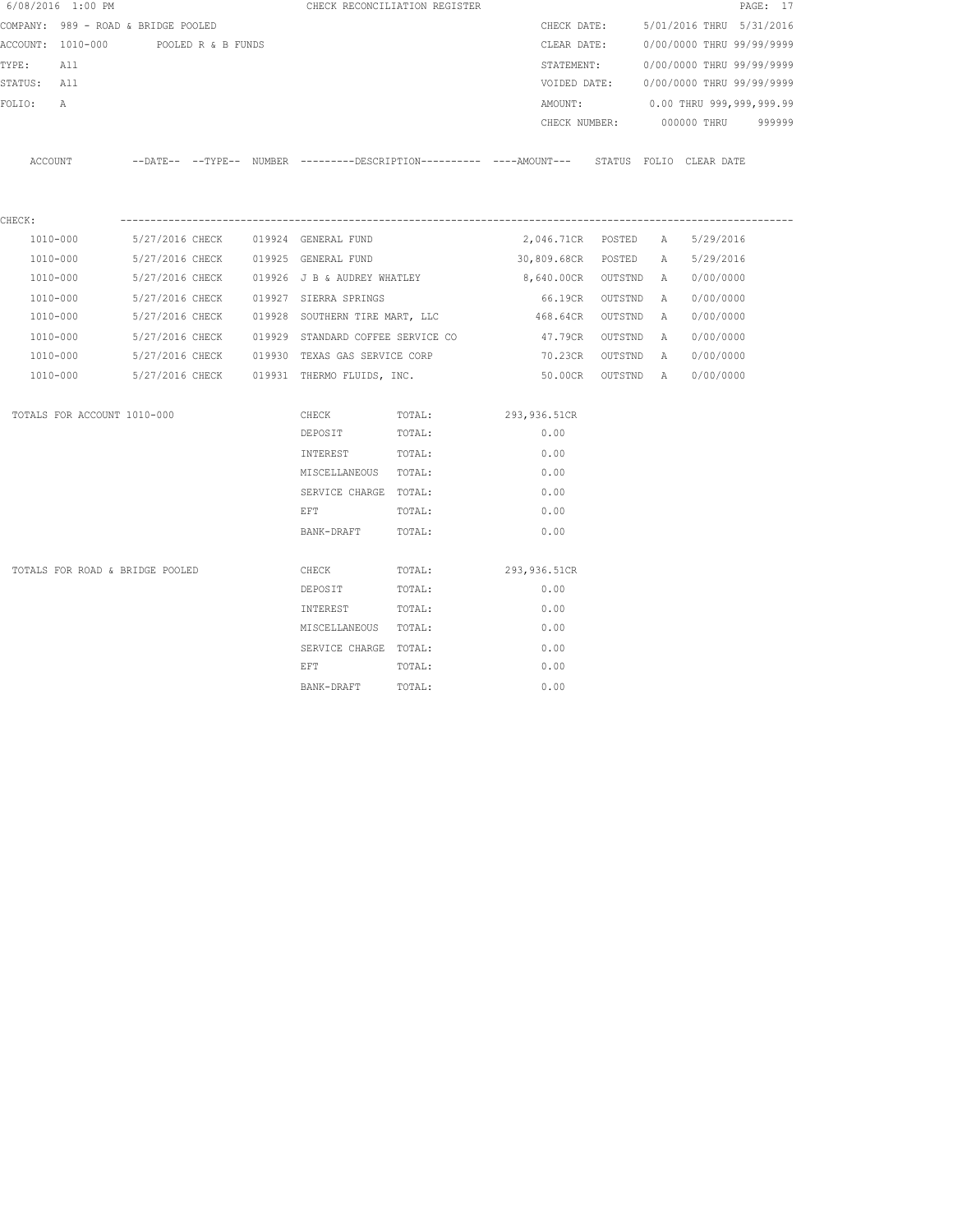6/08/2016 1:00 PM CHECK RECONCILIATION REGISTER

COMPANY: 989 - ROAD & BRIDGE POOLED

ACCOUNT: 1010-000 POOLED R & B FUNDS

TYPE: All

STATUS: All

FOLIO: A

CHECK DATE: 5/01/2016 THRU 5/31/2016

CLEAR DATE: 0/00/0000 THRU 99/99/9999

STATEMENT: 0/00/0000 THRU 99/99/9999

VOIDED DATE: 0/00/0000 THRU 99/99/9999

AMOUNT: 0.00 THRU 999,999,999.99

CHECK NUMBER: 000000 THRU 999999

CHECK:

| ACCOUNT | DATE | TYPE | NUMBER | DESCRIPTION | AMOUNT | STATUS | FOLIO | CLEAR DATE |
|---|---|---|---|---|---|---|---|---|
| 1010-000 | 5/27/2016 | CHECK | 019924 | GENERAL FUND | 2,046.71CR | POSTED | A | 5/29/2016 |
| 1010-000 | 5/27/2016 | CHECK | 019925 | GENERAL FUND | 30,809.68CR | POSTED | A | 5/29/2016 |
| 1010-000 | 5/27/2016 | CHECK | 019926 | J B & AUDREY WHATLEY | 8,640.00CR | OUTSTND | A | 0/00/0000 |
| 1010-000 | 5/27/2016 | CHECK | 019927 | SIERRA SPRINGS | 66.19CR | OUTSTND | A | 0/00/0000 |
| 1010-000 | 5/27/2016 | CHECK | 019928 | SOUTHERN TIRE MART, LLC | 468.64CR | OUTSTND | A | 0/00/0000 |
| 1010-000 | 5/27/2016 | CHECK | 019929 | STANDARD COFFEE SERVICE CO | 47.79CR | OUTSTND | A | 0/00/0000 |
| 1010-000 | 5/27/2016 | CHECK | 019930 | TEXAS GAS SERVICE CORP | 70.23CR | OUTSTND | A | 0/00/0000 |
| 1010-000 | 5/27/2016 | CHECK | 019931 | THERMO FLUIDS, INC. | 50.00CR | OUTSTND | A | 0/00/0000 |

| TOTALS FOR ACCOUNT 1010-000 | | |
|---|---|---|
| CHECK | TOTAL: | 293,936.51CR |
| DEPOSIT | TOTAL: | 0.00 |
| INTEREST | TOTAL: | 0.00 |
| MISCELLANEOUS | TOTAL: | 0.00 |
| SERVICE CHARGE | TOTAL: | 0.00 |
| EFT | TOTAL: | 0.00 |
| BANK-DRAFT | TOTAL: | 0.00 |

| TOTALS FOR ROAD & BRIDGE POOLED | | |
|---|---|---|
| CHECK | TOTAL: | 293,936.51CR |
| DEPOSIT | TOTAL: | 0.00 |
| INTEREST | TOTAL: | 0.00 |
| MISCELLANEOUS | TOTAL: | 0.00 |
| SERVICE CHARGE | TOTAL: | 0.00 |
| EFT | TOTAL: | 0.00 |
| BANK-DRAFT | TOTAL: | 0.00 |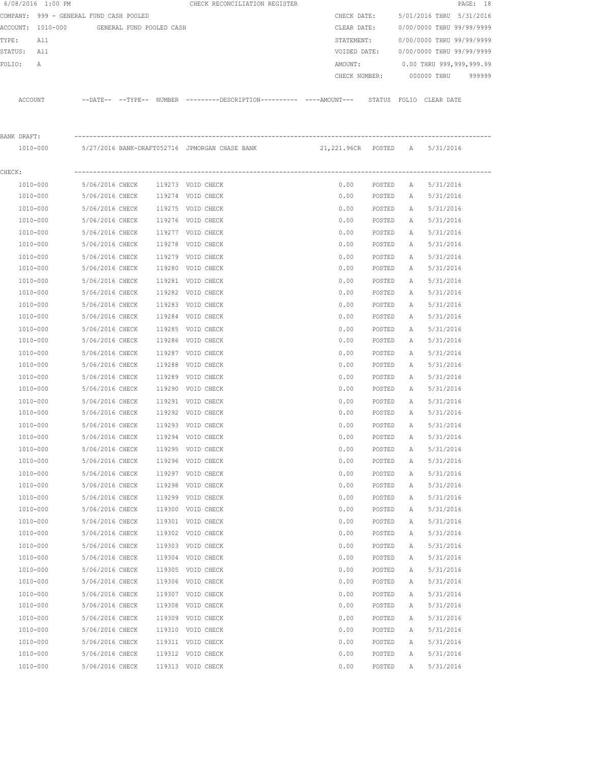6/08/2016 1:00 PM CHECK RECONCILIATION REGISTER

COMPANY: 999 - GENERAL FUND CASH POOLED
ACCOUNT: 1010-000 GENERAL FUND POOLED CASH
TYPE: All
STATUS: All
FOLIO: A

CHECK DATE: 5/01/2016 THRU 5/31/2016
CLEAR DATE: 0/00/0000 THRU 99/99/9999
STATEMENT: 0/00/0000 THRU 99/99/9999
VOIDED DATE: 0/00/0000 THRU 99/99/9999
AMOUNT: 0.00 THRU 999,999,999.99
CHECK NUMBER: 000000 THRU 999999

| ACCOUNT | --DATE-- | --TYPE-- | NUMBER | ---------DESCRIPTION---------- | ----AMOUNT--- | STATUS | FOLIO | CLEAR DATE |
|---|---|---|---|---|---|---|---|---|
| **BANK DRAFT:** | | | | | | | | |
| 1010-000 | 5/27/2016 | BANK-DRAFT | 052716 | JPMORGAN CHASE BANK | 21,221.96CR | POSTED | A | 5/31/2016 |
| **CHECK:** | | | | | | | | |
| 1010-000 | 5/06/2016 | CHECK | 119273 | VOID CHECK | 0.00 | POSTED | A | 5/31/2016 |
| 1010-000 | 5/06/2016 | CHECK | 119274 | VOID CHECK | 0.00 | POSTED | A | 5/31/2016 |
| 1010-000 | 5/06/2016 | CHECK | 119275 | VOID CHECK | 0.00 | POSTED | A | 5/31/2016 |
| 1010-000 | 5/06/2016 | CHECK | 119276 | VOID CHECK | 0.00 | POSTED | A | 5/31/2016 |
| 1010-000 | 5/06/2016 | CHECK | 119277 | VOID CHECK | 0.00 | POSTED | A | 5/31/2016 |
| 1010-000 | 5/06/2016 | CHECK | 119278 | VOID CHECK | 0.00 | POSTED | A | 5/31/2016 |
| 1010-000 | 5/06/2016 | CHECK | 119279 | VOID CHECK | 0.00 | POSTED | A | 5/31/2016 |
| 1010-000 | 5/06/2016 | CHECK | 119280 | VOID CHECK | 0.00 | POSTED | A | 5/31/2016 |
| 1010-000 | 5/06/2016 | CHECK | 119281 | VOID CHECK | 0.00 | POSTED | A | 5/31/2016 |
| 1010-000 | 5/06/2016 | CHECK | 119282 | VOID CHECK | 0.00 | POSTED | A | 5/31/2016 |
| 1010-000 | 5/06/2016 | CHECK | 119283 | VOID CHECK | 0.00 | POSTED | A | 5/31/2016 |
| 1010-000 | 5/06/2016 | CHECK | 119284 | VOID CHECK | 0.00 | POSTED | A | 5/31/2016 |
| 1010-000 | 5/06/2016 | CHECK | 119285 | VOID CHECK | 0.00 | POSTED | A | 5/31/2016 |
| 1010-000 | 5/06/2016 | CHECK | 119286 | VOID CHECK | 0.00 | POSTED | A | 5/31/2016 |
| 1010-000 | 5/06/2016 | CHECK | 119287 | VOID CHECK | 0.00 | POSTED | A | 5/31/2016 |
| 1010-000 | 5/06/2016 | CHECK | 119288 | VOID CHECK | 0.00 | POSTED | A | 5/31/2016 |
| 1010-000 | 5/06/2016 | CHECK | 119289 | VOID CHECK | 0.00 | POSTED | A | 5/31/2016 |
| 1010-000 | 5/06/2016 | CHECK | 119290 | VOID CHECK | 0.00 | POSTED | A | 5/31/2016 |
| 1010-000 | 5/06/2016 | CHECK | 119291 | VOID CHECK | 0.00 | POSTED | A | 5/31/2016 |
| 1010-000 | 5/06/2016 | CHECK | 119292 | VOID CHECK | 0.00 | POSTED | A | 5/31/2016 |
| 1010-000 | 5/06/2016 | CHECK | 119293 | VOID CHECK | 0.00 | POSTED | A | 5/31/2016 |
| 1010-000 | 5/06/2016 | CHECK | 119294 | VOID CHECK | 0.00 | POSTED | A | 5/31/2016 |
| 1010-000 | 5/06/2016 | CHECK | 119295 | VOID CHECK | 0.00 | POSTED | A | 5/31/2016 |
| 1010-000 | 5/06/2016 | CHECK | 119296 | VOID CHECK | 0.00 | POSTED | A | 5/31/2016 |
| 1010-000 | 5/06/2016 | CHECK | 119297 | VOID CHECK | 0.00 | POSTED | A | 5/31/2016 |
| 1010-000 | 5/06/2016 | CHECK | 119298 | VOID CHECK | 0.00 | POSTED | A | 5/31/2016 |
| 1010-000 | 5/06/2016 | CHECK | 119299 | VOID CHECK | 0.00 | POSTED | A | 5/31/2016 |
| 1010-000 | 5/06/2016 | CHECK | 119300 | VOID CHECK | 0.00 | POSTED | A | 5/31/2016 |
| 1010-000 | 5/06/2016 | CHECK | 119301 | VOID CHECK | 0.00 | POSTED | A | 5/31/2016 |
| 1010-000 | 5/06/2016 | CHECK | 119302 | VOID CHECK | 0.00 | POSTED | A | 5/31/2016 |
| 1010-000 | 5/06/2016 | CHECK | 119303 | VOID CHECK | 0.00 | POSTED | A | 5/31/2016 |
| 1010-000 | 5/06/2016 | CHECK | 119304 | VOID CHECK | 0.00 | POSTED | A | 5/31/2016 |
| 1010-000 | 5/06/2016 | CHECK | 119305 | VOID CHECK | 0.00 | POSTED | A | 5/31/2016 |
| 1010-000 | 5/06/2016 | CHECK | 119306 | VOID CHECK | 0.00 | POSTED | A | 5/31/2016 |
| 1010-000 | 5/06/2016 | CHECK | 119307 | VOID CHECK | 0.00 | POSTED | A | 5/31/2016 |
| 1010-000 | 5/06/2016 | CHECK | 119308 | VOID CHECK | 0.00 | POSTED | A | 5/31/2016 |
| 1010-000 | 5/06/2016 | CHECK | 119309 | VOID CHECK | 0.00 | POSTED | A | 5/31/2016 |
| 1010-000 | 5/06/2016 | CHECK | 119310 | VOID CHECK | 0.00 | POSTED | A | 5/31/2016 |
| 1010-000 | 5/06/2016 | CHECK | 119311 | VOID CHECK | 0.00 | POSTED | A | 5/31/2016 |
| 1010-000 | 5/06/2016 | CHECK | 119312 | VOID CHECK | 0.00 | POSTED | A | 5/31/2016 |
| 1010-000 | 5/06/2016 | CHECK | 119313 | VOID CHECK | 0.00 | POSTED | A | 5/31/2016 |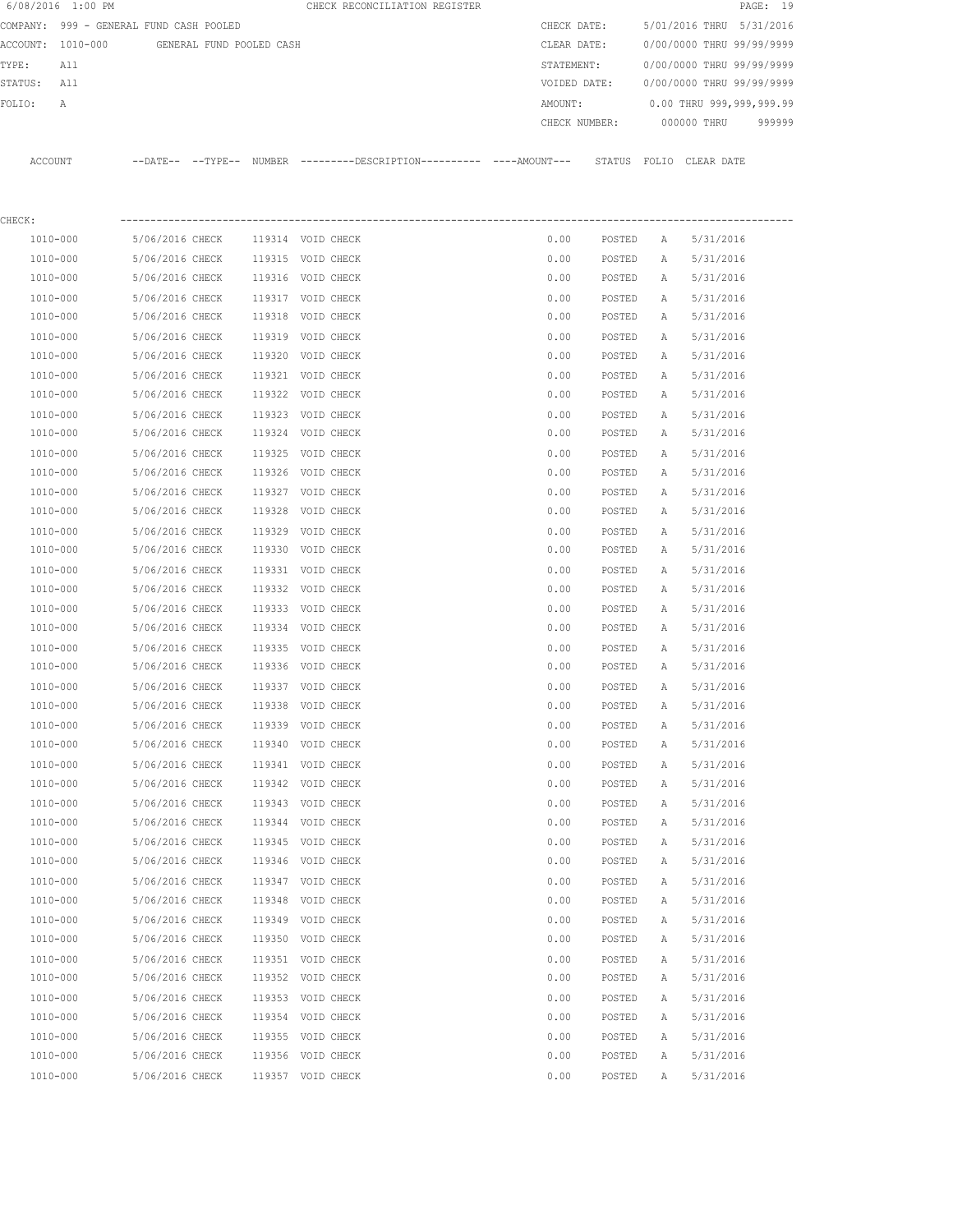6/08/2016 1:00 PM CHECK RECONCILIATION REGISTER

COMPANY: 999 - GENERAL FUND CASH POOLED
ACCOUNT: 1010-000 GENERAL FUND POOLED CASH
TYPE: All
STATUS: All
FOLIO: A

CHECK DATE: 5/01/2016 THRU 5/31/2016
CLEAR DATE: 0/00/0000 THRU 99/99/9999
STATEMENT: 0/00/0000 THRU 99/99/9999
VOIDED DATE: 0/00/0000 THRU 99/99/9999
AMOUNT: 0.00 THRU 999,999,999.99
CHECK NUMBER: 000000 THRU 999999

CHECK:

| ACCOUNT | DATE | TYPE | NUMBER | DESCRIPTION | AMOUNT | STATUS | FOLIO | CLEAR DATE |
|---|---|---|---|---|---|---|---|---|
| 1010-000 | 5/06/2016 | CHECK | 119314 | VOID CHECK | 0.00 | POSTED | A | 5/31/2016 |
| 1010-000 | 5/06/2016 | CHECK | 119315 | VOID CHECK | 0.00 | POSTED | A | 5/31/2016 |
| 1010-000 | 5/06/2016 | CHECK | 119316 | VOID CHECK | 0.00 | POSTED | A | 5/31/2016 |
| 1010-000 | 5/06/2016 | CHECK | 119317 | VOID CHECK | 0.00 | POSTED | A | 5/31/2016 |
| 1010-000 | 5/06/2016 | CHECK | 119318 | VOID CHECK | 0.00 | POSTED | A | 5/31/2016 |
| 1010-000 | 5/06/2016 | CHECK | 119319 | VOID CHECK | 0.00 | POSTED | A | 5/31/2016 |
| 1010-000 | 5/06/2016 | CHECK | 119320 | VOID CHECK | 0.00 | POSTED | A | 5/31/2016 |
| 1010-000 | 5/06/2016 | CHECK | 119321 | VOID CHECK | 0.00 | POSTED | A | 5/31/2016 |
| 1010-000 | 5/06/2016 | CHECK | 119322 | VOID CHECK | 0.00 | POSTED | A | 5/31/2016 |
| 1010-000 | 5/06/2016 | CHECK | 119323 | VOID CHECK | 0.00 | POSTED | A | 5/31/2016 |
| 1010-000 | 5/06/2016 | CHECK | 119324 | VOID CHECK | 0.00 | POSTED | A | 5/31/2016 |
| 1010-000 | 5/06/2016 | CHECK | 119325 | VOID CHECK | 0.00 | POSTED | A | 5/31/2016 |
| 1010-000 | 5/06/2016 | CHECK | 119326 | VOID CHECK | 0.00 | POSTED | A | 5/31/2016 |
| 1010-000 | 5/06/2016 | CHECK | 119327 | VOID CHECK | 0.00 | POSTED | A | 5/31/2016 |
| 1010-000 | 5/06/2016 | CHECK | 119328 | VOID CHECK | 0.00 | POSTED | A | 5/31/2016 |
| 1010-000 | 5/06/2016 | CHECK | 119329 | VOID CHECK | 0.00 | POSTED | A | 5/31/2016 |
| 1010-000 | 5/06/2016 | CHECK | 119330 | VOID CHECK | 0.00 | POSTED | A | 5/31/2016 |
| 1010-000 | 5/06/2016 | CHECK | 119331 | VOID CHECK | 0.00 | POSTED | A | 5/31/2016 |
| 1010-000 | 5/06/2016 | CHECK | 119332 | VOID CHECK | 0.00 | POSTED | A | 5/31/2016 |
| 1010-000 | 5/06/2016 | CHECK | 119333 | VOID CHECK | 0.00 | POSTED | A | 5/31/2016 |
| 1010-000 | 5/06/2016 | CHECK | 119334 | VOID CHECK | 0.00 | POSTED | A | 5/31/2016 |
| 1010-000 | 5/06/2016 | CHECK | 119335 | VOID CHECK | 0.00 | POSTED | A | 5/31/2016 |
| 1010-000 | 5/06/2016 | CHECK | 119336 | VOID CHECK | 0.00 | POSTED | A | 5/31/2016 |
| 1010-000 | 5/06/2016 | CHECK | 119337 | VOID CHECK | 0.00 | POSTED | A | 5/31/2016 |
| 1010-000 | 5/06/2016 | CHECK | 119338 | VOID CHECK | 0.00 | POSTED | A | 5/31/2016 |
| 1010-000 | 5/06/2016 | CHECK | 119339 | VOID CHECK | 0.00 | POSTED | A | 5/31/2016 |
| 1010-000 | 5/06/2016 | CHECK | 119340 | VOID CHECK | 0.00 | POSTED | A | 5/31/2016 |
| 1010-000 | 5/06/2016 | CHECK | 119341 | VOID CHECK | 0.00 | POSTED | A | 5/31/2016 |
| 1010-000 | 5/06/2016 | CHECK | 119342 | VOID CHECK | 0.00 | POSTED | A | 5/31/2016 |
| 1010-000 | 5/06/2016 | CHECK | 119343 | VOID CHECK | 0.00 | POSTED | A | 5/31/2016 |
| 1010-000 | 5/06/2016 | CHECK | 119344 | VOID CHECK | 0.00 | POSTED | A | 5/31/2016 |
| 1010-000 | 5/06/2016 | CHECK | 119345 | VOID CHECK | 0.00 | POSTED | A | 5/31/2016 |
| 1010-000 | 5/06/2016 | CHECK | 119346 | VOID CHECK | 0.00 | POSTED | A | 5/31/2016 |
| 1010-000 | 5/06/2016 | CHECK | 119347 | VOID CHECK | 0.00 | POSTED | A | 5/31/2016 |
| 1010-000 | 5/06/2016 | CHECK | 119348 | VOID CHECK | 0.00 | POSTED | A | 5/31/2016 |
| 1010-000 | 5/06/2016 | CHECK | 119349 | VOID CHECK | 0.00 | POSTED | A | 5/31/2016 |
| 1010-000 | 5/06/2016 | CHECK | 119350 | VOID CHECK | 0.00 | POSTED | A | 5/31/2016 |
| 1010-000 | 5/06/2016 | CHECK | 119351 | VOID CHECK | 0.00 | POSTED | A | 5/31/2016 |
| 1010-000 | 5/06/2016 | CHECK | 119352 | VOID CHECK | 0.00 | POSTED | A | 5/31/2016 |
| 1010-000 | 5/06/2016 | CHECK | 119353 | VOID CHECK | 0.00 | POSTED | A | 5/31/2016 |
| 1010-000 | 5/06/2016 | CHECK | 119354 | VOID CHECK | 0.00 | POSTED | A | 5/31/2016 |
| 1010-000 | 5/06/2016 | CHECK | 119355 | VOID CHECK | 0.00 | POSTED | A | 5/31/2016 |
| 1010-000 | 5/06/2016 | CHECK | 119356 | VOID CHECK | 0.00 | POSTED | A | 5/31/2016 |
| 1010-000 | 5/06/2016 | CHECK | 119357 | VOID CHECK | 0.00 | POSTED | A | 5/31/2016 |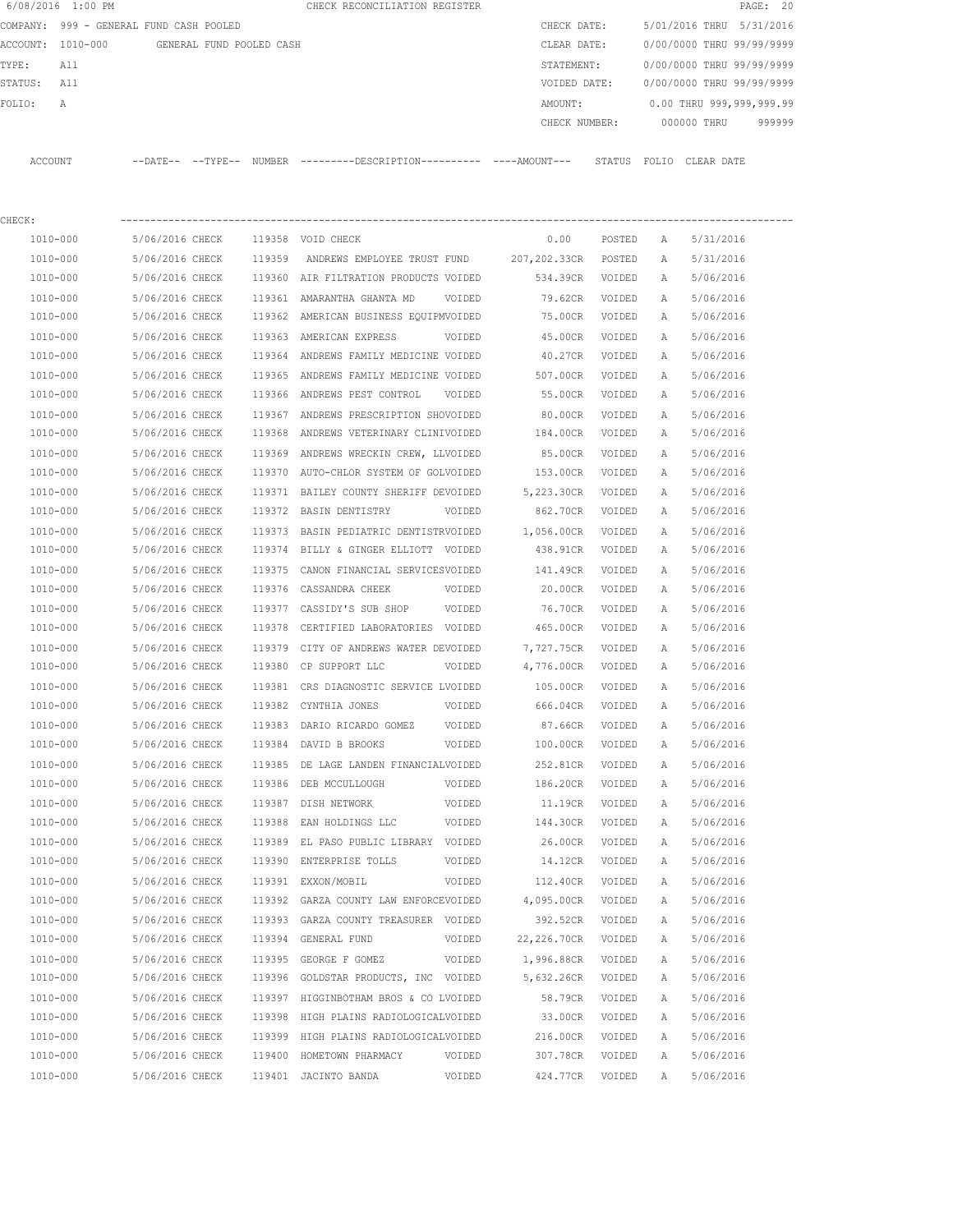6/08/2016 1:00 PM CHECK RECONCILIATION REGISTER

COMPANY: 999 - GENERAL FUND CASH POOLED
ACCOUNT: 1010-000 GENERAL FUND POOLED CASH
TYPE: All
STATUS: All
FOLIO: A

CHECK DATE: 5/01/2016 THRU 5/31/2016
CLEAR DATE: 0/00/0000 THRU 99/99/9999
STATEMENT: 0/00/0000 THRU 99/99/9999
VOIDED DATE: 0/00/0000 THRU 99/99/9999
AMOUNT: 0.00 THRU 999,999,999.99
CHECK NUMBER: 000000 THRU 999999

CHECK:

| ACCOUNT | DATE | TYPE | NUMBER | DESCRIPTION | AMOUNT | STATUS | FOLIO | CLEAR DATE |
|---|---|---|---|---|---|---|---|---|
| 1010-000 | 5/06/2016 | CHECK | 119358 | VOID CHECK | 0.00 | POSTED | A | 5/31/2016 |
| 1010-000 | 5/06/2016 | CHECK | 119359 | ANDREWS EMPLOYEE TRUST FUND | 207,202.33CR | POSTED | A | 5/31/2016 |
| 1010-000 | 5/06/2016 | CHECK | 119360 | AIR FILTRATION PRODUCTS VOIDED | 534.39CR | VOIDED | A | 5/06/2016 |
| 1010-000 | 5/06/2016 | CHECK | 119361 | AMARANTHA GHANTA MD VOIDED | 79.62CR | VOIDED | A | 5/06/2016 |
| 1010-000 | 5/06/2016 | CHECK | 119362 | AMERICAN BUSINESS EQUIPMVOIDED | 75.00CR | VOIDED | A | 5/06/2016 |
| 1010-000 | 5/06/2016 | CHECK | 119363 | AMERICAN EXPRESS VOIDED | 45.00CR | VOIDED | A | 5/06/2016 |
| 1010-000 | 5/06/2016 | CHECK | 119364 | ANDREWS FAMILY MEDICINE VOIDED | 40.27CR | VOIDED | A | 5/06/2016 |
| 1010-000 | 5/06/2016 | CHECK | 119365 | ANDREWS FAMILY MEDICINE VOIDED | 507.00CR | VOIDED | A | 5/06/2016 |
| 1010-000 | 5/06/2016 | CHECK | 119366 | ANDREWS PEST CONTROL VOIDED | 55.00CR | VOIDED | A | 5/06/2016 |
| 1010-000 | 5/06/2016 | CHECK | 119367 | ANDREWS PRESCRIPTION SHOVOIDED | 80.00CR | VOIDED | A | 5/06/2016 |
| 1010-000 | 5/06/2016 | CHECK | 119368 | ANDREWS VETERINARY CLINIVOIDED | 184.00CR | VOIDED | A | 5/06/2016 |
| 1010-000 | 5/06/2016 | CHECK | 119369 | ANDREWS WRECKIN CREW, LLVOIDED | 85.00CR | VOIDED | A | 5/06/2016 |
| 1010-000 | 5/06/2016 | CHECK | 119370 | AUTO-CHLOR SYSTEM OF GOLVOIDED | 153.00CR | VOIDED | A | 5/06/2016 |
| 1010-000 | 5/06/2016 | CHECK | 119371 | BAILEY COUNTY SHERIFF DEVOIDED | 5,223.30CR | VOIDED | A | 5/06/2016 |
| 1010-000 | 5/06/2016 | CHECK | 119372 | BASIN DENTISTRY VOIDED | 862.70CR | VOIDED | A | 5/06/2016 |
| 1010-000 | 5/06/2016 | CHECK | 119373 | BASIN PEDIATRIC DENTISTRVOIDED | 1,056.00CR | VOIDED | A | 5/06/2016 |
| 1010-000 | 5/06/2016 | CHECK | 119374 | BILLY & GINGER ELLIOTT VOIDED | 438.91CR | VOIDED | A | 5/06/2016 |
| 1010-000 | 5/06/2016 | CHECK | 119375 | CANON FINANCIAL SERVICESVOIDED | 141.49CR | VOIDED | A | 5/06/2016 |
| 1010-000 | 5/06/2016 | CHECK | 119376 | CASSANDRA CHEEK VOIDED | 20.00CR | VOIDED | A | 5/06/2016 |
| 1010-000 | 5/06/2016 | CHECK | 119377 | CASSIDY'S SUB SHOP VOIDED | 76.70CR | VOIDED | A | 5/06/2016 |
| 1010-000 | 5/06/2016 | CHECK | 119378 | CERTIFIED LABORATORIES VOIDED | 465.00CR | VOIDED | A | 5/06/2016 |
| 1010-000 | 5/06/2016 | CHECK | 119379 | CITY OF ANDREWS WATER DEVOIDED | 7,727.75CR | VOIDED | A | 5/06/2016 |
| 1010-000 | 5/06/2016 | CHECK | 119380 | CP SUPPORT LLC VOIDED | 4,776.00CR | VOIDED | A | 5/06/2016 |
| 1010-000 | 5/06/2016 | CHECK | 119381 | CRS DIAGNOSTIC SERVICE LVOIDED | 105.00CR | VOIDED | A | 5/06/2016 |
| 1010-000 | 5/06/2016 | CHECK | 119382 | CYNTHIA JONES VOIDED | 666.04CR | VOIDED | A | 5/06/2016 |
| 1010-000 | 5/06/2016 | CHECK | 119383 | DARIO RICARDO GOMEZ VOIDED | 87.66CR | VOIDED | A | 5/06/2016 |
| 1010-000 | 5/06/2016 | CHECK | 119384 | DAVID B BROOKS VOIDED | 100.00CR | VOIDED | A | 5/06/2016 |
| 1010-000 | 5/06/2016 | CHECK | 119385 | DE LAGE LANDEN FINANCIALVOIDED | 252.81CR | VOIDED | A | 5/06/2016 |
| 1010-000 | 5/06/2016 | CHECK | 119386 | DEB MCCULLOUGH VOIDED | 186.20CR | VOIDED | A | 5/06/2016 |
| 1010-000 | 5/06/2016 | CHECK | 119387 | DISH NETWORK VOIDED | 11.19CR | VOIDED | A | 5/06/2016 |
| 1010-000 | 5/06/2016 | CHECK | 119388 | EAN HOLDINGS LLC VOIDED | 144.30CR | VOIDED | A | 5/06/2016 |
| 1010-000 | 5/06/2016 | CHECK | 119389 | EL PASO PUBLIC LIBRARY VOIDED | 26.00CR | VOIDED | A | 5/06/2016 |
| 1010-000 | 5/06/2016 | CHECK | 119390 | ENTERPRISE TOLLS VOIDED | 14.12CR | VOIDED | A | 5/06/2016 |
| 1010-000 | 5/06/2016 | CHECK | 119391 | EXXON/MOBIL VOIDED | 112.40CR | VOIDED | A | 5/06/2016 |
| 1010-000 | 5/06/2016 | CHECK | 119392 | GARZA COUNTY LAW ENFORCEVOIDED | 4,095.00CR | VOIDED | A | 5/06/2016 |
| 1010-000 | 5/06/2016 | CHECK | 119393 | GARZA COUNTY TREASURER VOIDED | 392.52CR | VOIDED | A | 5/06/2016 |
| 1010-000 | 5/06/2016 | CHECK | 119394 | GENERAL FUND VOIDED | 22,226.70CR | VOIDED | A | 5/06/2016 |
| 1010-000 | 5/06/2016 | CHECK | 119395 | GEORGE F GOMEZ VOIDED | 1,996.88CR | VOIDED | A | 5/06/2016 |
| 1010-000 | 5/06/2016 | CHECK | 119396 | GOLDSTAR PRODUCTS, INC VOIDED | 5,632.26CR | VOIDED | A | 5/06/2016 |
| 1010-000 | 5/06/2016 | CHECK | 119397 | HIGGINBOTHAM BROS & CO LVOIDED | 58.79CR | VOIDED | A | 5/06/2016 |
| 1010-000 | 5/06/2016 | CHECK | 119398 | HIGH PLAINS RADIOLOGICALVOIDED | 33.00CR | VOIDED | A | 5/06/2016 |
| 1010-000 | 5/06/2016 | CHECK | 119399 | HIGH PLAINS RADIOLOGICALVOIDED | 216.00CR | VOIDED | A | 5/06/2016 |
| 1010-000 | 5/06/2016 | CHECK | 119400 | HOMETOWN PHARMACY VOIDED | 307.78CR | VOIDED | A | 5/06/2016 |
| 1010-000 | 5/06/2016 | CHECK | 119401 | JACINTO BANDA VOIDED | 424.77CR | VOIDED | A | 5/06/2016 |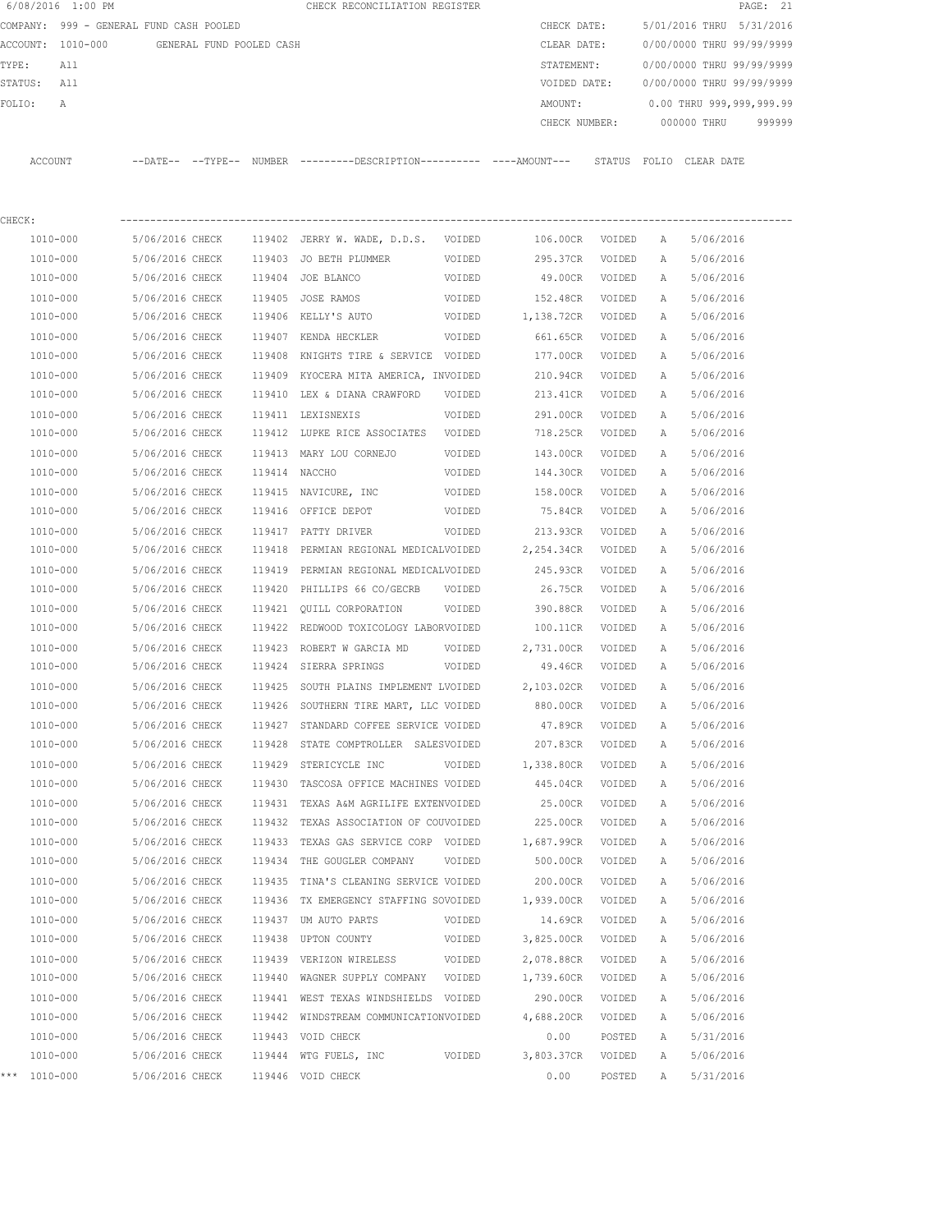6/08/2016 1:00 PM CHECK RECONCILIATION REGISTER

COMPANY: 999 - GENERAL FUND CASH POOLED | CHECK DATE: 5/01/2016 THRU 5/31/2016
ACCOUNT: 1010-000 GENERAL FUND POOLED CASH | CLEAR DATE: 0/00/0000 THRU 99/99/9999
TYPE: All | STATEMENT: 0/00/0000 THRU 99/99/9999
STATUS: All | VOIDED DATE: 0/00/0000 THRU 99/99/9999
FOLIO: A | AMOUNT: 0.00 THRU 999,999,999.99
CHECK NUMBER: 000000 THRU 999999

CHECK:

| ACCOUNT | --DATE-- | --TYPE-- | NUMBER | ---------DESCRIPTION---------- | ----AMOUNT--- | STATUS | FOLIO | CLEAR DATE |
|---|---|---|---|---|---|---|---|---|
| 1010-000 | 5/06/2016 | CHECK | 119402 | JERRY W. WADE, D.D.S. VOIDED | 106.00CR | VOIDED | A | 5/06/2016 |
| 1010-000 | 5/06/2016 | CHECK | 119403 | JO BETH PLUMMER VOIDED | 295.37CR | VOIDED | A | 5/06/2016 |
| 1010-000 | 5/06/2016 | CHECK | 119404 | JOE BLANCO VOIDED | 49.00CR | VOIDED | A | 5/06/2016 |
| 1010-000 | 5/06/2016 | CHECK | 119405 | JOSE RAMOS VOIDED | 152.48CR | VOIDED | A | 5/06/2016 |
| 1010-000 | 5/06/2016 | CHECK | 119406 | KELLY'S AUTO VOIDED | 1,138.72CR | VOIDED | A | 5/06/2016 |
| 1010-000 | 5/06/2016 | CHECK | 119407 | KENDA HECKLER VOIDED | 661.65CR | VOIDED | A | 5/06/2016 |
| 1010-000 | 5/06/2016 | CHECK | 119408 | KNIGHTS TIRE & SERVICE VOIDED | 177.00CR | VOIDED | A | 5/06/2016 |
| 1010-000 | 5/06/2016 | CHECK | 119409 | KYOCERA MITA AMERICA, INVOIDED | 210.94CR | VOIDED | A | 5/06/2016 |
| 1010-000 | 5/06/2016 | CHECK | 119410 | LEX & DIANA CRAWFORD VOIDED | 213.41CR | VOIDED | A | 5/06/2016 |
| 1010-000 | 5/06/2016 | CHECK | 119411 | LEXISNEXIS VOIDED | 291.00CR | VOIDED | A | 5/06/2016 |
| 1010-000 | 5/06/2016 | CHECK | 119412 | LUPKE RICE ASSOCIATES VOIDED | 718.25CR | VOIDED | A | 5/06/2016 |
| 1010-000 | 5/06/2016 | CHECK | 119413 | MARY LOU CORNEJO VOIDED | 143.00CR | VOIDED | A | 5/06/2016 |
| 1010-000 | 5/06/2016 | CHECK | 119414 | NACCHO VOIDED | 144.30CR | VOIDED | A | 5/06/2016 |
| 1010-000 | 5/06/2016 | CHECK | 119415 | NAVICURE, INC VOIDED | 158.00CR | VOIDED | A | 5/06/2016 |
| 1010-000 | 5/06/2016 | CHECK | 119416 | OFFICE DEPOT VOIDED | 75.84CR | VOIDED | A | 5/06/2016 |
| 1010-000 | 5/06/2016 | CHECK | 119417 | PATTY DRIVER VOIDED | 213.93CR | VOIDED | A | 5/06/2016 |
| 1010-000 | 5/06/2016 | CHECK | 119418 | PERMIAN REGIONAL MEDICALVOIDED | 2,254.34CR | VOIDED | A | 5/06/2016 |
| 1010-000 | 5/06/2016 | CHECK | 119419 | PERMIAN REGIONAL MEDICALVOIDED | 245.93CR | VOIDED | A | 5/06/2016 |
| 1010-000 | 5/06/2016 | CHECK | 119420 | PHILLIPS 66 CO/GECRB VOIDED | 26.75CR | VOIDED | A | 5/06/2016 |
| 1010-000 | 5/06/2016 | CHECK | 119421 | QUILL CORPORATION VOIDED | 390.88CR | VOIDED | A | 5/06/2016 |
| 1010-000 | 5/06/2016 | CHECK | 119422 | REDWOOD TOXICOLOGY LABORVOIDED | 100.11CR | VOIDED | A | 5/06/2016 |
| 1010-000 | 5/06/2016 | CHECK | 119423 | ROBERT W GARCIA MD VOIDED | 2,731.00CR | VOIDED | A | 5/06/2016 |
| 1010-000 | 5/06/2016 | CHECK | 119424 | SIERRA SPRINGS VOIDED | 49.46CR | VOIDED | A | 5/06/2016 |
| 1010-000 | 5/06/2016 | CHECK | 119425 | SOUTH PLAINS IMPLEMENT LVOIDED | 2,103.02CR | VOIDED | A | 5/06/2016 |
| 1010-000 | 5/06/2016 | CHECK | 119426 | SOUTHERN TIRE MART, LLC VOIDED | 880.00CR | VOIDED | A | 5/06/2016 |
| 1010-000 | 5/06/2016 | CHECK | 119427 | STANDARD COFFEE SERVICE VOIDED | 47.89CR | VOIDED | A | 5/06/2016 |
| 1010-000 | 5/06/2016 | CHECK | 119428 | STATE COMPTROLLER SALESVOIDED | 207.83CR | VOIDED | A | 5/06/2016 |
| 1010-000 | 5/06/2016 | CHECK | 119429 | STERICYCLE INC VOIDED | 1,338.80CR | VOIDED | A | 5/06/2016 |
| 1010-000 | 5/06/2016 | CHECK | 119430 | TASCOSA OFFICE MACHINES VOIDED | 445.04CR | VOIDED | A | 5/06/2016 |
| 1010-000 | 5/06/2016 | CHECK | 119431 | TEXAS A&M AGRILIFE EXTENVOIDED | 25.00CR | VOIDED | A | 5/06/2016 |
| 1010-000 | 5/06/2016 | CHECK | 119432 | TEXAS ASSOCIATION OF COUVOIDED | 225.00CR | VOIDED | A | 5/06/2016 |
| 1010-000 | 5/06/2016 | CHECK | 119433 | TEXAS GAS SERVICE CORP VOIDED | 1,687.99CR | VOIDED | A | 5/06/2016 |
| 1010-000 | 5/06/2016 | CHECK | 119434 | THE GOUGLER COMPANY VOIDED | 500.00CR | VOIDED | A | 5/06/2016 |
| 1010-000 | 5/06/2016 | CHECK | 119435 | TINA'S CLEANING SERVICE VOIDED | 200.00CR | VOIDED | A | 5/06/2016 |
| 1010-000 | 5/06/2016 | CHECK | 119436 | TX EMERGENCY STAFFING SOVOIDED | 1,939.00CR | VOIDED | A | 5/06/2016 |
| 1010-000 | 5/06/2016 | CHECK | 119437 | UM AUTO PARTS VOIDED | 14.69CR | VOIDED | A | 5/06/2016 |
| 1010-000 | 5/06/2016 | CHECK | 119438 | UPTON COUNTY VOIDED | 3,825.00CR | VOIDED | A | 5/06/2016 |
| 1010-000 | 5/06/2016 | CHECK | 119439 | VERIZON WIRELESS VOIDED | 2,078.88CR | VOIDED | A | 5/06/2016 |
| 1010-000 | 5/06/2016 | CHECK | 119440 | WAGNER SUPPLY COMPANY VOIDED | 1,739.60CR | VOIDED | A | 5/06/2016 |
| 1010-000 | 5/06/2016 | CHECK | 119441 | WEST TEXAS WINDSHIELDS VOIDED | 290.00CR | VOIDED | A | 5/06/2016 |
| 1010-000 | 5/06/2016 | CHECK | 119442 | WINDSTREAM COMMUNICATIONVOIDED | 4,688.20CR | VOIDED | A | 5/06/2016 |
| 1010-000 | 5/06/2016 | CHECK | 119443 | VOID CHECK | 0.00 | POSTED | A | 5/31/2016 |
| 1010-000 | 5/06/2016 | CHECK | 119444 | WTG FUELS, INC VOIDED | 3,803.37CR | VOIDED | A | 5/06/2016 |
| *** 1010-000 | 5/06/2016 | CHECK | 119446 | VOID CHECK | 0.00 | POSTED | A | 5/31/2016 |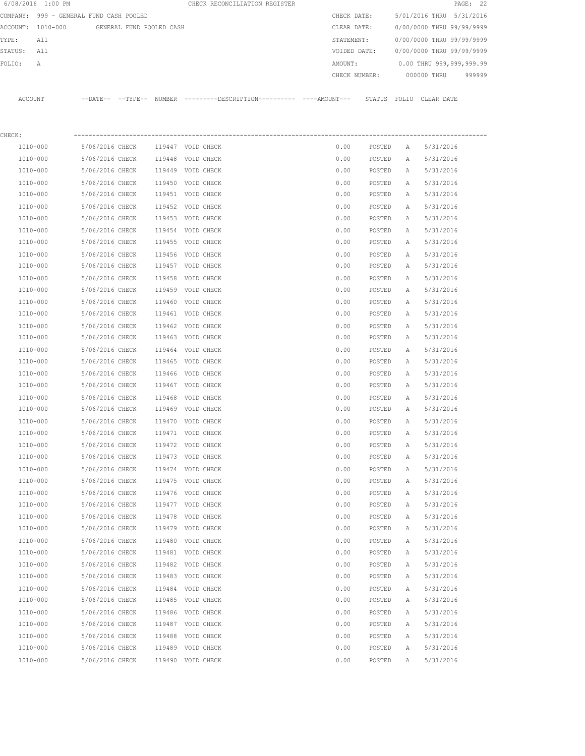CHECK RECONCILIATION REGISTER

COMPANY: 999 - GENERAL FUND CASH POOLED
ACCOUNT: 1010-000 GENERAL FUND POOLED CASH
TYPE: All
STATUS: All
FOLIO: A

CHECK DATE: 5/01/2016 THRU 5/31/2016
CLEAR DATE: 0/00/0000 THRU 99/99/9999
STATEMENT: 0/00/0000 THRU 99/99/9999
VOIDED DATE: 0/00/0000 THRU 99/99/9999
AMOUNT: 0.00 THRU 999,999,999.99
CHECK NUMBER: 000000 THRU 999999

CHECK:

| ACCOUNT | --DATE-- | --TYPE-- | NUMBER | ---------DESCRIPTION---------- | ----AMOUNT--- | STATUS | FOLIO | CLEAR DATE |
|---|---|---|---|---|---|---|---|---|
| 1010-000 | 5/06/2016 | CHECK | 119447 | VOID CHECK | 0.00 | POSTED | A | 5/31/2016 |
| 1010-000 | 5/06/2016 | CHECK | 119448 | VOID CHECK | 0.00 | POSTED | A | 5/31/2016 |
| 1010-000 | 5/06/2016 | CHECK | 119449 | VOID CHECK | 0.00 | POSTED | A | 5/31/2016 |
| 1010-000 | 5/06/2016 | CHECK | 119450 | VOID CHECK | 0.00 | POSTED | A | 5/31/2016 |
| 1010-000 | 5/06/2016 | CHECK | 119451 | VOID CHECK | 0.00 | POSTED | A | 5/31/2016 |
| 1010-000 | 5/06/2016 | CHECK | 119452 | VOID CHECK | 0.00 | POSTED | A | 5/31/2016 |
| 1010-000 | 5/06/2016 | CHECK | 119453 | VOID CHECK | 0.00 | POSTED | A | 5/31/2016 |
| 1010-000 | 5/06/2016 | CHECK | 119454 | VOID CHECK | 0.00 | POSTED | A | 5/31/2016 |
| 1010-000 | 5/06/2016 | CHECK | 119455 | VOID CHECK | 0.00 | POSTED | A | 5/31/2016 |
| 1010-000 | 5/06/2016 | CHECK | 119456 | VOID CHECK | 0.00 | POSTED | A | 5/31/2016 |
| 1010-000 | 5/06/2016 | CHECK | 119457 | VOID CHECK | 0.00 | POSTED | A | 5/31/2016 |
| 1010-000 | 5/06/2016 | CHECK | 119458 | VOID CHECK | 0.00 | POSTED | A | 5/31/2016 |
| 1010-000 | 5/06/2016 | CHECK | 119459 | VOID CHECK | 0.00 | POSTED | A | 5/31/2016 |
| 1010-000 | 5/06/2016 | CHECK | 119460 | VOID CHECK | 0.00 | POSTED | A | 5/31/2016 |
| 1010-000 | 5/06/2016 | CHECK | 119461 | VOID CHECK | 0.00 | POSTED | A | 5/31/2016 |
| 1010-000 | 5/06/2016 | CHECK | 119462 | VOID CHECK | 0.00 | POSTED | A | 5/31/2016 |
| 1010-000 | 5/06/2016 | CHECK | 119463 | VOID CHECK | 0.00 | POSTED | A | 5/31/2016 |
| 1010-000 | 5/06/2016 | CHECK | 119464 | VOID CHECK | 0.00 | POSTED | A | 5/31/2016 |
| 1010-000 | 5/06/2016 | CHECK | 119465 | VOID CHECK | 0.00 | POSTED | A | 5/31/2016 |
| 1010-000 | 5/06/2016 | CHECK | 119466 | VOID CHECK | 0.00 | POSTED | A | 5/31/2016 |
| 1010-000 | 5/06/2016 | CHECK | 119467 | VOID CHECK | 0.00 | POSTED | A | 5/31/2016 |
| 1010-000 | 5/06/2016 | CHECK | 119468 | VOID CHECK | 0.00 | POSTED | A | 5/31/2016 |
| 1010-000 | 5/06/2016 | CHECK | 119469 | VOID CHECK | 0.00 | POSTED | A | 5/31/2016 |
| 1010-000 | 5/06/2016 | CHECK | 119470 | VOID CHECK | 0.00 | POSTED | A | 5/31/2016 |
| 1010-000 | 5/06/2016 | CHECK | 119471 | VOID CHECK | 0.00 | POSTED | A | 5/31/2016 |
| 1010-000 | 5/06/2016 | CHECK | 119472 | VOID CHECK | 0.00 | POSTED | A | 5/31/2016 |
| 1010-000 | 5/06/2016 | CHECK | 119473 | VOID CHECK | 0.00 | POSTED | A | 5/31/2016 |
| 1010-000 | 5/06/2016 | CHECK | 119474 | VOID CHECK | 0.00 | POSTED | A | 5/31/2016 |
| 1010-000 | 5/06/2016 | CHECK | 119475 | VOID CHECK | 0.00 | POSTED | A | 5/31/2016 |
| 1010-000 | 5/06/2016 | CHECK | 119476 | VOID CHECK | 0.00 | POSTED | A | 5/31/2016 |
| 1010-000 | 5/06/2016 | CHECK | 119477 | VOID CHECK | 0.00 | POSTED | A | 5/31/2016 |
| 1010-000 | 5/06/2016 | CHECK | 119478 | VOID CHECK | 0.00 | POSTED | A | 5/31/2016 |
| 1010-000 | 5/06/2016 | CHECK | 119479 | VOID CHECK | 0.00 | POSTED | A | 5/31/2016 |
| 1010-000 | 5/06/2016 | CHECK | 119480 | VOID CHECK | 0.00 | POSTED | A | 5/31/2016 |
| 1010-000 | 5/06/2016 | CHECK | 119481 | VOID CHECK | 0.00 | POSTED | A | 5/31/2016 |
| 1010-000 | 5/06/2016 | CHECK | 119482 | VOID CHECK | 0.00 | POSTED | A | 5/31/2016 |
| 1010-000 | 5/06/2016 | CHECK | 119483 | VOID CHECK | 0.00 | POSTED | A | 5/31/2016 |
| 1010-000 | 5/06/2016 | CHECK | 119484 | VOID CHECK | 0.00 | POSTED | A | 5/31/2016 |
| 1010-000 | 5/06/2016 | CHECK | 119485 | VOID CHECK | 0.00 | POSTED | A | 5/31/2016 |
| 1010-000 | 5/06/2016 | CHECK | 119486 | VOID CHECK | 0.00 | POSTED | A | 5/31/2016 |
| 1010-000 | 5/06/2016 | CHECK | 119487 | VOID CHECK | 0.00 | POSTED | A | 5/31/2016 |
| 1010-000 | 5/06/2016 | CHECK | 119488 | VOID CHECK | 0.00 | POSTED | A | 5/31/2016 |
| 1010-000 | 5/06/2016 | CHECK | 119489 | VOID CHECK | 0.00 | POSTED | A | 5/31/2016 |
| 1010-000 | 5/06/2016 | CHECK | 119490 | VOID CHECK | 0.00 | POSTED | A | 5/31/2016 |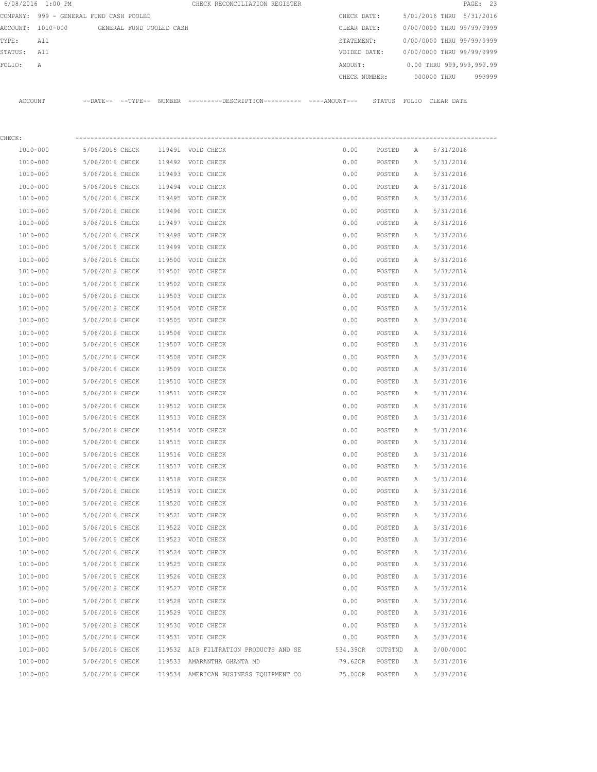6/08/2016 1:00 PM CHECK RECONCILIATION REGISTER

COMPANY: 999 - GENERAL FUND CASH POOLED | CHECK DATE: 5/01/2016 THRU 5/31/2016
ACCOUNT: 1010-000 GENERAL FUND POOLED CASH | CLEAR DATE: 0/00/0000 THRU 99/99/9999
TYPE: All | STATEMENT: 0/00/0000 THRU 99/99/9999
STATUS: All | VOIDED DATE: 0/00/0000 THRU 99/99/9999
FOLIO: A | AMOUNT: 0.00 THRU 999,999,999.99
CHECK NUMBER: 000000 THRU 999999

CHECK:

| ACCOUNT | --DATE-- | --TYPE-- | NUMBER | ---------DESCRIPTION---------- | ----AMOUNT--- | STATUS | FOLIO | CLEAR DATE |
|---|---|---|---|---|---|---|---|---|
| 1010-000 | 5/06/2016 | CHECK | 119491 | VOID CHECK | 0.00 | POSTED | A | 5/31/2016 |
| 1010-000 | 5/06/2016 | CHECK | 119492 | VOID CHECK | 0.00 | POSTED | A | 5/31/2016 |
| 1010-000 | 5/06/2016 | CHECK | 119493 | VOID CHECK | 0.00 | POSTED | A | 5/31/2016 |
| 1010-000 | 5/06/2016 | CHECK | 119494 | VOID CHECK | 0.00 | POSTED | A | 5/31/2016 |
| 1010-000 | 5/06/2016 | CHECK | 119495 | VOID CHECK | 0.00 | POSTED | A | 5/31/2016 |
| 1010-000 | 5/06/2016 | CHECK | 119496 | VOID CHECK | 0.00 | POSTED | A | 5/31/2016 |
| 1010-000 | 5/06/2016 | CHECK | 119497 | VOID CHECK | 0.00 | POSTED | A | 5/31/2016 |
| 1010-000 | 5/06/2016 | CHECK | 119498 | VOID CHECK | 0.00 | POSTED | A | 5/31/2016 |
| 1010-000 | 5/06/2016 | CHECK | 119499 | VOID CHECK | 0.00 | POSTED | A | 5/31/2016 |
| 1010-000 | 5/06/2016 | CHECK | 119500 | VOID CHECK | 0.00 | POSTED | A | 5/31/2016 |
| 1010-000 | 5/06/2016 | CHECK | 119501 | VOID CHECK | 0.00 | POSTED | A | 5/31/2016 |
| 1010-000 | 5/06/2016 | CHECK | 119502 | VOID CHECK | 0.00 | POSTED | A | 5/31/2016 |
| 1010-000 | 5/06/2016 | CHECK | 119503 | VOID CHECK | 0.00 | POSTED | A | 5/31/2016 |
| 1010-000 | 5/06/2016 | CHECK | 119504 | VOID CHECK | 0.00 | POSTED | A | 5/31/2016 |
| 1010-000 | 5/06/2016 | CHECK | 119505 | VOID CHECK | 0.00 | POSTED | A | 5/31/2016 |
| 1010-000 | 5/06/2016 | CHECK | 119506 | VOID CHECK | 0.00 | POSTED | A | 5/31/2016 |
| 1010-000 | 5/06/2016 | CHECK | 119507 | VOID CHECK | 0.00 | POSTED | A | 5/31/2016 |
| 1010-000 | 5/06/2016 | CHECK | 119508 | VOID CHECK | 0.00 | POSTED | A | 5/31/2016 |
| 1010-000 | 5/06/2016 | CHECK | 119509 | VOID CHECK | 0.00 | POSTED | A | 5/31/2016 |
| 1010-000 | 5/06/2016 | CHECK | 119510 | VOID CHECK | 0.00 | POSTED | A | 5/31/2016 |
| 1010-000 | 5/06/2016 | CHECK | 119511 | VOID CHECK | 0.00 | POSTED | A | 5/31/2016 |
| 1010-000 | 5/06/2016 | CHECK | 119512 | VOID CHECK | 0.00 | POSTED | A | 5/31/2016 |
| 1010-000 | 5/06/2016 | CHECK | 119513 | VOID CHECK | 0.00 | POSTED | A | 5/31/2016 |
| 1010-000 | 5/06/2016 | CHECK | 119514 | VOID CHECK | 0.00 | POSTED | A | 5/31/2016 |
| 1010-000 | 5/06/2016 | CHECK | 119515 | VOID CHECK | 0.00 | POSTED | A | 5/31/2016 |
| 1010-000 | 5/06/2016 | CHECK | 119516 | VOID CHECK | 0.00 | POSTED | A | 5/31/2016 |
| 1010-000 | 5/06/2016 | CHECK | 119517 | VOID CHECK | 0.00 | POSTED | A | 5/31/2016 |
| 1010-000 | 5/06/2016 | CHECK | 119518 | VOID CHECK | 0.00 | POSTED | A | 5/31/2016 |
| 1010-000 | 5/06/2016 | CHECK | 119519 | VOID CHECK | 0.00 | POSTED | A | 5/31/2016 |
| 1010-000 | 5/06/2016 | CHECK | 119520 | VOID CHECK | 0.00 | POSTED | A | 5/31/2016 |
| 1010-000 | 5/06/2016 | CHECK | 119521 | VOID CHECK | 0.00 | POSTED | A | 5/31/2016 |
| 1010-000 | 5/06/2016 | CHECK | 119522 | VOID CHECK | 0.00 | POSTED | A | 5/31/2016 |
| 1010-000 | 5/06/2016 | CHECK | 119523 | VOID CHECK | 0.00 | POSTED | A | 5/31/2016 |
| 1010-000 | 5/06/2016 | CHECK | 119524 | VOID CHECK | 0.00 | POSTED | A | 5/31/2016 |
| 1010-000 | 5/06/2016 | CHECK | 119525 | VOID CHECK | 0.00 | POSTED | A | 5/31/2016 |
| 1010-000 | 5/06/2016 | CHECK | 119526 | VOID CHECK | 0.00 | POSTED | A | 5/31/2016 |
| 1010-000 | 5/06/2016 | CHECK | 119527 | VOID CHECK | 0.00 | POSTED | A | 5/31/2016 |
| 1010-000 | 5/06/2016 | CHECK | 119528 | VOID CHECK | 0.00 | POSTED | A | 5/31/2016 |
| 1010-000 | 5/06/2016 | CHECK | 119529 | VOID CHECK | 0.00 | POSTED | A | 5/31/2016 |
| 1010-000 | 5/06/2016 | CHECK | 119530 | VOID CHECK | 0.00 | POSTED | A | 5/31/2016 |
| 1010-000 | 5/06/2016 | CHECK | 119531 | VOID CHECK | 0.00 | POSTED | A | 5/31/2016 |
| 1010-000 | 5/06/2016 | CHECK | 119532 | AIR FILTRATION PRODUCTS AND SE | 534.39CR | OUTSTND | A | 0/00/0000 |
| 1010-000 | 5/06/2016 | CHECK | 119533 | AMARANTHA GHANTA MD | 79.62CR | POSTED | A | 5/31/2016 |
| 1010-000 | 5/06/2016 | CHECK | 119534 | AMERICAN BUSINESS EQUIPMENT CO | 75.00CR | POSTED | A | 5/31/2016 |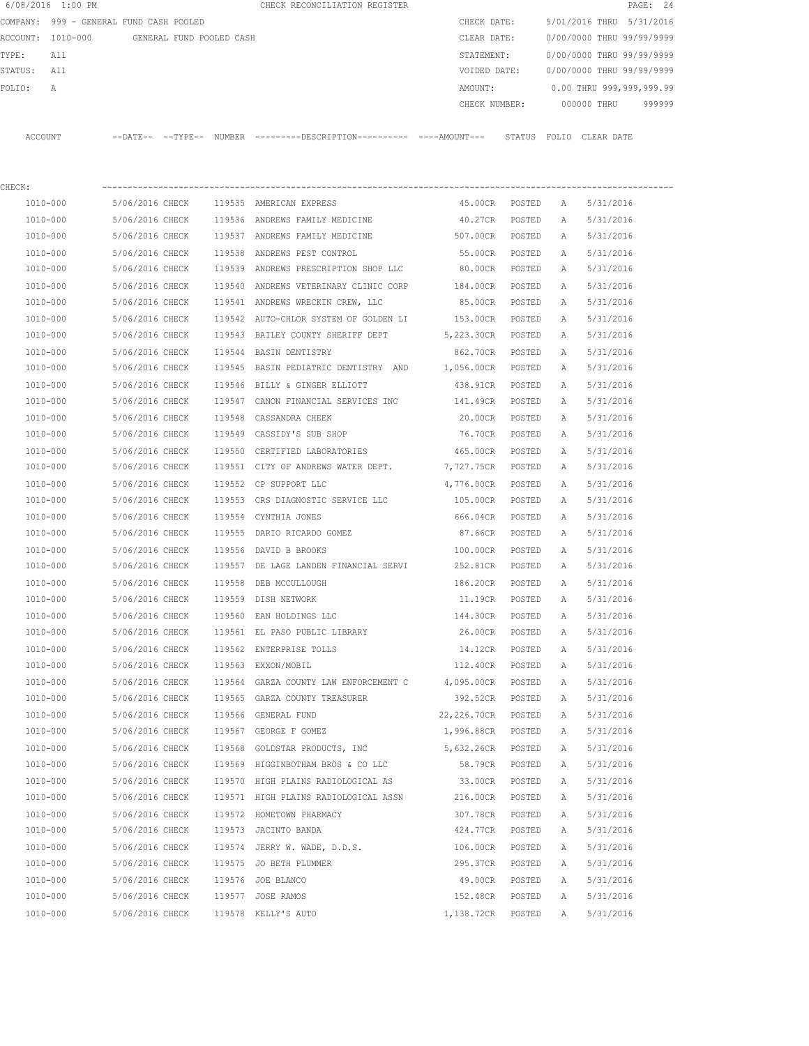6/08/2016 1:00 PM CHECK RECONCILIATION REGISTER

COMPANY: 999 - GENERAL FUND CASH POOLED  CHECK DATE: 5/01/2016 THRU 5/31/2016
ACCOUNT: 1010-000 GENERAL FUND POOLED CASH  CLEAR DATE: 0/00/0000 THRU 99/99/9999
TYPE: All  STATEMENT: 0/00/0000 THRU 99/99/9999
STATUS: All  VOIDED DATE: 0/00/0000 THRU 99/99/9999
FOLIO: A  AMOUNT: 0.00 THRU 999,999,999.99
CHECK NUMBER: 000000 THRU 999999

CHECK:

| ACCOUNT | --DATE-- | --TYPE-- | NUMBER | ---------DESCRIPTION---------- | ----AMOUNT--- | STATUS | FOLIO | CLEAR DATE |
|---|---|---|---|---|---|---|---|---|
| 1010-000 | 5/06/2016 | CHECK | 119535 | AMERICAN EXPRESS | 45.00CR | POSTED | A | 5/31/2016 |
| 1010-000 | 5/06/2016 | CHECK | 119536 | ANDREWS FAMILY MEDICINE | 40.27CR | POSTED | A | 5/31/2016 |
| 1010-000 | 5/06/2016 | CHECK | 119537 | ANDREWS FAMILY MEDICINE | 507.00CR | POSTED | A | 5/31/2016 |
| 1010-000 | 5/06/2016 | CHECK | 119538 | ANDREWS PEST CONTROL | 55.00CR | POSTED | A | 5/31/2016 |
| 1010-000 | 5/06/2016 | CHECK | 119539 | ANDREWS PRESCRIPTION SHOP LLC | 80.00CR | POSTED | A | 5/31/2016 |
| 1010-000 | 5/06/2016 | CHECK | 119540 | ANDREWS VETERINARY CLINIC CORP | 184.00CR | POSTED | A | 5/31/2016 |
| 1010-000 | 5/06/2016 | CHECK | 119541 | ANDREWS WRECKIN CREW, LLC | 85.00CR | POSTED | A | 5/31/2016 |
| 1010-000 | 5/06/2016 | CHECK | 119542 | AUTO-CHLOR SYSTEM OF GOLDEN LI | 153.00CR | POSTED | A | 5/31/2016 |
| 1010-000 | 5/06/2016 | CHECK | 119543 | BAILEY COUNTY SHERIFF DEPT | 5,223.30CR | POSTED | A | 5/31/2016 |
| 1010-000 | 5/06/2016 | CHECK | 119544 | BASIN DENTISTRY | 862.70CR | POSTED | A | 5/31/2016 |
| 1010-000 | 5/06/2016 | CHECK | 119545 | BASIN PEDIATRIC DENTISTRY AND | 1,056.00CR | POSTED | A | 5/31/2016 |
| 1010-000 | 5/06/2016 | CHECK | 119546 | BILLY & GINGER ELLIOTT | 438.91CR | POSTED | A | 5/31/2016 |
| 1010-000 | 5/06/2016 | CHECK | 119547 | CANON FINANCIAL SERVICES INC | 141.49CR | POSTED | A | 5/31/2016 |
| 1010-000 | 5/06/2016 | CHECK | 119548 | CASSANDRA CHEEK | 20.00CR | POSTED | A | 5/31/2016 |
| 1010-000 | 5/06/2016 | CHECK | 119549 | CASSIDY'S SUB SHOP | 76.70CR | POSTED | A | 5/31/2016 |
| 1010-000 | 5/06/2016 | CHECK | 119550 | CERTIFIED LABORATORIES | 465.00CR | POSTED | A | 5/31/2016 |
| 1010-000 | 5/06/2016 | CHECK | 119551 | CITY OF ANDREWS WATER DEPT. | 7,727.75CR | POSTED | A | 5/31/2016 |
| 1010-000 | 5/06/2016 | CHECK | 119552 | CP SUPPORT LLC | 4,776.00CR | POSTED | A | 5/31/2016 |
| 1010-000 | 5/06/2016 | CHECK | 119553 | CRS DIAGNOSTIC SERVICE LLC | 105.00CR | POSTED | A | 5/31/2016 |
| 1010-000 | 5/06/2016 | CHECK | 119554 | CYNTHIA JONES | 666.04CR | POSTED | A | 5/31/2016 |
| 1010-000 | 5/06/2016 | CHECK | 119555 | DARIO RICARDO GOMEZ | 87.66CR | POSTED | A | 5/31/2016 |
| 1010-000 | 5/06/2016 | CHECK | 119556 | DAVID B BROOKS | 100.00CR | POSTED | A | 5/31/2016 |
| 1010-000 | 5/06/2016 | CHECK | 119557 | DE LAGE LANDEN FINANCIAL SERVI | 252.81CR | POSTED | A | 5/31/2016 |
| 1010-000 | 5/06/2016 | CHECK | 119558 | DEB MCCULLOUGH | 186.20CR | POSTED | A | 5/31/2016 |
| 1010-000 | 5/06/2016 | CHECK | 119559 | DISH NETWORK | 11.19CR | POSTED | A | 5/31/2016 |
| 1010-000 | 5/06/2016 | CHECK | 119560 | EAN HOLDINGS LLC | 144.30CR | POSTED | A | 5/31/2016 |
| 1010-000 | 5/06/2016 | CHECK | 119561 | EL PASO PUBLIC LIBRARY | 26.00CR | POSTED | A | 5/31/2016 |
| 1010-000 | 5/06/2016 | CHECK | 119562 | ENTERPRISE TOLLS | 14.12CR | POSTED | A | 5/31/2016 |
| 1010-000 | 5/06/2016 | CHECK | 119563 | EXXON/MOBIL | 112.40CR | POSTED | A | 5/31/2016 |
| 1010-000 | 5/06/2016 | CHECK | 119564 | GARZA COUNTY LAW ENFORCEMENT C | 4,095.00CR | POSTED | A | 5/31/2016 |
| 1010-000 | 5/06/2016 | CHECK | 119565 | GARZA COUNTY TREASURER | 392.52CR | POSTED | A | 5/31/2016 |
| 1010-000 | 5/06/2016 | CHECK | 119566 | GENERAL FUND | 22,226.70CR | POSTED | A | 5/31/2016 |
| 1010-000 | 5/06/2016 | CHECK | 119567 | GEORGE F GOMEZ | 1,996.88CR | POSTED | A | 5/31/2016 |
| 1010-000 | 5/06/2016 | CHECK | 119568 | GOLDSTAR PRODUCTS, INC | 5,632.26CR | POSTED | A | 5/31/2016 |
| 1010-000 | 5/06/2016 | CHECK | 119569 | HIGGINBOTHAM BROS & CO LLC | 58.79CR | POSTED | A | 5/31/2016 |
| 1010-000 | 5/06/2016 | CHECK | 119570 | HIGH PLAINS RADIOLOGICAL AS | 33.00CR | POSTED | A | 5/31/2016 |
| 1010-000 | 5/06/2016 | CHECK | 119571 | HIGH PLAINS RADIOLOGICAL ASSN | 216.00CR | POSTED | A | 5/31/2016 |
| 1010-000 | 5/06/2016 | CHECK | 119572 | HOMETOWN PHARMACY | 307.78CR | POSTED | A | 5/31/2016 |
| 1010-000 | 5/06/2016 | CHECK | 119573 | JACINTO BANDA | 424.77CR | POSTED | A | 5/31/2016 |
| 1010-000 | 5/06/2016 | CHECK | 119574 | JERRY W. WADE, D.D.S. | 106.00CR | POSTED | A | 5/31/2016 |
| 1010-000 | 5/06/2016 | CHECK | 119575 | JO BETH PLUMMER | 295.37CR | POSTED | A | 5/31/2016 |
| 1010-000 | 5/06/2016 | CHECK | 119576 | JOE BLANCO | 49.00CR | POSTED | A | 5/31/2016 |
| 1010-000 | 5/06/2016 | CHECK | 119577 | JOSE RAMOS | 152.48CR | POSTED | A | 5/31/2016 |
| 1010-000 | 5/06/2016 | CHECK | 119578 | KELLY'S AUTO | 1,138.72CR | POSTED | A | 5/31/2016 |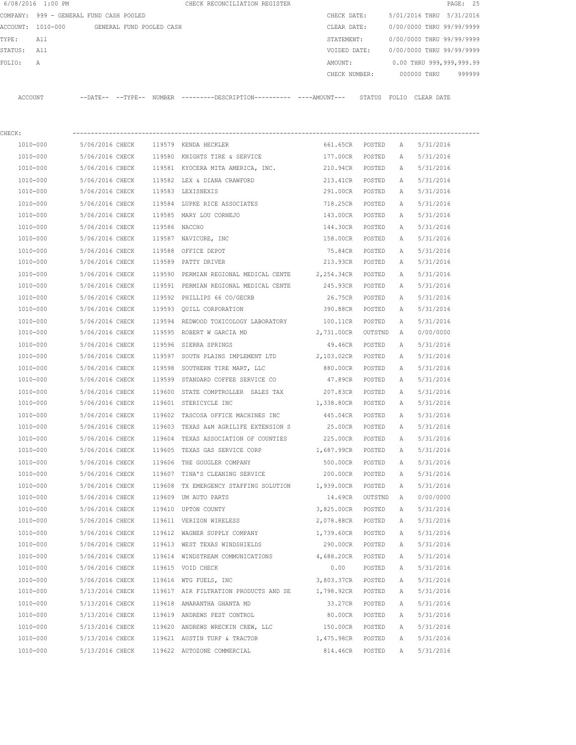6/08/2016 1:00 PM CHECK RECONCILIATION REGISTER

COMPANY: 999 - GENERAL FUND CASH POOLED  CHECK DATE: 5/01/2016 THRU 5/31/2016
ACCOUNT: 1010-000 GENERAL FUND POOLED CASH  CLEAR DATE: 0/00/0000 THRU 99/99/9999
TYPE: All  STATEMENT: 0/00/0000 THRU 99/99/9999
STATUS: All  VOIDED DATE: 0/00/0000 THRU 99/99/9999
FOLIO: A  AMOUNT: 0.00 THRU 999,999,999.99
CHECK NUMBER: 000000 THRU 999999

CHECK:

| ACCOUNT | --DATE-- | --TYPE-- | NUMBER | ---------DESCRIPTION---------- | ----AMOUNT--- | STATUS | FOLIO | CLEAR DATE |
|---|---|---|---|---|---|---|---|---|
| 1010-000 | 5/06/2016 | CHECK | 119579 | KENDA HECKLER | 661.65CR | POSTED | A | 5/31/2016 |
| 1010-000 | 5/06/2016 | CHECK | 119580 | KNIGHTS TIRE & SERVICE | 177.00CR | POSTED | A | 5/31/2016 |
| 1010-000 | 5/06/2016 | CHECK | 119581 | KYOCERA MITA AMERICA, INC. | 210.94CR | POSTED | A | 5/31/2016 |
| 1010-000 | 5/06/2016 | CHECK | 119582 | LEX & DIANA CRAWFORD | 213.41CR | POSTED | A | 5/31/2016 |
| 1010-000 | 5/06/2016 | CHECK | 119583 | LEXISNEXIS | 291.00CR | POSTED | A | 5/31/2016 |
| 1010-000 | 5/06/2016 | CHECK | 119584 | LUPKE RICE ASSOCIATES | 718.25CR | POSTED | A | 5/31/2016 |
| 1010-000 | 5/06/2016 | CHECK | 119585 | MARY LOU CORNEJO | 143.00CR | POSTED | A | 5/31/2016 |
| 1010-000 | 5/06/2016 | CHECK | 119586 | NACCHO | 144.30CR | POSTED | A | 5/31/2016 |
| 1010-000 | 5/06/2016 | CHECK | 119587 | NAVICURE, INC | 158.00CR | POSTED | A | 5/31/2016 |
| 1010-000 | 5/06/2016 | CHECK | 119588 | OFFICE DEPOT | 75.84CR | POSTED | A | 5/31/2016 |
| 1010-000 | 5/06/2016 | CHECK | 119589 | PATTY DRIVER | 213.93CR | POSTED | A | 5/31/2016 |
| 1010-000 | 5/06/2016 | CHECK | 119590 | PERMIAN REGIONAL MEDICAL CENTE | 2,254.34CR | POSTED | A | 5/31/2016 |
| 1010-000 | 5/06/2016 | CHECK | 119591 | PERMIAN REGIONAL MEDICAL CENTE | 245.93CR | POSTED | A | 5/31/2016 |
| 1010-000 | 5/06/2016 | CHECK | 119592 | PHILLIPS 66 CO/GECRB | 26.75CR | POSTED | A | 5/31/2016 |
| 1010-000 | 5/06/2016 | CHECK | 119593 | QUILL CORPORATION | 390.88CR | POSTED | A | 5/31/2016 |
| 1010-000 | 5/06/2016 | CHECK | 119594 | REDWOOD TOXICOLOGY LABORATORY | 100.11CR | POSTED | A | 5/31/2016 |
| 1010-000 | 5/06/2016 | CHECK | 119595 | ROBERT W GARCIA MD | 2,731.00CR | OUTSTND | A | 0/00/0000 |
| 1010-000 | 5/06/2016 | CHECK | 119596 | SIERRA SPRINGS | 49.46CR | POSTED | A | 5/31/2016 |
| 1010-000 | 5/06/2016 | CHECK | 119597 | SOUTH PLAINS IMPLEMENT LTD | 2,103.02CR | POSTED | A | 5/31/2016 |
| 1010-000 | 5/06/2016 | CHECK | 119598 | SOUTHERN TIRE MART, LLC | 880.00CR | POSTED | A | 5/31/2016 |
| 1010-000 | 5/06/2016 | CHECK | 119599 | STANDARD COFFEE SERVICE CO | 47.89CR | POSTED | A | 5/31/2016 |
| 1010-000 | 5/06/2016 | CHECK | 119600 | STATE COMPTROLLER SALES TAX | 207.83CR | POSTED | A | 5/31/2016 |
| 1010-000 | 5/06/2016 | CHECK | 119601 | STERICYCLE INC | 1,338.80CR | POSTED | A | 5/31/2016 |
| 1010-000 | 5/06/2016 | CHECK | 119602 | TASCOSA OFFICE MACHINES INC | 445.04CR | POSTED | A | 5/31/2016 |
| 1010-000 | 5/06/2016 | CHECK | 119603 | TEXAS A&M AGRILIFE EXTENSION S | 25.00CR | POSTED | A | 5/31/2016 |
| 1010-000 | 5/06/2016 | CHECK | 119604 | TEXAS ASSOCIATION OF COUNTIES | 225.00CR | POSTED | A | 5/31/2016 |
| 1010-000 | 5/06/2016 | CHECK | 119605 | TEXAS GAS SERVICE CORP | 1,687.99CR | POSTED | A | 5/31/2016 |
| 1010-000 | 5/06/2016 | CHECK | 119606 | THE GOUGLER COMPANY | 500.00CR | POSTED | A | 5/31/2016 |
| 1010-000 | 5/06/2016 | CHECK | 119607 | TINA'S CLEANING SERVICE | 200.00CR | POSTED | A | 5/31/2016 |
| 1010-000 | 5/06/2016 | CHECK | 119608 | TX EMERGENCY STAFFING SOLUTION | 1,939.00CR | POSTED | A | 5/31/2016 |
| 1010-000 | 5/06/2016 | CHECK | 119609 | UM AUTO PARTS | 14.69CR | OUTSTND | A | 0/00/0000 |
| 1010-000 | 5/06/2016 | CHECK | 119610 | UPTON COUNTY | 3,825.00CR | POSTED | A | 5/31/2016 |
| 1010-000 | 5/06/2016 | CHECK | 119611 | VERIZON WIRELESS | 2,078.88CR | POSTED | A | 5/31/2016 |
| 1010-000 | 5/06/2016 | CHECK | 119612 | WAGNER SUPPLY COMPANY | 1,739.60CR | POSTED | A | 5/31/2016 |
| 1010-000 | 5/06/2016 | CHECK | 119613 | WEST TEXAS WINDSHIELDS | 290.00CR | POSTED | A | 5/31/2016 |
| 1010-000 | 5/06/2016 | CHECK | 119614 | WINDSTREAM COMMUNICATIONS | 4,688.20CR | POSTED | A | 5/31/2016 |
| 1010-000 | 5/06/2016 | CHECK | 119615 | VOID CHECK | 0.00 | POSTED | A | 5/31/2016 |
| 1010-000 | 5/06/2016 | CHECK | 119616 | WTG FUELS, INC | 3,803.37CR | POSTED | A | 5/31/2016 |
| 1010-000 | 5/13/2016 | CHECK | 119617 | AIR FILTRATION PRODUCTS AND SE | 1,798.92CR | POSTED | A | 5/31/2016 |
| 1010-000 | 5/13/2016 | CHECK | 119618 | AMARANTHA GHANTA MD | 33.27CR | POSTED | A | 5/31/2016 |
| 1010-000 | 5/13/2016 | CHECK | 119619 | ANDREWS PEST CONTROL | 80.00CR | POSTED | A | 5/31/2016 |
| 1010-000 | 5/13/2016 | CHECK | 119620 | ANDREWS WRECKIN CREW, LLC | 150.00CR | POSTED | A | 5/31/2016 |
| 1010-000 | 5/13/2016 | CHECK | 119621 | AUSTIN TURF & TRACTOR | 1,475.98CR | POSTED | A | 5/31/2016 |
| 1010-000 | 5/13/2016 | CHECK | 119622 | AUTOZONE COMMERCIAL | 814.46CR | POSTED | A | 5/31/2016 |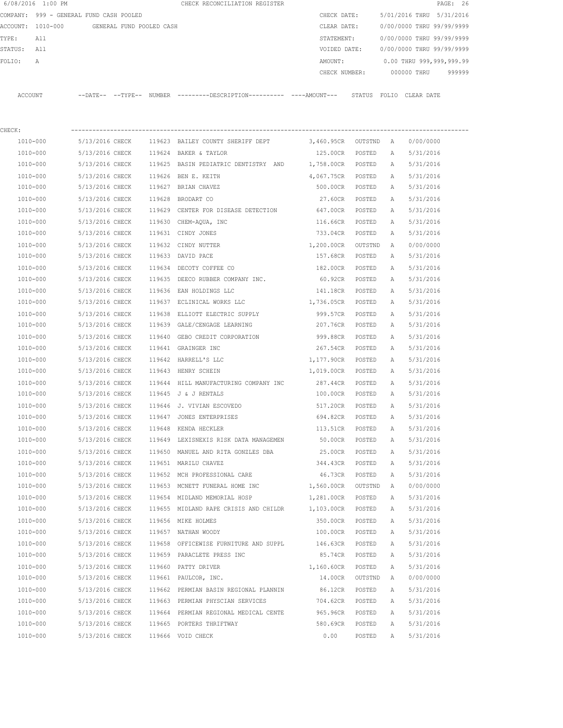6/08/2016 1:00 PM CHECK RECONCILIATION REGISTER

COMPANY: 999 - GENERAL FUND CASH POOLED CHECK DATE: 5/01/2016 THRU 5/31/2016
ACCOUNT: 1010-000 GENERAL FUND POOLED CASH CLEAR DATE: 0/00/0000 THRU 99/99/9999
TYPE: All STATEMENT: 0/00/0000 THRU 99/99/9999
STATUS: All VOIDED DATE: 0/00/0000 THRU 99/99/9999
FOLIO: A AMOUNT: 0.00 THRU 999,999,999.99
CHECK NUMBER: 000000 THRU 999999

CHECK:

| ACCOUNT | --DATE-- | --TYPE-- | NUMBER | ---------DESCRIPTION---------- | ----AMOUNT--- | STATUS | FOLIO | CLEAR DATE |
|---|---|---|---|---|---|---|---|---|
| 1010-000 | 5/13/2016 | CHECK | 119623 | BAILEY COUNTY SHERIFF DEPT | 3,460.95CR | OUTSTND | A | 0/00/0000 |
| 1010-000 | 5/13/2016 | CHECK | 119624 | BAKER & TAYLOR | 125.00CR | POSTED | A | 5/31/2016 |
| 1010-000 | 5/13/2016 | CHECK | 119625 | BASIN PEDIATRIC DENTISTRY AND | 1,758.00CR | POSTED | A | 5/31/2016 |
| 1010-000 | 5/13/2016 | CHECK | 119626 | BEN E. KEITH | 4,067.75CR | POSTED | A | 5/31/2016 |
| 1010-000 | 5/13/2016 | CHECK | 119627 | BRIAN CHAVEZ | 500.00CR | POSTED | A | 5/31/2016 |
| 1010-000 | 5/13/2016 | CHECK | 119628 | BRODART CO | 27.60CR | POSTED | A | 5/31/2016 |
| 1010-000 | 5/13/2016 | CHECK | 119629 | CENTER FOR DISEASE DETECTION | 647.00CR | POSTED | A | 5/31/2016 |
| 1010-000 | 5/13/2016 | CHECK | 119630 | CHEM-AQUA, INC | 116.66CR | POSTED | A | 5/31/2016 |
| 1010-000 | 5/13/2016 | CHECK | 119631 | CINDY JONES | 733.04CR | POSTED | A | 5/31/2016 |
| 1010-000 | 5/13/2016 | CHECK | 119632 | CINDY NUTTER | 1,200.00CR | OUTSTND | A | 0/00/0000 |
| 1010-000 | 5/13/2016 | CHECK | 119633 | DAVID PACE | 157.68CR | POSTED | A | 5/31/2016 |
| 1010-000 | 5/13/2016 | CHECK | 119634 | DECOTY COFFEE CO | 182.00CR | POSTED | A | 5/31/2016 |
| 1010-000 | 5/13/2016 | CHECK | 119635 | DEECO RUBBER COMPANY INC. | 60.92CR | POSTED | A | 5/31/2016 |
| 1010-000 | 5/13/2016 | CHECK | 119636 | EAN HOLDINGS LLC | 141.18CR | POSTED | A | 5/31/2016 |
| 1010-000 | 5/13/2016 | CHECK | 119637 | ECLINICAL WORKS LLC | 1,736.05CR | POSTED | A | 5/31/2016 |
| 1010-000 | 5/13/2016 | CHECK | 119638 | ELLIOTT ELECTRIC SUPPLY | 999.57CR | POSTED | A | 5/31/2016 |
| 1010-000 | 5/13/2016 | CHECK | 119639 | GALE/CENGAGE LEARNING | 207.76CR | POSTED | A | 5/31/2016 |
| 1010-000 | 5/13/2016 | CHECK | 119640 | GEBO CREDIT CORPORATION | 999.88CR | POSTED | A | 5/31/2016 |
| 1010-000 | 5/13/2016 | CHECK | 119641 | GRAINGER INC | 267.54CR | POSTED | A | 5/31/2016 |
| 1010-000 | 5/13/2016 | CHECK | 119642 | HARRELL'S LLC | 1,177.90CR | POSTED | A | 5/31/2016 |
| 1010-000 | 5/13/2016 | CHECK | 119643 | HENRY SCHEIN | 1,019.00CR | POSTED | A | 5/31/2016 |
| 1010-000 | 5/13/2016 | CHECK | 119644 | HILL MANUFACTURING COMPANY INC | 287.44CR | POSTED | A | 5/31/2016 |
| 1010-000 | 5/13/2016 | CHECK | 119645 | J & J RENTALS | 100.00CR | POSTED | A | 5/31/2016 |
| 1010-000 | 5/13/2016 | CHECK | 119646 | J. VIVIAN ESCOVEDO | 517.20CR | POSTED | A | 5/31/2016 |
| 1010-000 | 5/13/2016 | CHECK | 119647 | JONES ENTERPRISES | 694.82CR | POSTED | A | 5/31/2016 |
| 1010-000 | 5/13/2016 | CHECK | 119648 | KENDA HECKLER | 113.51CR | POSTED | A | 5/31/2016 |
| 1010-000 | 5/13/2016 | CHECK | 119649 | LEXISNEXIS RISK DATA MANAGEMEN | 50.00CR | POSTED | A | 5/31/2016 |
| 1010-000 | 5/13/2016 | CHECK | 119650 | MANUEL AND RITA GONZLES DBA | 25.00CR | POSTED | A | 5/31/2016 |
| 1010-000 | 5/13/2016 | CHECK | 119651 | MARILU CHAVEZ | 344.43CR | POSTED | A | 5/31/2016 |
| 1010-000 | 5/13/2016 | CHECK | 119652 | MCH PROFESSIONAL CARE | 46.73CR | POSTED | A | 5/31/2016 |
| 1010-000 | 5/13/2016 | CHECK | 119653 | MCNETT FUNERAL HOME INC | 1,560.00CR | OUTSTND | A | 0/00/0000 |
| 1010-000 | 5/13/2016 | CHECK | 119654 | MIDLAND MEMORIAL HOSP | 1,281.00CR | POSTED | A | 5/31/2016 |
| 1010-000 | 5/13/2016 | CHECK | 119655 | MIDLAND RAPE CRISIS AND CHILDR | 1,103.00CR | POSTED | A | 5/31/2016 |
| 1010-000 | 5/13/2016 | CHECK | 119656 | MIKE HOLMES | 350.00CR | POSTED | A | 5/31/2016 |
| 1010-000 | 5/13/2016 | CHECK | 119657 | NATHAN WOODY | 100.00CR | POSTED | A | 5/31/2016 |
| 1010-000 | 5/13/2016 | CHECK | 119658 | OFFICEWISE FURNITURE AND SUPPL | 146.63CR | POSTED | A | 5/31/2016 |
| 1010-000 | 5/13/2016 | CHECK | 119659 | PARACLETE PRESS INC | 85.74CR | POSTED | A | 5/31/2016 |
| 1010-000 | 5/13/2016 | CHECK | 119660 | PATTY DRIVER | 1,160.60CR | POSTED | A | 5/31/2016 |
| 1010-000 | 5/13/2016 | CHECK | 119661 | PAULCOR, INC. | 14.00CR | OUTSTND | A | 0/00/0000 |
| 1010-000 | 5/13/2016 | CHECK | 119662 | PERMIAN BASIN REGIONAL PLANNIN | 86.12CR | POSTED | A | 5/31/2016 |
| 1010-000 | 5/13/2016 | CHECK | 119663 | PERMIAN PHYSCIAN SERVICES | 704.62CR | POSTED | A | 5/31/2016 |
| 1010-000 | 5/13/2016 | CHECK | 119664 | PERMIAN REGIONAL MEDICAL CENTE | 965.96CR | POSTED | A | 5/31/2016 |
| 1010-000 | 5/13/2016 | CHECK | 119665 | PORTERS THRIFTWAY | 580.69CR | POSTED | A | 5/31/2016 |
| 1010-000 | 5/13/2016 | CHECK | 119666 | VOID CHECK | 0.00 | POSTED | A | 5/31/2016 |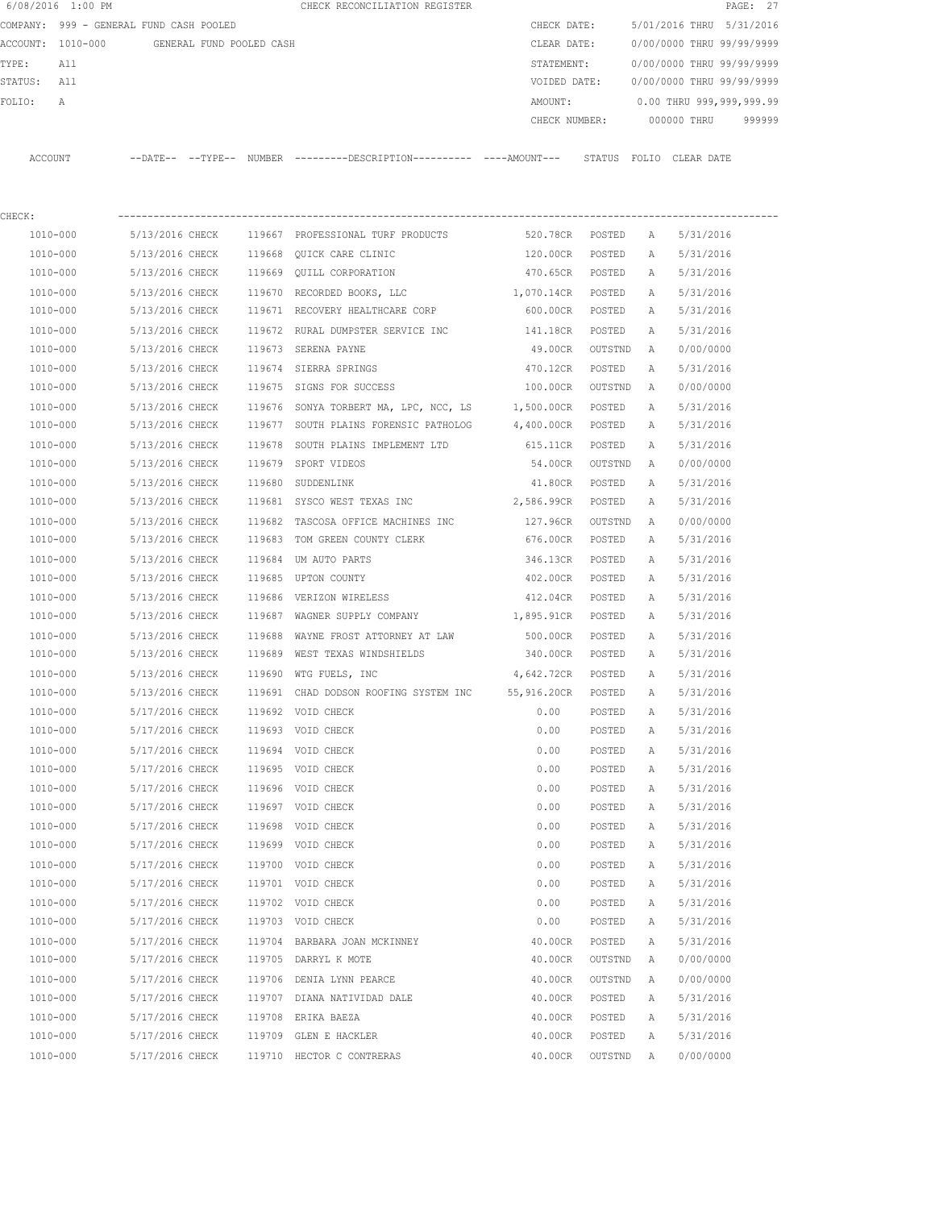6/08/2016 1:00 PM CHECK RECONCILIATION REGISTER

COMPANY: 999 - GENERAL FUND CASH POOLED
ACCOUNT: 1010-000 GENERAL FUND POOLED CASH
TYPE: All
STATUS: All
FOLIO: A

CHECK DATE: 5/01/2016 THRU 5/31/2016
CLEAR DATE: 0/00/0000 THRU 99/99/9999
STATEMENT: 0/00/0000 THRU 99/99/9999
VOIDED DATE: 0/00/0000 THRU 99/99/9999
AMOUNT: 0.00 THRU 999,999,999.99
CHECK NUMBER: 000000 THRU 999999

CHECK:

| ACCOUNT | --DATE-- | --TYPE-- | NUMBER | ---------DESCRIPTION---------- | ----AMOUNT--- | STATUS | FOLIO | CLEAR DATE |
|---|---|---|---|---|---|---|---|---|
| 1010-000 | 5/13/2016 | CHECK | 119667 | PROFESSIONAL TURF PRODUCTS | 520.78CR | POSTED | A | 5/31/2016 |
| 1010-000 | 5/13/2016 | CHECK | 119668 | QUICK CARE CLINIC | 120.00CR | POSTED | A | 5/31/2016 |
| 1010-000 | 5/13/2016 | CHECK | 119669 | QUILL CORPORATION | 470.65CR | POSTED | A | 5/31/2016 |
| 1010-000 | 5/13/2016 | CHECK | 119670 | RECORDED BOOKS, LLC | 1,070.14CR | POSTED | A | 5/31/2016 |
| 1010-000 | 5/13/2016 | CHECK | 119671 | RECOVERY HEALTHCARE CORP | 600.00CR | POSTED | A | 5/31/2016 |
| 1010-000 | 5/13/2016 | CHECK | 119672 | RURAL DUMPSTER SERVICE INC | 141.18CR | POSTED | A | 5/31/2016 |
| 1010-000 | 5/13/2016 | CHECK | 119673 | SERENA PAYNE | 49.00CR | OUTSTND | A | 0/00/0000 |
| 1010-000 | 5/13/2016 | CHECK | 119674 | SIERRA SPRINGS | 470.12CR | POSTED | A | 5/31/2016 |
| 1010-000 | 5/13/2016 | CHECK | 119675 | SIGNS FOR SUCCESS | 100.00CR | OUTSTND | A | 0/00/0000 |
| 1010-000 | 5/13/2016 | CHECK | 119676 | SONYA TORBERT MA, LPC, NCC, LS | 1,500.00CR | POSTED | A | 5/31/2016 |
| 1010-000 | 5/13/2016 | CHECK | 119677 | SOUTH PLAINS FORENSIC PATHOLOG | 4,400.00CR | POSTED | A | 5/31/2016 |
| 1010-000 | 5/13/2016 | CHECK | 119678 | SOUTH PLAINS IMPLEMENT LTD | 615.11CR | POSTED | A | 5/31/2016 |
| 1010-000 | 5/13/2016 | CHECK | 119679 | SPORT VIDEOS | 54.00CR | OUTSTND | A | 0/00/0000 |
| 1010-000 | 5/13/2016 | CHECK | 119680 | SUDDENLINK | 41.80CR | POSTED | A | 5/31/2016 |
| 1010-000 | 5/13/2016 | CHECK | 119681 | SYSCO WEST TEXAS INC | 2,586.99CR | POSTED | A | 5/31/2016 |
| 1010-000 | 5/13/2016 | CHECK | 119682 | TASCOSA OFFICE MACHINES INC | 127.96CR | OUTSTND | A | 0/00/0000 |
| 1010-000 | 5/13/2016 | CHECK | 119683 | TOM GREEN COUNTY CLERK | 676.00CR | POSTED | A | 5/31/2016 |
| 1010-000 | 5/13/2016 | CHECK | 119684 | UM AUTO PARTS | 346.13CR | POSTED | A | 5/31/2016 |
| 1010-000 | 5/13/2016 | CHECK | 119685 | UPTON COUNTY | 402.00CR | POSTED | A | 5/31/2016 |
| 1010-000 | 5/13/2016 | CHECK | 119686 | VERIZON WIRELESS | 412.04CR | POSTED | A | 5/31/2016 |
| 1010-000 | 5/13/2016 | CHECK | 119687 | WAGNER SUPPLY COMPANY | 1,895.91CR | POSTED | A | 5/31/2016 |
| 1010-000 | 5/13/2016 | CHECK | 119688 | WAYNE FROST ATTORNEY AT LAW | 500.00CR | POSTED | A | 5/31/2016 |
| 1010-000 | 5/13/2016 | CHECK | 119689 | WEST TEXAS WINDSHIELDS | 340.00CR | POSTED | A | 5/31/2016 |
| 1010-000 | 5/13/2016 | CHECK | 119690 | WTG FUELS, INC | 4,642.72CR | POSTED | A | 5/31/2016 |
| 1010-000 | 5/13/2016 | CHECK | 119691 | CHAD DODSON ROOFING SYSTEM INC | 55,916.20CR | POSTED | A | 5/31/2016 |
| 1010-000 | 5/17/2016 | CHECK | 119692 | VOID CHECK | 0.00 | POSTED | A | 5/31/2016 |
| 1010-000 | 5/17/2016 | CHECK | 119693 | VOID CHECK | 0.00 | POSTED | A | 5/31/2016 |
| 1010-000 | 5/17/2016 | CHECK | 119694 | VOID CHECK | 0.00 | POSTED | A | 5/31/2016 |
| 1010-000 | 5/17/2016 | CHECK | 119695 | VOID CHECK | 0.00 | POSTED | A | 5/31/2016 |
| 1010-000 | 5/17/2016 | CHECK | 119696 | VOID CHECK | 0.00 | POSTED | A | 5/31/2016 |
| 1010-000 | 5/17/2016 | CHECK | 119697 | VOID CHECK | 0.00 | POSTED | A | 5/31/2016 |
| 1010-000 | 5/17/2016 | CHECK | 119698 | VOID CHECK | 0.00 | POSTED | A | 5/31/2016 |
| 1010-000 | 5/17/2016 | CHECK | 119699 | VOID CHECK | 0.00 | POSTED | A | 5/31/2016 |
| 1010-000 | 5/17/2016 | CHECK | 119700 | VOID CHECK | 0.00 | POSTED | A | 5/31/2016 |
| 1010-000 | 5/17/2016 | CHECK | 119701 | VOID CHECK | 0.00 | POSTED | A | 5/31/2016 |
| 1010-000 | 5/17/2016 | CHECK | 119702 | VOID CHECK | 0.00 | POSTED | A | 5/31/2016 |
| 1010-000 | 5/17/2016 | CHECK | 119703 | VOID CHECK | 0.00 | POSTED | A | 5/31/2016 |
| 1010-000 | 5/17/2016 | CHECK | 119704 | BARBARA JOAN MCKINNEY | 40.00CR | POSTED | A | 5/31/2016 |
| 1010-000 | 5/17/2016 | CHECK | 119705 | DARRYL K MOTE | 40.00CR | OUTSTND | A | 0/00/0000 |
| 1010-000 | 5/17/2016 | CHECK | 119706 | DENIA LYNN PEARCE | 40.00CR | OUTSTND | A | 0/00/0000 |
| 1010-000 | 5/17/2016 | CHECK | 119707 | DIANA NATIVIDAD DALE | 40.00CR | POSTED | A | 5/31/2016 |
| 1010-000 | 5/17/2016 | CHECK | 119708 | ERIKA BAEZA | 40.00CR | POSTED | A | 5/31/2016 |
| 1010-000 | 5/17/2016 | CHECK | 119709 | GLEN E HACKLER | 40.00CR | POSTED | A | 5/31/2016 |
| 1010-000 | 5/17/2016 | CHECK | 119710 | HECTOR C CONTRERAS | 40.00CR | OUTSTND | A | 0/00/0000 |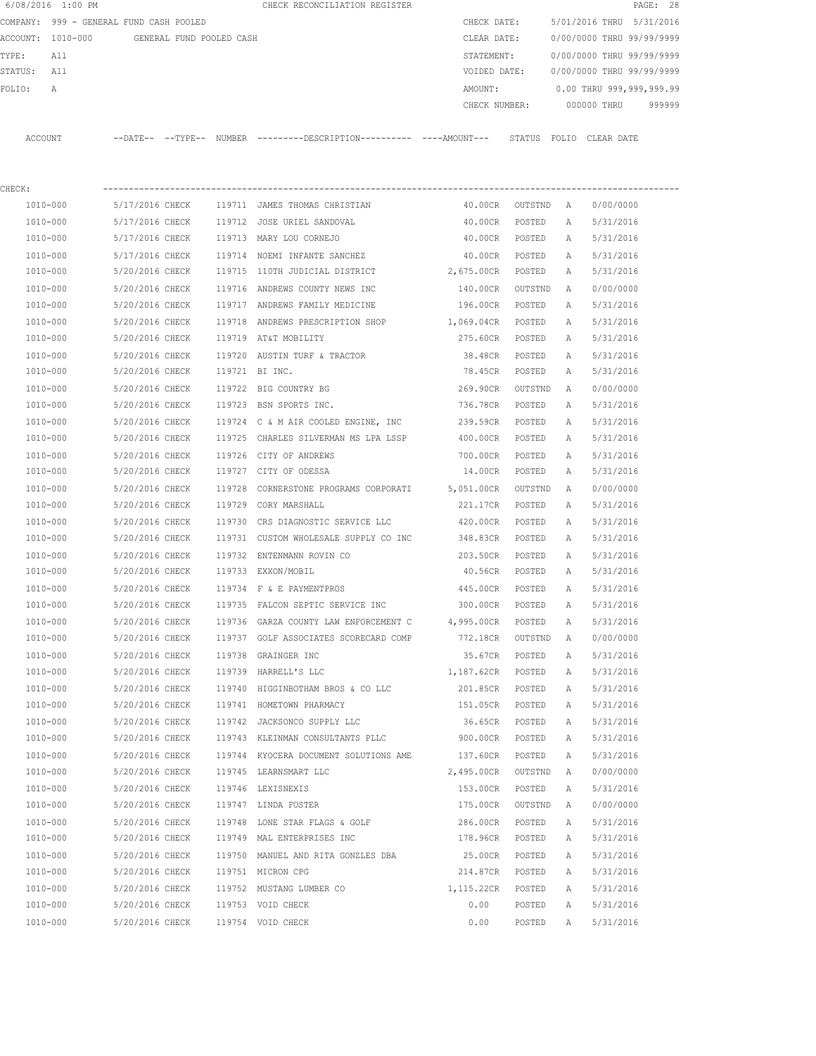6/08/2016 1:00 PM CHECK RECONCILIATION REGISTER

COMPANY: 999 - GENERAL FUND CASH POOLED | CHECK DATE: 5/01/2016 THRU 5/31/2016
ACCOUNT: 1010-000 GENERAL FUND POOLED CASH | CLEAR DATE: 0/00/0000 THRU 99/99/9999
TYPE: All | STATEMENT: 0/00/0000 THRU 99/99/9999
STATUS: All | VOIDED DATE: 0/00/0000 THRU 99/99/9999
FOLIO: A | AMOUNT: 0.00 THRU 999,999,999.99
CHECK NUMBER: 000000 THRU 999999

CHECK:

| ACCOUNT | --DATE-- | --TYPE-- | NUMBER | ---------DESCRIPTION---------- | ----AMOUNT--- | STATUS | FOLIO | CLEAR DATE |
|---|---|---|---|---|---|---|---|---|
| 1010-000 | 5/17/2016 | CHECK | 119711 | JAMES THOMAS CHRISTIAN | 40.00CR | OUTSTND | A | 0/00/0000 |
| 1010-000 | 5/17/2016 | CHECK | 119712 | JOSE URIEL SANDOVAL | 40.00CR | POSTED | A | 5/31/2016 |
| 1010-000 | 5/17/2016 | CHECK | 119713 | MARY LOU CORNEJO | 40.00CR | POSTED | A | 5/31/2016 |
| 1010-000 | 5/17/2016 | CHECK | 119714 | NOEMI INFANTE SANCHEZ | 40.00CR | POSTED | A | 5/31/2016 |
| 1010-000 | 5/20/2016 | CHECK | 119715 | 110TH JUDICIAL DISTRICT | 2,675.00CR | POSTED | A | 5/31/2016 |
| 1010-000 | 5/20/2016 | CHECK | 119716 | ANDREWS COUNTY NEWS INC | 140.00CR | OUTSTND | A | 0/00/0000 |
| 1010-000 | 5/20/2016 | CHECK | 119717 | ANDREWS FAMILY MEDICINE | 196.00CR | POSTED | A | 5/31/2016 |
| 1010-000 | 5/20/2016 | CHECK | 119718 | ANDREWS PRESCRIPTION SHOP | 1,069.04CR | POSTED | A | 5/31/2016 |
| 1010-000 | 5/20/2016 | CHECK | 119719 | AT&T MOBILITY | 275.60CR | POSTED | A | 5/31/2016 |
| 1010-000 | 5/20/2016 | CHECK | 119720 | AUSTIN TURF & TRACTOR | 38.48CR | POSTED | A | 5/31/2016 |
| 1010-000 | 5/20/2016 | CHECK | 119721 | BI INC. | 78.45CR | POSTED | A | 5/31/2016 |
| 1010-000 | 5/20/2016 | CHECK | 119722 | BIG COUNTRY BG | 269.90CR | OUTSTND | A | 0/00/0000 |
| 1010-000 | 5/20/2016 | CHECK | 119723 | BSN SPORTS INC. | 736.78CR | POSTED | A | 5/31/2016 |
| 1010-000 | 5/20/2016 | CHECK | 119724 | C & M AIR COOLED ENGINE, INC | 239.59CR | POSTED | A | 5/31/2016 |
| 1010-000 | 5/20/2016 | CHECK | 119725 | CHARLES SILVERMAN MS LPA LSSP | 400.00CR | POSTED | A | 5/31/2016 |
| 1010-000 | 5/20/2016 | CHECK | 119726 | CITY OF ANDREWS | 700.00CR | POSTED | A | 5/31/2016 |
| 1010-000 | 5/20/2016 | CHECK | 119727 | CITY OF ODESSA | 14.00CR | POSTED | A | 5/31/2016 |
| 1010-000 | 5/20/2016 | CHECK | 119728 | CORNERSTONE PROGRAMS CORPORATI | 5,051.00CR | OUTSTND | A | 0/00/0000 |
| 1010-000 | 5/20/2016 | CHECK | 119729 | CORY MARSHALL | 221.17CR | POSTED | A | 5/31/2016 |
| 1010-000 | 5/20/2016 | CHECK | 119730 | CRS DIAGNOSTIC SERVICE LLC | 420.00CR | POSTED | A | 5/31/2016 |
| 1010-000 | 5/20/2016 | CHECK | 119731 | CUSTOM WHOLESALE SUPPLY CO INC | 348.83CR | POSTED | A | 5/31/2016 |
| 1010-000 | 5/20/2016 | CHECK | 119732 | ENTENMANN ROVIN CO | 203.50CR | POSTED | A | 5/31/2016 |
| 1010-000 | 5/20/2016 | CHECK | 119733 | EXXON/MOBIL | 40.56CR | POSTED | A | 5/31/2016 |
| 1010-000 | 5/20/2016 | CHECK | 119734 | F & E PAYMENTPROS | 445.00CR | POSTED | A | 5/31/2016 |
| 1010-000 | 5/20/2016 | CHECK | 119735 | FALCON SEPTIC SERVICE INC | 300.00CR | POSTED | A | 5/31/2016 |
| 1010-000 | 5/20/2016 | CHECK | 119736 | GARZA COUNTY LAW ENFORCEMENT C | 4,995.00CR | POSTED | A | 5/31/2016 |
| 1010-000 | 5/20/2016 | CHECK | 119737 | GOLF ASSOCIATES SCORECARD COMP | 772.18CR | OUTSTND | A | 0/00/0000 |
| 1010-000 | 5/20/2016 | CHECK | 119738 | GRAINGER INC | 35.67CR | POSTED | A | 5/31/2016 |
| 1010-000 | 5/20/2016 | CHECK | 119739 | HARRELL'S LLC | 1,187.62CR | POSTED | A | 5/31/2016 |
| 1010-000 | 5/20/2016 | CHECK | 119740 | HIGGINBOTHAM BROS & CO LLC | 201.85CR | POSTED | A | 5/31/2016 |
| 1010-000 | 5/20/2016 | CHECK | 119741 | HOMETOWN PHARMACY | 151.05CR | POSTED | A | 5/31/2016 |
| 1010-000 | 5/20/2016 | CHECK | 119742 | JACKSONCO SUPPLY LLC | 36.65CR | POSTED | A | 5/31/2016 |
| 1010-000 | 5/20/2016 | CHECK | 119743 | KLEINMAN CONSULTANTS PLLC | 900.00CR | POSTED | A | 5/31/2016 |
| 1010-000 | 5/20/2016 | CHECK | 119744 | KYOCERA DOCUMENT SOLUTIONS AME | 137.60CR | POSTED | A | 5/31/2016 |
| 1010-000 | 5/20/2016 | CHECK | 119745 | LEARNSMART LLC | 2,495.00CR | OUTSTND | A | 0/00/0000 |
| 1010-000 | 5/20/2016 | CHECK | 119746 | LEXISNEXIS | 153.00CR | POSTED | A | 5/31/2016 |
| 1010-000 | 5/20/2016 | CHECK | 119747 | LINDA FOSTER | 175.00CR | OUTSTND | A | 0/00/0000 |
| 1010-000 | 5/20/2016 | CHECK | 119748 | LONE STAR FLAGS & GOLF | 286.00CR | POSTED | A | 5/31/2016 |
| 1010-000 | 5/20/2016 | CHECK | 119749 | MAL ENTERPRISES INC | 178.96CR | POSTED | A | 5/31/2016 |
| 1010-000 | 5/20/2016 | CHECK | 119750 | MANUEL AND RITA GONZLES DBA | 25.00CR | POSTED | A | 5/31/2016 |
| 1010-000 | 5/20/2016 | CHECK | 119751 | MICRON CPG | 214.87CR | POSTED | A | 5/31/2016 |
| 1010-000 | 5/20/2016 | CHECK | 119752 | MUSTANG LUMBER CO | 1,115.22CR | POSTED | A | 5/31/2016 |
| 1010-000 | 5/20/2016 | CHECK | 119753 | VOID CHECK | 0.00 | POSTED | A | 5/31/2016 |
| 1010-000 | 5/20/2016 | CHECK | 119754 | VOID CHECK | 0.00 | POSTED | A | 5/31/2016 |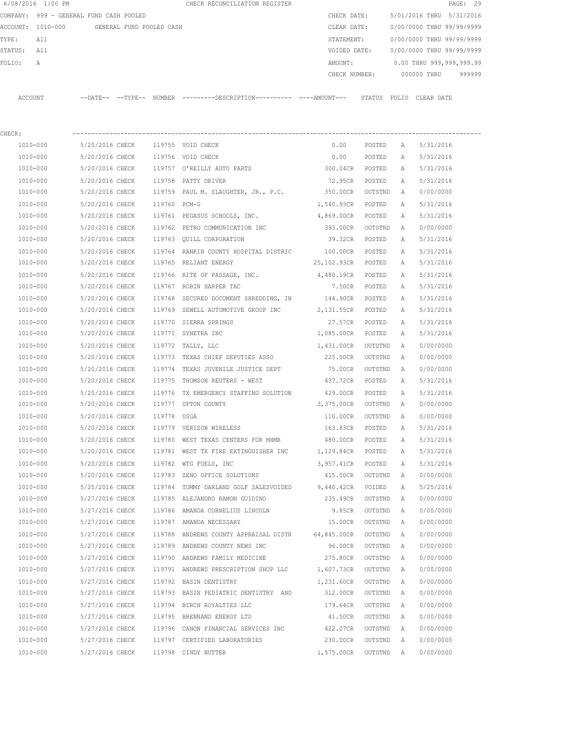6/08/2016 1:00 PM CHECK RECONCILIATION REGISTER

COMPANY: 999 - GENERAL FUND CASH POOLED  CHECK DATE: 5/01/2016 THRU 5/31/2016
ACCOUNT: 1010-000 GENERAL FUND POOLED CASH  CLEAR DATE: 0/00/0000 THRU 99/99/9999
TYPE: All  STATEMENT: 0/00/0000 THRU 99/99/9999
STATUS: All  VOIDED DATE: 0/00/0000 THRU 99/99/9999
FOLIO: A  AMOUNT: 0.00 THRU 999,999,999.99
CHECK NUMBER: 000000 THRU 999999

CHECK:

| ACCOUNT | --DATE-- | --TYPE-- | NUMBER | ---------DESCRIPTION---------- | ----AMOUNT--- | STATUS | FOLIO | CLEAR DATE |
|---|---|---|---|---|---|---|---|---|
| 1010-000 | 5/20/2016 | CHECK | 119755 | VOID CHECK | 0.00 | POSTED | A | 5/31/2016 |
| 1010-000 | 5/20/2016 | CHECK | 119756 | VOID CHECK | 0.00 | POSTED | A | 5/31/2016 |
| 1010-000 | 5/20/2016 | CHECK | 119757 | O'REILLY AUTO PARTS | 300.04CR | POSTED | A | 5/31/2016 |
| 1010-000 | 5/20/2016 | CHECK | 119758 | PATTY DRIVER | 72.95CR | POSTED | A | 5/31/2016 |
| 1010-000 | 5/20/2016 | CHECK | 119759 | PAUL M. SLAUGHTER, JR., P.C. | 350.00CR | OUTSTND | A | 0/00/0000 |
| 1010-000 | 5/20/2016 | CHECK | 119760 | PCM-G | 1,540.93CR | POSTED | A | 5/31/2016 |
| 1010-000 | 5/20/2016 | CHECK | 119761 | PEGASUS SCHOOLS, INC. | 4,869.00CR | POSTED | A | 5/31/2016 |
| 1010-000 | 5/20/2016 | CHECK | 119762 | PETRO COMMUNICATION INC | 393.00CR | OUTSTND | A | 0/00/0000 |
| 1010-000 | 5/20/2016 | CHECK | 119763 | QUILL CORPORATION | 39.32CR | POSTED | A | 5/31/2016 |
| 1010-000 | 5/20/2016 | CHECK | 119764 | RANKIN COUNTY HOSPITAL DISTRIC | 100.00CR | POSTED | A | 5/31/2016 |
| 1010-000 | 5/20/2016 | CHECK | 119765 | RELIANT ENERGY | 25,102.93CR | POSTED | A | 5/31/2016 |
| 1010-000 | 5/20/2016 | CHECK | 119766 | RITE OF PASSAGE, INC. | 4,480.19CR | POSTED | A | 5/31/2016 |
| 1010-000 | 5/20/2016 | CHECK | 119767 | ROBIN HARPER TAC | 7.50CR | POSTED | A | 5/31/2016 |
| 1010-000 | 5/20/2016 | CHECK | 119768 | SECURED DOCUMENT SHREDDING, IN | 144.90CR | POSTED | A | 5/31/2016 |
| 1010-000 | 5/20/2016 | CHECK | 119769 | SEWELL AUTOMOTIVE GROUP INC | 2,131.55CR | POSTED | A | 5/31/2016 |
| 1010-000 | 5/20/2016 | CHECK | 119770 | SIERRA SPRINGS | 27.57CR | POSTED | A | 5/31/2016 |
| 1010-000 | 5/20/2016 | CHECK | 119771 | SYNETRA INC | 1,085.00CR | POSTED | A | 5/31/2016 |
| 1010-000 | 5/20/2016 | CHECK | 119772 | TALLY, LLC | 1,431.00CR | OUTSTND | A | 0/00/0000 |
| 1010-000 | 5/20/2016 | CHECK | 119773 | TEXAS CHIEF DEPUTIES ASSO | 225.00CR | OUTSTND | A | 0/00/0000 |
| 1010-000 | 5/20/2016 | CHECK | 119774 | TEXAS JUVENILE JUSTICE DEPT | 75.00CR | OUTSTND | A | 0/00/0000 |
| 1010-000 | 5/20/2016 | CHECK | 119775 | THOMSON REUTERS - WEST | 437.72CR | POSTED | A | 5/31/2016 |
| 1010-000 | 5/20/2016 | CHECK | 119776 | TX EMERGENCY STAFFING SOLUTION | 429.00CR | POSTED | A | 5/31/2016 |
| 1010-000 | 5/20/2016 | CHECK | 119777 | UPTON COUNTY | 3,375.00CR | OUTSTND | A | 0/00/0000 |
| 1010-000 | 5/20/2016 | CHECK | 119778 | USGA | 110.00CR | OUTSTND | A | 0/00/0000 |
| 1010-000 | 5/20/2016 | CHECK | 119779 | VERIZON WIRELESS | 163.83CR | POSTED | A | 5/31/2016 |
| 1010-000 | 5/20/2016 | CHECK | 119780 | WEST TEXAS CENTERS FOR MHMR | 480.00CR | POSTED | A | 5/31/2016 |
| 1010-000 | 5/20/2016 | CHECK | 119781 | WEST TX FIRE EXTINGUISHER INC | 1,129.84CR | POSTED | A | 5/31/2016 |
| 1010-000 | 5/20/2016 | CHECK | 119782 | WTG FUELS, INC | 3,957.41CR | POSTED | A | 5/31/2016 |
| 1010-000 | 5/20/2016 | CHECK | 119783 | ZENO OFFICE SOLUTIONS | 415.00CR | OUTSTND | A | 0/00/0000 |
| 1010-000 | 5/25/2016 | CHECK | 119784 | TOMMY DARLAND GOLF SALESVOIDED | 9,440.42CR | VOIDED | A | 5/25/2016 |
| 1010-000 | 5/27/2016 | CHECK | 119785 | ALEJANDRO RAMON GUIDINO | 235.49CR | OUTSTND | A | 0/00/0000 |
| 1010-000 | 5/27/2016 | CHECK | 119786 | AMANDA CORNELIUS LINCOLN | 9.85CR | OUTSTND | A | 0/00/0000 |
| 1010-000 | 5/27/2016 | CHECK | 119787 | AMANDA NECESSARY | 15.00CR | OUTSTND | A | 0/00/0000 |
| 1010-000 | 5/27/2016 | CHECK | 119788 | ANDREWS COUNTY APPRAISAL DISTR | 64,845.00CR | OUTSTND | A | 0/00/0000 |
| 1010-000 | 5/27/2016 | CHECK | 119789 | ANDREWS COUNTY NEWS INC | 96.00CR | OUTSTND | A | 0/00/0000 |
| 1010-000 | 5/27/2016 | CHECK | 119790 | ANDREWS FAMILY MEDICINE | 275.80CR | OUTSTND | A | 0/00/0000 |
| 1010-000 | 5/27/2016 | CHECK | 119791 | ANDREWS PRESCRIPTION SHOP LLC | 1,607.73CR | OUTSTND | A | 0/00/0000 |
| 1010-000 | 5/27/2016 | CHECK | 119792 | BASIN DENTISTRY | 1,231.60CR | OUTSTND | A | 0/00/0000 |
| 1010-000 | 5/27/2016 | CHECK | 119793 | BASIN PEDIATRIC DENTISTRY AND | 312.00CR | OUTSTND | A | 0/00/0000 |
| 1010-000 | 5/27/2016 | CHECK | 119794 | BIRCH ROYALTIES LLC | 179.64CR | OUTSTND | A | 0/00/0000 |
| 1010-000 | 5/27/2016 | CHECK | 119795 | BRENNAND ENERGY LTD | 41.50CR | OUTSTND | A | 0/00/0000 |
| 1010-000 | 5/27/2016 | CHECK | 119796 | CANON FINANCIAL SERVICES INC | 422.07CR | OUTSTND | A | 0/00/0000 |
| 1010-000 | 5/27/2016 | CHECK | 119797 | CERTIFIED LABORATORIES | 230.00CR | OUTSTND | A | 0/00/0000 |
| 1010-000 | 5/27/2016 | CHECK | 119798 | CINDY NUTTER | 1,575.00CR | OUTSTND | A | 0/00/0000 |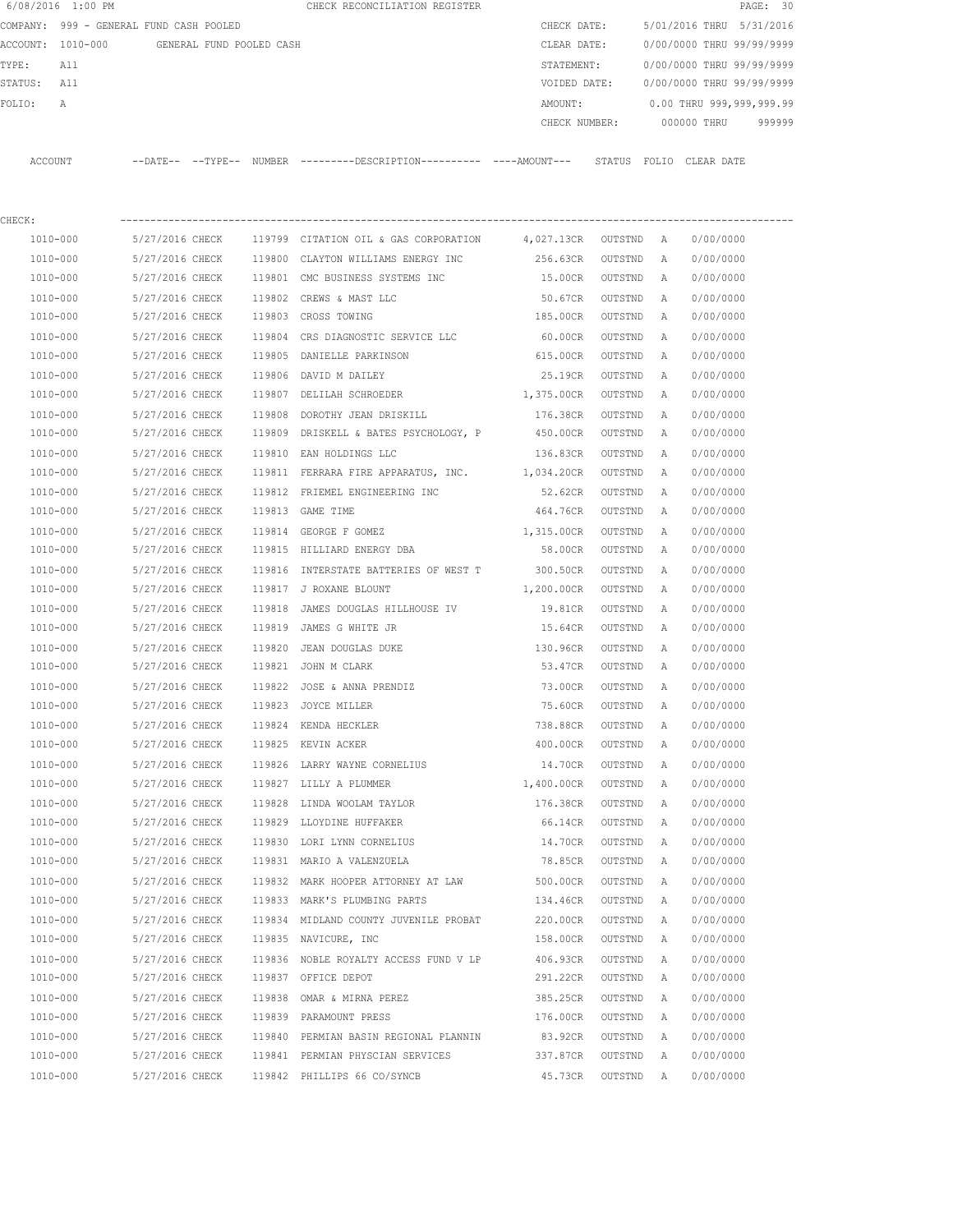6/08/2016 1:00 PM CHECK RECONCILIATION REGISTER

COMPANY: 999 - GENERAL FUND CASH POOLED
ACCOUNT: 1010-000 GENERAL FUND POOLED CASH
TYPE: All
STATUS: All
FOLIO: A

CHECK DATE: 5/01/2016 THRU 5/31/2016
CLEAR DATE: 0/00/0000 THRU 99/99/9999
STATEMENT: 0/00/0000 THRU 99/99/9999
VOIDED DATE: 0/00/0000 THRU 99/99/9999
AMOUNT: 0.00 THRU 999,999,999.99
CHECK NUMBER: 000000 THRU 999999

CHECK:

| ACCOUNT | --DATE-- | --TYPE-- | NUMBER | ---------DESCRIPTION---------- | ----AMOUNT--- | STATUS | FOLIO | CLEAR DATE |
|---|---|---|---|---|---|---|---|---|
| 1010-000 | 5/27/2016 | CHECK | 119799 | CITATION OIL & GAS CORPORATION | 4,027.13CR | OUTSTND | A | 0/00/0000 |
| 1010-000 | 5/27/2016 | CHECK | 119800 | CLAYTON WILLIAMS ENERGY INC | 256.63CR | OUTSTND | A | 0/00/0000 |
| 1010-000 | 5/27/2016 | CHECK | 119801 | CMC BUSINESS SYSTEMS INC | 15.00CR | OUTSTND | A | 0/00/0000 |
| 1010-000 | 5/27/2016 | CHECK | 119802 | CREWS & MAST LLC | 50.67CR | OUTSTND | A | 0/00/0000 |
| 1010-000 | 5/27/2016 | CHECK | 119803 | CROSS TOWING | 185.00CR | OUTSTND | A | 0/00/0000 |
| 1010-000 | 5/27/2016 | CHECK | 119804 | CRS DIAGNOSTIC SERVICE LLC | 60.00CR | OUTSTND | A | 0/00/0000 |
| 1010-000 | 5/27/2016 | CHECK | 119805 | DANIELLE PARKINSON | 615.00CR | OUTSTND | A | 0/00/0000 |
| 1010-000 | 5/27/2016 | CHECK | 119806 | DAVID M DAILEY | 25.19CR | OUTSTND | A | 0/00/0000 |
| 1010-000 | 5/27/2016 | CHECK | 119807 | DELILAH SCHROEDER | 1,375.00CR | OUTSTND | A | 0/00/0000 |
| 1010-000 | 5/27/2016 | CHECK | 119808 | DOROTHY JEAN DRISKILL | 176.38CR | OUTSTND | A | 0/00/0000 |
| 1010-000 | 5/27/2016 | CHECK | 119809 | DRISKELL & BATES PSYCHOLOGY, P | 450.00CR | OUTSTND | A | 0/00/0000 |
| 1010-000 | 5/27/2016 | CHECK | 119810 | EAN HOLDINGS LLC | 136.83CR | OUTSTND | A | 0/00/0000 |
| 1010-000 | 5/27/2016 | CHECK | 119811 | FERRARA FIRE APPARATUS, INC. | 1,034.20CR | OUTSTND | A | 0/00/0000 |
| 1010-000 | 5/27/2016 | CHECK | 119812 | FRIEMEL ENGINEERING INC | 52.62CR | OUTSTND | A | 0/00/0000 |
| 1010-000 | 5/27/2016 | CHECK | 119813 | GAME TIME | 464.76CR | OUTSTND | A | 0/00/0000 |
| 1010-000 | 5/27/2016 | CHECK | 119814 | GEORGE F GOMEZ | 1,315.00CR | OUTSTND | A | 0/00/0000 |
| 1010-000 | 5/27/2016 | CHECK | 119815 | HILLIARD ENERGY DBA | 58.00CR | OUTSTND | A | 0/00/0000 |
| 1010-000 | 5/27/2016 | CHECK | 119816 | INTERSTATE BATTERIES OF WEST T | 300.50CR | OUTSTND | A | 0/00/0000 |
| 1010-000 | 5/27/2016 | CHECK | 119817 | J ROXANE BLOUNT | 1,200.00CR | OUTSTND | A | 0/00/0000 |
| 1010-000 | 5/27/2016 | CHECK | 119818 | JAMES DOUGLAS HILLHOUSE IV | 19.81CR | OUTSTND | A | 0/00/0000 |
| 1010-000 | 5/27/2016 | CHECK | 119819 | JAMES G WHITE JR | 15.64CR | OUTSTND | A | 0/00/0000 |
| 1010-000 | 5/27/2016 | CHECK | 119820 | JEAN DOUGLAS DUKE | 130.96CR | OUTSTND | A | 0/00/0000 |
| 1010-000 | 5/27/2016 | CHECK | 119821 | JOHN M CLARK | 53.47CR | OUTSTND | A | 0/00/0000 |
| 1010-000 | 5/27/2016 | CHECK | 119822 | JOSE & ANNA PRENDIZ | 73.00CR | OUTSTND | A | 0/00/0000 |
| 1010-000 | 5/27/2016 | CHECK | 119823 | JOYCE MILLER | 75.60CR | OUTSTND | A | 0/00/0000 |
| 1010-000 | 5/27/2016 | CHECK | 119824 | KENDA HECKLER | 738.88CR | OUTSTND | A | 0/00/0000 |
| 1010-000 | 5/27/2016 | CHECK | 119825 | KEVIN ACKER | 400.00CR | OUTSTND | A | 0/00/0000 |
| 1010-000 | 5/27/2016 | CHECK | 119826 | LARRY WAYNE CORNELIUS | 14.70CR | OUTSTND | A | 0/00/0000 |
| 1010-000 | 5/27/2016 | CHECK | 119827 | LILLY A PLUMMER | 1,400.00CR | OUTSTND | A | 0/00/0000 |
| 1010-000 | 5/27/2016 | CHECK | 119828 | LINDA WOOLAM TAYLOR | 176.38CR | OUTSTND | A | 0/00/0000 |
| 1010-000 | 5/27/2016 | CHECK | 119829 | LLOYDINE HUFFAKER | 66.14CR | OUTSTND | A | 0/00/0000 |
| 1010-000 | 5/27/2016 | CHECK | 119830 | LORI LYNN CORNELIUS | 14.70CR | OUTSTND | A | 0/00/0000 |
| 1010-000 | 5/27/2016 | CHECK | 119831 | MARIO A VALENZUELA | 78.85CR | OUTSTND | A | 0/00/0000 |
| 1010-000 | 5/27/2016 | CHECK | 119832 | MARK HOOPER ATTORNEY AT LAW | 500.00CR | OUTSTND | A | 0/00/0000 |
| 1010-000 | 5/27/2016 | CHECK | 119833 | MARK'S PLUMBING PARTS | 134.46CR | OUTSTND | A | 0/00/0000 |
| 1010-000 | 5/27/2016 | CHECK | 119834 | MIDLAND COUNTY JUVENILE PROBAT | 220.00CR | OUTSTND | A | 0/00/0000 |
| 1010-000 | 5/27/2016 | CHECK | 119835 | NAVICURE, INC | 158.00CR | OUTSTND | A | 0/00/0000 |
| 1010-000 | 5/27/2016 | CHECK | 119836 | NOBLE ROYALTY ACCESS FUND V LP | 406.93CR | OUTSTND | A | 0/00/0000 |
| 1010-000 | 5/27/2016 | CHECK | 119837 | OFFICE DEPOT | 291.22CR | OUTSTND | A | 0/00/0000 |
| 1010-000 | 5/27/2016 | CHECK | 119838 | OMAR & MIRNA PEREZ | 385.25CR | OUTSTND | A | 0/00/0000 |
| 1010-000 | 5/27/2016 | CHECK | 119839 | PARAMOUNT PRESS | 176.00CR | OUTSTND | A | 0/00/0000 |
| 1010-000 | 5/27/2016 | CHECK | 119840 | PERMIAN BASIN REGIONAL PLANNIN | 83.92CR | OUTSTND | A | 0/00/0000 |
| 1010-000 | 5/27/2016 | CHECK | 119841 | PERMIAN PHYSCIAN SERVICES | 337.87CR | OUTSTND | A | 0/00/0000 |
| 1010-000 | 5/27/2016 | CHECK | 119842 | PHILLIPS 66 CO/SYNCB | 45.73CR | OUTSTND | A | 0/00/0000 |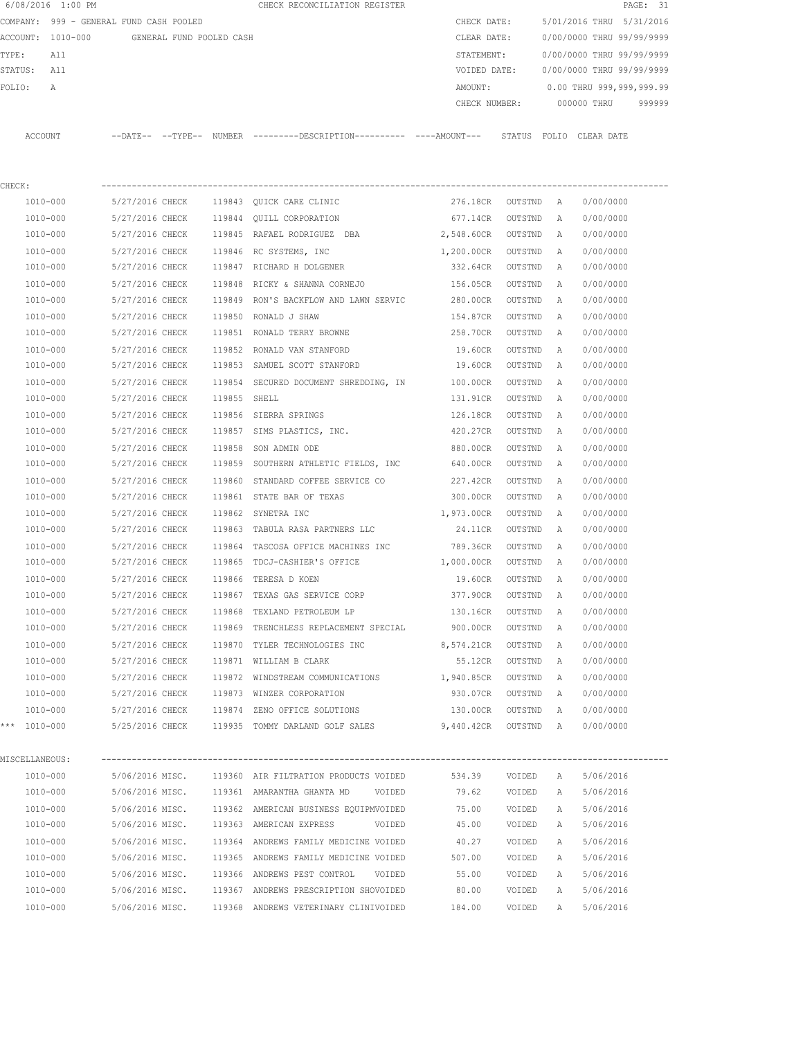6/08/2016 1:00 PM CHECK RECONCILIATION REGISTER

COMPANY: 999 - GENERAL FUND CASH POOLED — CHECK DATE: 5/01/2016 THRU 5/31/2016
ACCOUNT: 1010-000 GENERAL FUND POOLED CASH — CLEAR DATE: 0/00/0000 THRU 99/99/9999
TYPE: All — STATEMENT: 0/00/0000 THRU 99/99/9999
STATUS: All — VOIDED DATE: 0/00/0000 THRU 99/99/9999
FOLIO: A — AMOUNT: 0.00 THRU 999,999,999.99
CHECK NUMBER: 000000 THRU 999999

| ACCOUNT | --DATE-- | --TYPE-- | NUMBER | ---------DESCRIPTION---------- | ----AMOUNT--- | STATUS | FOLIO | CLEAR DATE |
|---|---|---|---|---|---|---|---|---|
| CHECK: | | | | | | | | |
| 1010-000 | 5/27/2016 | CHECK | 119843 | QUICK CARE CLINIC | 276.18CR | OUTSTND | A | 0/00/0000 |
| 1010-000 | 5/27/2016 | CHECK | 119844 | QUILL CORPORATION | 677.14CR | OUTSTND | A | 0/00/0000 |
| 1010-000 | 5/27/2016 | CHECK | 119845 | RAFAEL RODRIGUEZ DBA | 2,548.60CR | OUTSTND | A | 0/00/0000 |
| 1010-000 | 5/27/2016 | CHECK | 119846 | RC SYSTEMS, INC | 1,200.00CR | OUTSTND | A | 0/00/0000 |
| 1010-000 | 5/27/2016 | CHECK | 119847 | RICHARD H DOLGENER | 332.64CR | OUTSTND | A | 0/00/0000 |
| 1010-000 | 5/27/2016 | CHECK | 119848 | RICKY & SHANNA CORNEJO | 156.05CR | OUTSTND | A | 0/00/0000 |
| 1010-000 | 5/27/2016 | CHECK | 119849 | RON'S BACKFLOW AND LAWN SERVIC | 280.00CR | OUTSTND | A | 0/00/0000 |
| 1010-000 | 5/27/2016 | CHECK | 119850 | RONALD J SHAW | 154.87CR | OUTSTND | A | 0/00/0000 |
| 1010-000 | 5/27/2016 | CHECK | 119851 | RONALD TERRY BROWNE | 258.70CR | OUTSTND | A | 0/00/0000 |
| 1010-000 | 5/27/2016 | CHECK | 119852 | RONALD VAN STANFORD | 19.60CR | OUTSTND | A | 0/00/0000 |
| 1010-000 | 5/27/2016 | CHECK | 119853 | SAMUEL SCOTT STANFORD | 19.60CR | OUTSTND | A | 0/00/0000 |
| 1010-000 | 5/27/2016 | CHECK | 119854 | SECURED DOCUMENT SHREDDING, IN | 100.00CR | OUTSTND | A | 0/00/0000 |
| 1010-000 | 5/27/2016 | CHECK | 119855 | SHELL | 131.91CR | OUTSTND | A | 0/00/0000 |
| 1010-000 | 5/27/2016 | CHECK | 119856 | SIERRA SPRINGS | 126.18CR | OUTSTND | A | 0/00/0000 |
| 1010-000 | 5/27/2016 | CHECK | 119857 | SIMS PLASTICS, INC. | 420.27CR | OUTSTND | A | 0/00/0000 |
| 1010-000 | 5/27/2016 | CHECK | 119858 | SON ADMIN ODE | 880.00CR | OUTSTND | A | 0/00/0000 |
| 1010-000 | 5/27/2016 | CHECK | 119859 | SOUTHERN ATHLETIC FIELDS, INC | 640.00CR | OUTSTND | A | 0/00/0000 |
| 1010-000 | 5/27/2016 | CHECK | 119860 | STANDARD COFFEE SERVICE CO | 227.42CR | OUTSTND | A | 0/00/0000 |
| 1010-000 | 5/27/2016 | CHECK | 119861 | STATE BAR OF TEXAS | 300.00CR | OUTSTND | A | 0/00/0000 |
| 1010-000 | 5/27/2016 | CHECK | 119862 | SYNETRA INC | 1,973.00CR | OUTSTND | A | 0/00/0000 |
| 1010-000 | 5/27/2016 | CHECK | 119863 | TABULA RASA PARTNERS LLC | 24.11CR | OUTSTND | A | 0/00/0000 |
| 1010-000 | 5/27/2016 | CHECK | 119864 | TASCOSA OFFICE MACHINES INC | 789.36CR | OUTSTND | A | 0/00/0000 |
| 1010-000 | 5/27/2016 | CHECK | 119865 | TDCJ-CASHIER'S OFFICE | 1,000.00CR | OUTSTND | A | 0/00/0000 |
| 1010-000 | 5/27/2016 | CHECK | 119866 | TERESA D KOEN | 19.60CR | OUTSTND | A | 0/00/0000 |
| 1010-000 | 5/27/2016 | CHECK | 119867 | TEXAS GAS SERVICE CORP | 377.90CR | OUTSTND | A | 0/00/0000 |
| 1010-000 | 5/27/2016 | CHECK | 119868 | TEXLAND PETROLEUM LP | 130.16CR | OUTSTND | A | 0/00/0000 |
| 1010-000 | 5/27/2016 | CHECK | 119869 | TRENCHLESS REPLACEMENT SPECIAL | 900.00CR | OUTSTND | A | 0/00/0000 |
| 1010-000 | 5/27/2016 | CHECK | 119870 | TYLER TECHNOLOGIES INC | 8,574.21CR | OUTSTND | A | 0/00/0000 |
| 1010-000 | 5/27/2016 | CHECK | 119871 | WILLIAM B CLARK | 55.12CR | OUTSTND | A | 0/00/0000 |
| 1010-000 | 5/27/2016 | CHECK | 119872 | WINDSTREAM COMMUNICATIONS | 1,940.85CR | OUTSTND | A | 0/00/0000 |
| 1010-000 | 5/27/2016 | CHECK | 119873 | WINZER CORPORATION | 930.07CR | OUTSTND | A | 0/00/0000 |
| 1010-000 | 5/27/2016 | CHECK | 119874 | ZENO OFFICE SOLUTIONS | 130.00CR | OUTSTND | A | 0/00/0000 |
| *** 1010-000 | 5/25/2016 | CHECK | 119935 | TOMMY DARLAND GOLF SALES | 9,440.42CR | OUTSTND | A | 0/00/0000 |
| MISCELLANEOUS: | | | | | | | | |
| 1010-000 | 5/06/2016 | MISC. | 119360 | AIR FILTRATION PRODUCTS VOIDED | 534.39 | VOIDED | A | 5/06/2016 |
| 1010-000 | 5/06/2016 | MISC. | 119361 | AMARANTHA GHANTA MD VOIDED | 79.62 | VOIDED | A | 5/06/2016 |
| 1010-000 | 5/06/2016 | MISC. | 119362 | AMERICAN BUSINESS EQUIPMVOIDED | 75.00 | VOIDED | A | 5/06/2016 |
| 1010-000 | 5/06/2016 | MISC. | 119363 | AMERICAN EXPRESS VOIDED | 45.00 | VOIDED | A | 5/06/2016 |
| 1010-000 | 5/06/2016 | MISC. | 119364 | ANDREWS FAMILY MEDICINE VOIDED | 40.27 | VOIDED | A | 5/06/2016 |
| 1010-000 | 5/06/2016 | MISC. | 119365 | ANDREWS FAMILY MEDICINE VOIDED | 507.00 | VOIDED | A | 5/06/2016 |
| 1010-000 | 5/06/2016 | MISC. | 119366 | ANDREWS PEST CONTROL VOIDED | 55.00 | VOIDED | A | 5/06/2016 |
| 1010-000 | 5/06/2016 | MISC. | 119367 | ANDREWS PRESCRIPTION SHOVOIDED | 80.00 | VOIDED | A | 5/06/2016 |
| 1010-000 | 5/06/2016 | MISC. | 119368 | ANDREWS VETERINARY CLINIVOIDED | 184.00 | VOIDED | A | 5/06/2016 |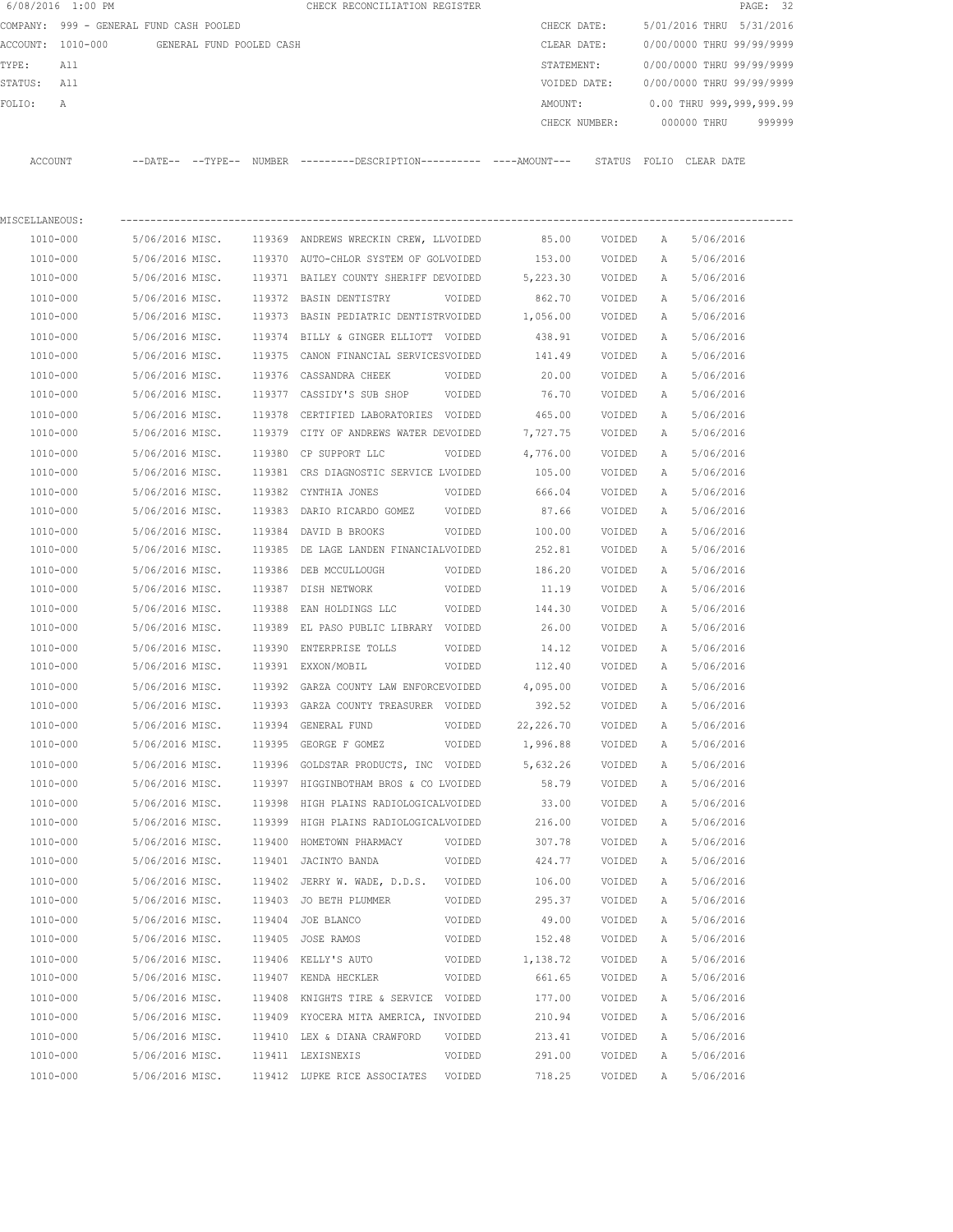6/08/2016 1:00 PM CHECK RECONCILIATION REGISTER

COMPANY: 999 - GENERAL FUND CASH POOLED
ACCOUNT: 1010-000 GENERAL FUND POOLED CASH
TYPE: All
STATUS: All
FOLIO: A

CHECK DATE: 5/01/2016 THRU 5/31/2016
CLEAR DATE: 0/00/0000 THRU 99/99/9999
STATEMENT: 0/00/0000 THRU 99/99/9999
VOIDED DATE: 0/00/0000 THRU 99/99/9999
AMOUNT: 0.00 THRU 999,999,999.99
CHECK NUMBER: 000000 THRU 999999

MISCELLANEOUS:

| ACCOUNT | --DATE-- | --TYPE-- | NUMBER | ---------DESCRIPTION---------- | ----AMOUNT--- | STATUS | FOLIO | CLEAR DATE |
|---|---|---|---|---|---|---|---|---|
| 1010-000 | 5/06/2016 | MISC. | 119369 | ANDREWS WRECKIN CREW, LLVOIDED | 85.00 | VOIDED | A | 5/06/2016 |
| 1010-000 | 5/06/2016 | MISC. | 119370 | AUTO-CHLOR SYSTEM OF GOLVOIDED | 153.00 | VOIDED | A | 5/06/2016 |
| 1010-000 | 5/06/2016 | MISC. | 119371 | BAILEY COUNTY SHERIFF DEVOIDED | 5,223.30 | VOIDED | A | 5/06/2016 |
| 1010-000 | 5/06/2016 | MISC. | 119372 | BASIN DENTISTRY VOIDED | 862.70 | VOIDED | A | 5/06/2016 |
| 1010-000 | 5/06/2016 | MISC. | 119373 | BASIN PEDIATRIC DENTISTRVOIDED | 1,056.00 | VOIDED | A | 5/06/2016 |
| 1010-000 | 5/06/2016 | MISC. | 119374 | BILLY & GINGER ELLIOTT VOIDED | 438.91 | VOIDED | A | 5/06/2016 |
| 1010-000 | 5/06/2016 | MISC. | 119375 | CANON FINANCIAL SERVICESVOIDED | 141.49 | VOIDED | A | 5/06/2016 |
| 1010-000 | 5/06/2016 | MISC. | 119376 | CASSANDRA CHEEK VOIDED | 20.00 | VOIDED | A | 5/06/2016 |
| 1010-000 | 5/06/2016 | MISC. | 119377 | CASSIDY'S SUB SHOP VOIDED | 76.70 | VOIDED | A | 5/06/2016 |
| 1010-000 | 5/06/2016 | MISC. | 119378 | CERTIFIED LABORATORIES VOIDED | 465.00 | VOIDED | A | 5/06/2016 |
| 1010-000 | 5/06/2016 | MISC. | 119379 | CITY OF ANDREWS WATER DEVOIDED | 7,727.75 | VOIDED | A | 5/06/2016 |
| 1010-000 | 5/06/2016 | MISC. | 119380 | CP SUPPORT LLC VOIDED | 4,776.00 | VOIDED | A | 5/06/2016 |
| 1010-000 | 5/06/2016 | MISC. | 119381 | CRS DIAGNOSTIC SERVICE LVOIDED | 105.00 | VOIDED | A | 5/06/2016 |
| 1010-000 | 5/06/2016 | MISC. | 119382 | CYNTHIA JONES VOIDED | 666.04 | VOIDED | A | 5/06/2016 |
| 1010-000 | 5/06/2016 | MISC. | 119383 | DARIO RICARDO GOMEZ VOIDED | 87.66 | VOIDED | A | 5/06/2016 |
| 1010-000 | 5/06/2016 | MISC. | 119384 | DAVID B BROOKS VOIDED | 100.00 | VOIDED | A | 5/06/2016 |
| 1010-000 | 5/06/2016 | MISC. | 119385 | DE LAGE LANDEN FINANCIALVOIDED | 252.81 | VOIDED | A | 5/06/2016 |
| 1010-000 | 5/06/2016 | MISC. | 119386 | DEB MCCULLOUGH VOIDED | 186.20 | VOIDED | A | 5/06/2016 |
| 1010-000 | 5/06/2016 | MISC. | 119387 | DISH NETWORK VOIDED | 11.19 | VOIDED | A | 5/06/2016 |
| 1010-000 | 5/06/2016 | MISC. | 119388 | EAN HOLDINGS LLC VOIDED | 144.30 | VOIDED | A | 5/06/2016 |
| 1010-000 | 5/06/2016 | MISC. | 119389 | EL PASO PUBLIC LIBRARY VOIDED | 26.00 | VOIDED | A | 5/06/2016 |
| 1010-000 | 5/06/2016 | MISC. | 119390 | ENTERPRISE TOLLS VOIDED | 14.12 | VOIDED | A | 5/06/2016 |
| 1010-000 | 5/06/2016 | MISC. | 119391 | EXXON/MOBIL VOIDED | 112.40 | VOIDED | A | 5/06/2016 |
| 1010-000 | 5/06/2016 | MISC. | 119392 | GARZA COUNTY LAW ENFORCEVOIDED | 4,095.00 | VOIDED | A | 5/06/2016 |
| 1010-000 | 5/06/2016 | MISC. | 119393 | GARZA COUNTY TREASURER VOIDED | 392.52 | VOIDED | A | 5/06/2016 |
| 1010-000 | 5/06/2016 | MISC. | 119394 | GENERAL FUND VOIDED | 22,226.70 | VOIDED | A | 5/06/2016 |
| 1010-000 | 5/06/2016 | MISC. | 119395 | GEORGE F GOMEZ VOIDED | 1,996.88 | VOIDED | A | 5/06/2016 |
| 1010-000 | 5/06/2016 | MISC. | 119396 | GOLDSTAR PRODUCTS, INC VOIDED | 5,632.26 | VOIDED | A | 5/06/2016 |
| 1010-000 | 5/06/2016 | MISC. | 119397 | HIGGINBOTHAM BROS & CO LVOIDED | 58.79 | VOIDED | A | 5/06/2016 |
| 1010-000 | 5/06/2016 | MISC. | 119398 | HIGH PLAINS RADIOLOGICALVOIDED | 33.00 | VOIDED | A | 5/06/2016 |
| 1010-000 | 5/06/2016 | MISC. | 119399 | HIGH PLAINS RADIOLOGICALVOIDED | 216.00 | VOIDED | A | 5/06/2016 |
| 1010-000 | 5/06/2016 | MISC. | 119400 | HOMETOWN PHARMACY VOIDED | 307.78 | VOIDED | A | 5/06/2016 |
| 1010-000 | 5/06/2016 | MISC. | 119401 | JACINTO BANDA VOIDED | 424.77 | VOIDED | A | 5/06/2016 |
| 1010-000 | 5/06/2016 | MISC. | 119402 | JERRY W. WADE, D.D.S. VOIDED | 106.00 | VOIDED | A | 5/06/2016 |
| 1010-000 | 5/06/2016 | MISC. | 119403 | JO BETH PLUMMER VOIDED | 295.37 | VOIDED | A | 5/06/2016 |
| 1010-000 | 5/06/2016 | MISC. | 119404 | JOE BLANCO VOIDED | 49.00 | VOIDED | A | 5/06/2016 |
| 1010-000 | 5/06/2016 | MISC. | 119405 | JOSE RAMOS VOIDED | 152.48 | VOIDED | A | 5/06/2016 |
| 1010-000 | 5/06/2016 | MISC. | 119406 | KELLY'S AUTO VOIDED | 1,138.72 | VOIDED | A | 5/06/2016 |
| 1010-000 | 5/06/2016 | MISC. | 119407 | KENDA HECKLER VOIDED | 661.65 | VOIDED | A | 5/06/2016 |
| 1010-000 | 5/06/2016 | MISC. | 119408 | KNIGHTS TIRE & SERVICE VOIDED | 177.00 | VOIDED | A | 5/06/2016 |
| 1010-000 | 5/06/2016 | MISC. | 119409 | KYOCERA MITA AMERICA, INVOIDED | 210.94 | VOIDED | A | 5/06/2016 |
| 1010-000 | 5/06/2016 | MISC. | 119410 | LEX & DIANA CRAWFORD VOIDED | 213.41 | VOIDED | A | 5/06/2016 |
| 1010-000 | 5/06/2016 | MISC. | 119411 | LEXISNEXIS VOIDED | 291.00 | VOIDED | A | 5/06/2016 |
| 1010-000 | 5/06/2016 | MISC. | 119412 | LUPKE RICE ASSOCIATES VOIDED | 718.25 | VOIDED | A | 5/06/2016 |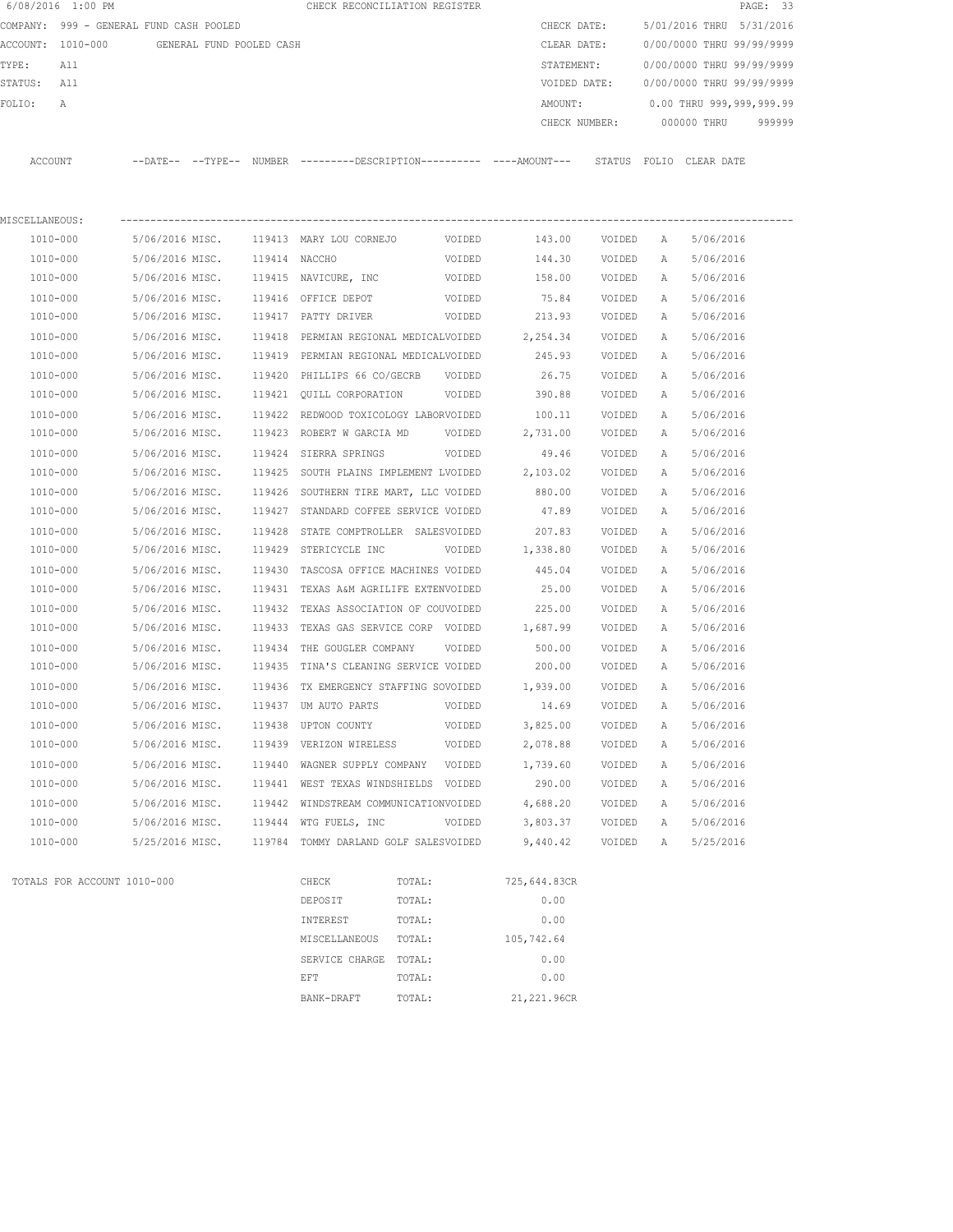6/08/2016 1:00 PM CHECK RECONCILIATION REGISTER

COMPANY: 999 - GENERAL FUND CASH POOLED
ACCOUNT: 1010-000 GENERAL FUND POOLED CASH
TYPE: All
STATUS: All
FOLIO: A

CHECK DATE: 5/01/2016 THRU 5/31/2016
CLEAR DATE: 0/00/0000 THRU 99/99/9999
STATEMENT: 0/00/0000 THRU 99/99/9999
VOIDED DATE: 0/00/0000 THRU 99/99/9999
AMOUNT: 0.00 THRU 999,999,999.99
CHECK NUMBER: 000000 THRU 999999

MISCELLANEOUS:

| ACCOUNT | --DATE-- | --TYPE-- | NUMBER | ---------DESCRIPTION---------- | ----AMOUNT--- | STATUS | FOLIO | CLEAR DATE |
|---|---|---|---|---|---|---|---|---|
| 1010-000 | 5/06/2016 | MISC. | 119413 | MARY LOU CORNEJO VOIDED | 143.00 | VOIDED | A | 5/06/2016 |
| 1010-000 | 5/06/2016 | MISC. | 119414 | NACCHO VOIDED | 144.30 | VOIDED | A | 5/06/2016 |
| 1010-000 | 5/06/2016 | MISC. | 119415 | NAVICURE, INC VOIDED | 158.00 | VOIDED | A | 5/06/2016 |
| 1010-000 | 5/06/2016 | MISC. | 119416 | OFFICE DEPOT VOIDED | 75.84 | VOIDED | A | 5/06/2016 |
| 1010-000 | 5/06/2016 | MISC. | 119417 | PATTY DRIVER VOIDED | 213.93 | VOIDED | A | 5/06/2016 |
| 1010-000 | 5/06/2016 | MISC. | 119418 | PERMIAN REGIONAL MEDICALVOIDED | 2,254.34 | VOIDED | A | 5/06/2016 |
| 1010-000 | 5/06/2016 | MISC. | 119419 | PERMIAN REGIONAL MEDICALVOIDED | 245.93 | VOIDED | A | 5/06/2016 |
| 1010-000 | 5/06/2016 | MISC. | 119420 | PHILLIPS 66 CO/GECRB VOIDED | 26.75 | VOIDED | A | 5/06/2016 |
| 1010-000 | 5/06/2016 | MISC. | 119421 | QUILL CORPORATION VOIDED | 390.88 | VOIDED | A | 5/06/2016 |
| 1010-000 | 5/06/2016 | MISC. | 119422 | REDWOOD TOXICOLOGY LABORVOIDED | 100.11 | VOIDED | A | 5/06/2016 |
| 1010-000 | 5/06/2016 | MISC. | 119423 | ROBERT W GARCIA MD VOIDED | 2,731.00 | VOIDED | A | 5/06/2016 |
| 1010-000 | 5/06/2016 | MISC. | 119424 | SIERRA SPRINGS VOIDED | 49.46 | VOIDED | A | 5/06/2016 |
| 1010-000 | 5/06/2016 | MISC. | 119425 | SOUTH PLAINS IMPLEMENT LVOIDED | 2,103.02 | VOIDED | A | 5/06/2016 |
| 1010-000 | 5/06/2016 | MISC. | 119426 | SOUTHERN TIRE MART, LLC VOIDED | 880.00 | VOIDED | A | 5/06/2016 |
| 1010-000 | 5/06/2016 | MISC. | 119427 | STANDARD COFFEE SERVICE VOIDED | 47.89 | VOIDED | A | 5/06/2016 |
| 1010-000 | 5/06/2016 | MISC. | 119428 | STATE COMPTROLLER SALESVOIDED | 207.83 | VOIDED | A | 5/06/2016 |
| 1010-000 | 5/06/2016 | MISC. | 119429 | STERICYCLE INC VOIDED | 1,338.80 | VOIDED | A | 5/06/2016 |
| 1010-000 | 5/06/2016 | MISC. | 119430 | TASCOSA OFFICE MACHINES VOIDED | 445.04 | VOIDED | A | 5/06/2016 |
| 1010-000 | 5/06/2016 | MISC. | 119431 | TEXAS A&M AGRILIFE EXTENVOIDED | 25.00 | VOIDED | A | 5/06/2016 |
| 1010-000 | 5/06/2016 | MISC. | 119432 | TEXAS ASSOCIATION OF COUVOIDED | 225.00 | VOIDED | A | 5/06/2016 |
| 1010-000 | 5/06/2016 | MISC. | 119433 | TEXAS GAS SERVICE CORP VOIDED | 1,687.99 | VOIDED | A | 5/06/2016 |
| 1010-000 | 5/06/2016 | MISC. | 119434 | THE GOUGLER COMPANY VOIDED | 500.00 | VOIDED | A | 5/06/2016 |
| 1010-000 | 5/06/2016 | MISC. | 119435 | TINA'S CLEANING SERVICE VOIDED | 200.00 | VOIDED | A | 5/06/2016 |
| 1010-000 | 5/06/2016 | MISC. | 119436 | TX EMERGENCY STAFFING SOVOIDED | 1,939.00 | VOIDED | A | 5/06/2016 |
| 1010-000 | 5/06/2016 | MISC. | 119437 | UM AUTO PARTS VOIDED | 14.69 | VOIDED | A | 5/06/2016 |
| 1010-000 | 5/06/2016 | MISC. | 119438 | UPTON COUNTY VOIDED | 3,825.00 | VOIDED | A | 5/06/2016 |
| 1010-000 | 5/06/2016 | MISC. | 119439 | VERIZON WIRELESS VOIDED | 2,078.88 | VOIDED | A | 5/06/2016 |
| 1010-000 | 5/06/2016 | MISC. | 119440 | WAGNER SUPPLY COMPANY VOIDED | 1,739.60 | VOIDED | A | 5/06/2016 |
| 1010-000 | 5/06/2016 | MISC. | 119441 | WEST TEXAS WINDSHIELDS VOIDED | 290.00 | VOIDED | A | 5/06/2016 |
| 1010-000 | 5/06/2016 | MISC. | 119442 | WINDSTREAM COMMUNICATIONVOIDED | 4,688.20 | VOIDED | A | 5/06/2016 |
| 1010-000 | 5/06/2016 | MISC. | 119444 | WTG FUELS, INC VOIDED | 3,803.37 | VOIDED | A | 5/06/2016 |
| 1010-000 | 5/25/2016 | MISC. | 119784 | TOMMY DARLAND GOLF SALESVOIDED | 9,440.42 | VOIDED | A | 5/25/2016 |

TOTALS FOR ACCOUNT 1010-000

| | | |
|---|---|---|
| CHECK | TOTAL: | 725,644.83CR |
| DEPOSIT | TOTAL: | 0.00 |
| INTEREST | TOTAL: | 0.00 |
| MISCELLANEOUS | TOTAL: | 105,742.64 |
| SERVICE CHARGE | TOTAL: | 0.00 |
| EFT | TOTAL: | 0.00 |
| BANK-DRAFT | TOTAL: | 21,221.96CR |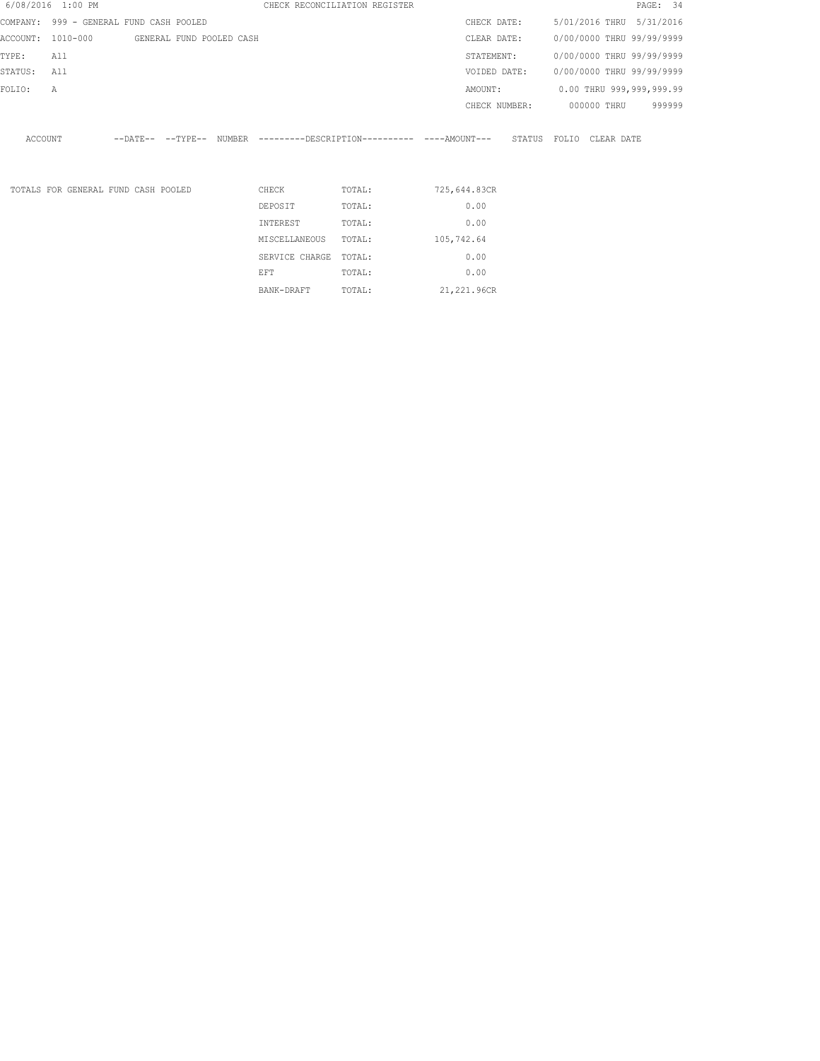CHECK RECONCILIATION REGISTER

6/08/2016 1:00 PM

| | | | |
|---|---|---|---|
| COMPANY: | 999 - GENERAL FUND CASH POOLED | CHECK DATE: | 5/01/2016 THRU 5/31/2016 |
| ACCOUNT: | 1010-000 GENERAL FUND POOLED CASH | CLEAR DATE: | 0/00/0000 THRU 99/99/9999 |
| TYPE: | All | STATEMENT: | 0/00/0000 THRU 99/99/9999 |
| STATUS: | All | VOIDED DATE: | 0/00/0000 THRU 99/99/9999 |
| FOLIO: | A | AMOUNT: | 0.00 THRU 999,999,999.99 |
| | | CHECK NUMBER: | 000000 THRU 999999 |

| ACCOUNT | --DATE-- | --TYPE-- | NUMBER | ---------DESCRIPTION---------- | ----AMOUNT--- | STATUS | FOLIO | CLEAR DATE |
|---|---|---|---|---|---|---|---|---|

| | | | |
|---|---|---|---|
| TOTALS FOR GENERAL FUND CASH POOLED | CHECK | TOTAL: | 725,644.83CR |
| | DEPOSIT | TOTAL: | 0.00 |
| | INTEREST | TOTAL: | 0.00 |
| | MISCELLANEOUS | TOTAL: | 105,742.64 |
| | SERVICE CHARGE | TOTAL: | 0.00 |
| | EFT | TOTAL: | 0.00 |
| | BANK-DRAFT | TOTAL: | 21,221.96CR |